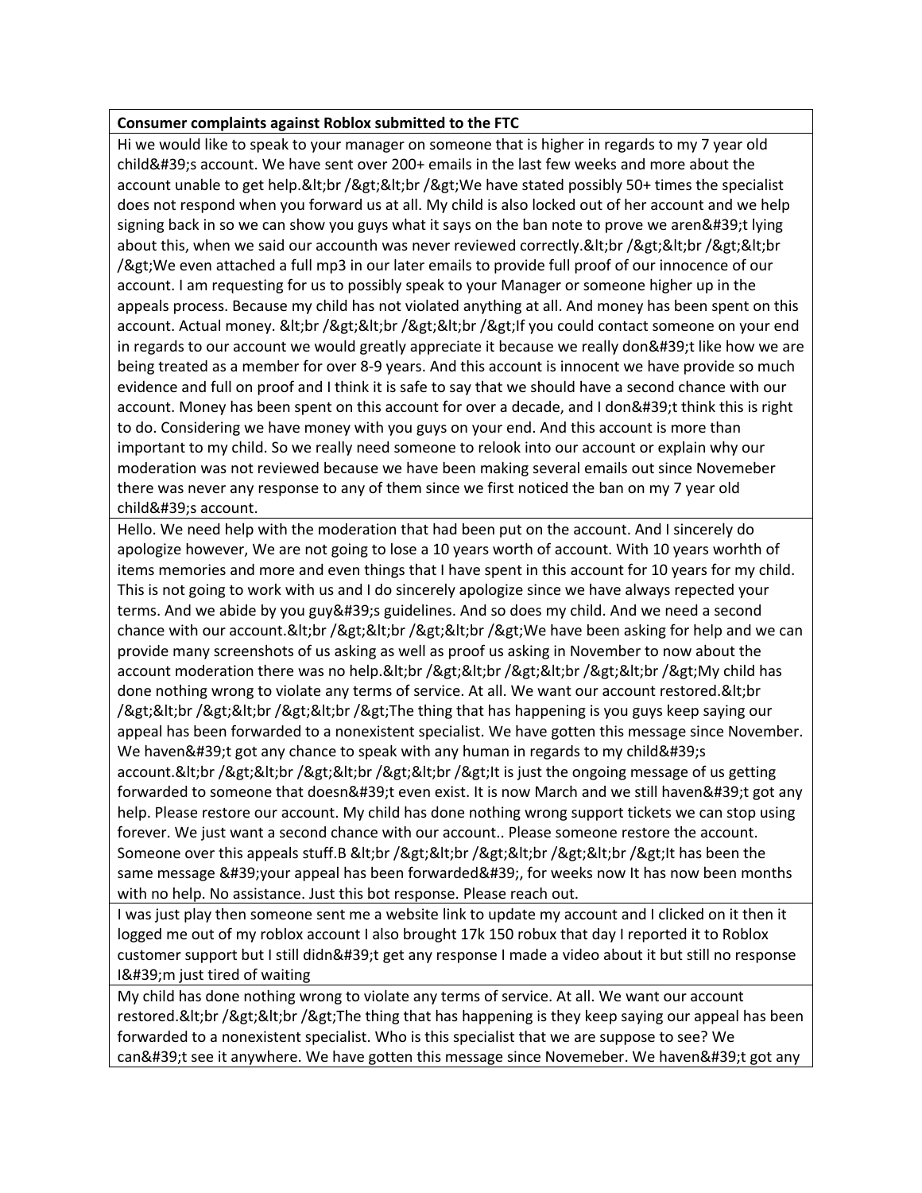| Consumer complaints against Roblox submitted to the FTC |
|---|
| Hi we would like to speak to your manager on someone that is higher in regards to my 7 year old child&#39;s account. We have sent over 200+ emails in the last few weeks and more about the account unable to get help.&lt;br /&gt;&lt;br /&gt;We have stated possibly 50+ times the specialist does not respond when you forward us at all. My child is also locked out of her account and we help signing back in so we can show you guys what it says on the ban note to prove we aren&#39;t lying about this, when we said our accounth was never reviewed correctly.&lt;br /&gt;&lt;br /&gt;&lt;br /&gt;We even attached a full mp3 in our later emails to provide full proof of our innocence of our account. I am requesting for us to possibly speak to your Manager or someone higher up in the appeals process. Because my child has not violated anything at all. And money has been spent on this account. Actual money. &lt;br /&gt;&lt;br /&gt;&lt;br /&gt;If you could contact someone on your end in regards to our account we would greatly appreciate it because we really don&#39;t like how we are being treated as a member for over 8-9 years. And this account is innocent we have provide so much evidence and full on proof and I think it is safe to say that we should have a second chance with our account. Money has been spent on this account for over a decade, and I don&#39;t think this is right to do. Considering we have money with you guys on your end. And this account is more than important to my child. So we really need someone to relook into our account or explain why our moderation was not reviewed because we have been making several emails out since Novemeber there was never any response to any of them since we first noticed the ban on my 7 year old child&#39;s account. |
| Hello. We need help with the moderation that had been put on the account. And I sincerely do apologize however, We are not going to lose a 10 years worth of account. With 10 years worhth of items memories and more and even things that I have spent in this account for 10 years for my child. This is not going to work with us and I do sincerely apologize since we have always repected your terms. And we abide by you guy&#39;s guidelines. And so does my child. And we need a second chance with our account.&lt;br /&gt;&lt;br /&gt;&lt;br /&gt;We have been asking for help and we can provide many screenshots of us asking as well as proof us asking in November to now about the account moderation there was no help.&lt;br /&gt;&lt;br /&gt;&lt;br /&gt;&lt;br /&gt;My child has done nothing wrong to violate any terms of service. At all. We want our account restored.&lt;br /&gt;&lt;br /&gt;&lt;br /&gt;&lt;br /&gt;The thing that has happening is you guys keep saying our appeal has been forwarded to a nonexistent specialist. We have gotten this message since November. We haven&#39;t got any chance to speak with any human in regards to my child&#39;s account.&lt;br /&gt;&lt;br /&gt;&lt;br /&gt;&lt;br /&gt;It is just the ongoing message of us getting forwarded to someone that doesn&#39;t even exist. It is now March and we still haven&#39;t got any help. Please restore our account. My child has done nothing wrong support tickets we can stop using forever. We just want a second chance with our account.. Please someone restore the account. Someone over this appeals stuff.B &lt;br /&gt;&lt;br /&gt;&lt;br /&gt;&lt;br /&gt;It has been the same message &#39;your appeal has been forwarded&#39;, for weeks now It has now been months with no help. No assistance. Just this bot response. Please reach out. |
| I was just play then someone sent me a website link to update my account and I clicked on it then it logged me out of my roblox account I also brought 17k 150 robux that day I reported it to Roblox customer support but I still didn&#39;t get any response I made a video about it but still no response I&#39;m just tired of waiting |
| My child has done nothing wrong to violate any terms of service. At all. We want our account restored.&lt;br /&gt;&lt;br /&gt;The thing that has happening is they keep saying our appeal has been forwarded to a nonexistent specialist. Who is this specialist that we are suppose to see? We can&#39;t see it anywhere. We have gotten this message since Novemeber. We haven&#39;t got any |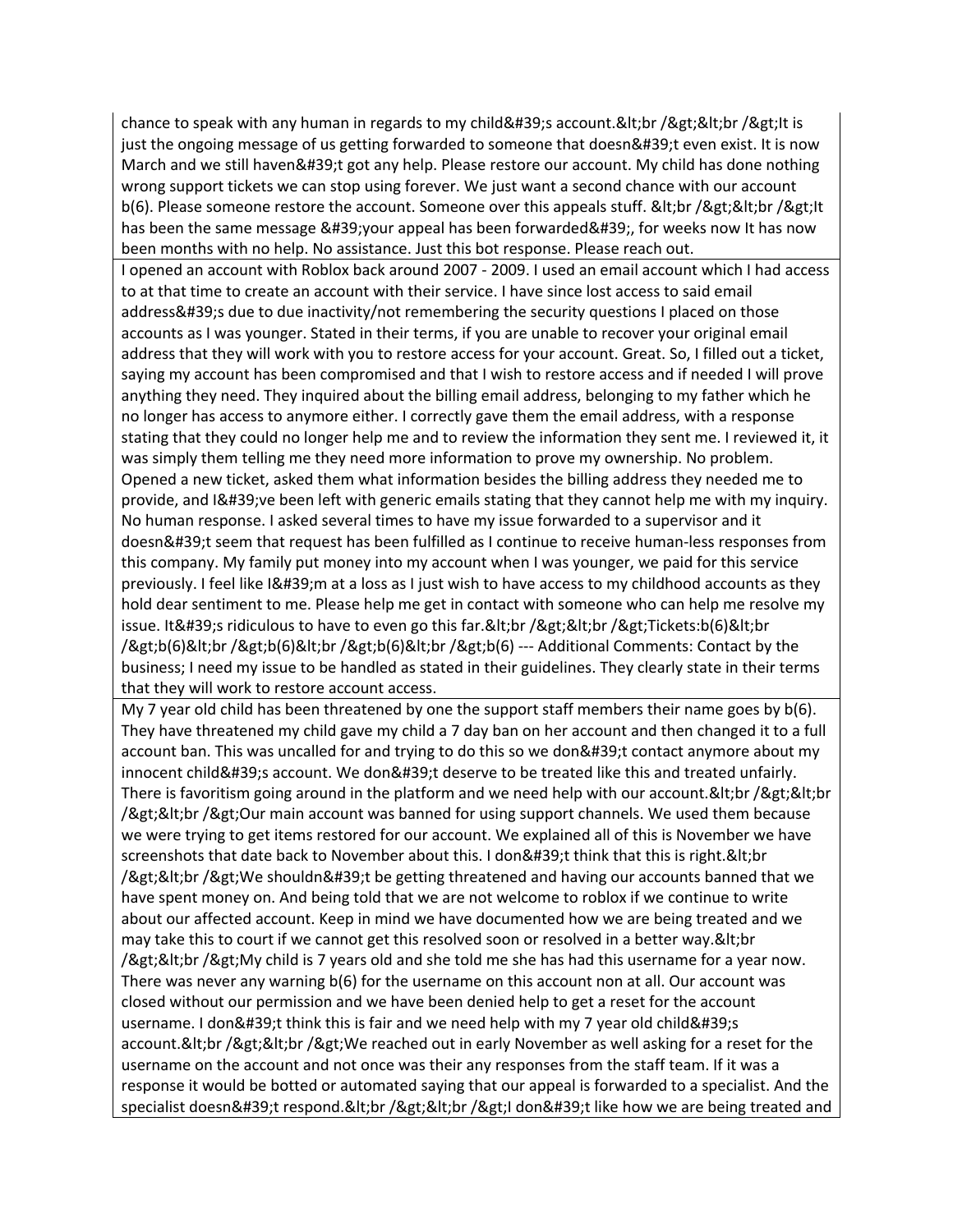| |
|---|
| chance to speak with any human in regards to my child&#39;s account.&lt;br /&gt;&lt;br /&gt;It is just the ongoing message of us getting forwarded to someone that doesn&#39;t even exist. It is now March and we still haven&#39;t got any help. Please restore our account. My child has done nothing wrong support tickets we can stop using forever. We just want a second chance with our account b(6). Please someone restore the account. Someone over this appeals stuff. &lt;br /&gt;&lt;br /&gt;It has been the same message &#39;your appeal has been forwarded&#39;, for weeks now It has now been months with no help. No assistance. Just this bot response. Please reach out. |
| I opened an account with Roblox back around 2007 - 2009. I used an email account which I had access to at that time to create an account with their service. I have since lost access to said email address&#39;s due to due inactivity/not remembering the security questions I placed on those accounts as I was younger. Stated in their terms, if you are unable to recover your original email address that they will work with you to restore access for your account. Great. So, I filled out a ticket, saying my account has been compromised and that I wish to restore access and if needed I will prove anything they need. They inquired about the billing email address, belonging to my father which he no longer has access to anymore either. I correctly gave them the email address, with a response stating that they could no longer help me and to review the information they sent me. I reviewed it, it was simply them telling me they need more information to prove my ownership. No problem. Opened a new ticket, asked them what information besides the billing address they needed me to provide, and I&#39;ve been left with generic emails stating that they cannot help me with my inquiry. No human response. I asked several times to have my issue forwarded to a supervisor and it doesn&#39;t seem that request has been fulfilled as I continue to receive human-less responses from this company. My family put money into my account when I was younger, we paid for this service previously. I feel like I&#39;m at a loss as I just wish to have access to my childhood accounts as they hold dear sentiment to me. Please help me get in contact with someone who can help me resolve my issue. It&#39;s ridiculous to have to even go this far.&lt;br /&gt;&lt;br /&gt;Tickets:b(6)&lt;br /&gt;b(6)&lt;br /&gt;b(6)&lt;br /&gt;b(6)&lt;br /&gt;b(6) --- Additional Comments: Contact by the business; I need my issue to be handled as stated in their guidelines. They clearly state in their terms that they will work to restore account access. |
| My 7 year old child has been threatened by one the support staff members their name goes by b(6). They have threatened my child gave my child a 7 day ban on her account and then changed it to a full account ban. This was uncalled for and trying to do this so we don&#39;t contact anymore about my innocent child&#39;s account. We don&#39;t deserve to be treated like this and treated unfairly. There is favoritism going around in the platform and we need help with our account.&lt;br /&gt;&lt;br /&gt;&lt;br /&gt;Our main account was banned for using support channels. We used them because we were trying to get items restored for our account. We explained all of this is November we have screenshots that date back to November about this. I don&#39;t think that this is right.&lt;br /&gt;&lt;br /&gt;We shouldn&#39;t be getting threatened and having our accounts banned that we have spent money on. And being told that we are not welcome to roblox if we continue to write about our affected account. Keep in mind we have documented how we are being treated and we may take this to court if we cannot get this resolved soon or resolved in a better way.&lt;br /&gt;&lt;br /&gt;My child is 7 years old and she told me she has had this username for a year now. There was never any warning b(6) for the username on this account non at all. Our account was closed without our permission and we have been denied help to get a reset for the account username. I don&#39;t think this is fair and we need help with my 7 year old child&#39;s account.&lt;br /&gt;&lt;br /&gt;We reached out in early November as well asking for a reset for the username on the account and not once was their any responses from the staff team. If it was a response it would be botted or automated saying that our appeal is forwarded to a specialist. And the specialist doesn&#39;t respond.&lt;br /&gt;&lt;br /&gt;I don&#39;t like how we are being treated and |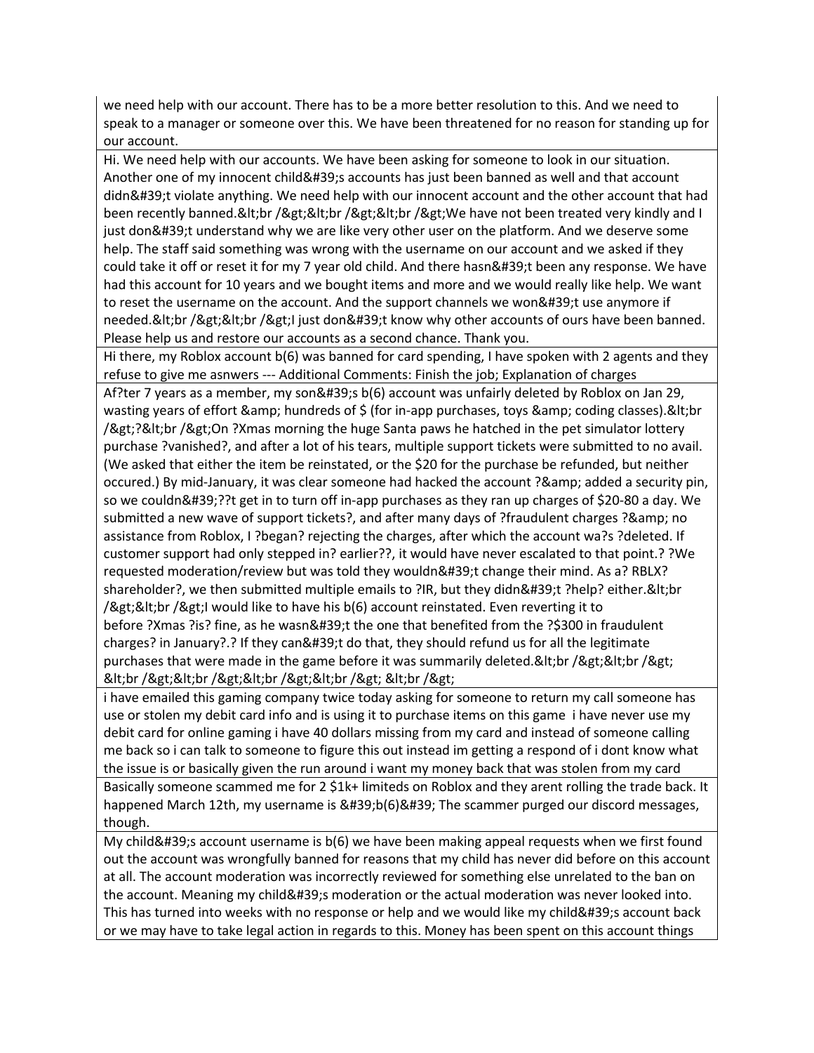| |
|---|
| we need help with our account. There has to be a more better resolution to this. And we need to speak to a manager or someone over this. We have been threatened for no reason for standing up for our account. |
| Hi. We need help with our accounts. We have been asking for someone to look in our situation. Another one of my innocent child&#39;s accounts has just been banned as well and that account didn&#39;t violate anything. We need help with our innocent account and the other account that had been recently banned.&lt;br /&gt;&lt;br /&gt;&lt;br /&gt;We have not been treated very kindly and I just don&#39;t understand why we are like very other user on the platform. And we deserve some help. The staff said something was wrong with the username on our account and we asked if they could take it off or reset it for my 7 year old child. And there hasn&#39;t been any response. We have had this account for 10 years and we bought items and more and we would really like help. We want to reset the username on the account. And the support channels we won&#39;t use anymore if needed.&lt;br /&gt;&lt;br /&gt;I just don&#39;t know why other accounts of ours have been banned. Please help us and restore our accounts as a second chance. Thank you. |
| Hi there, my Roblox account b(6) was banned for card spending, I have spoken with 2 agents and they refuse to give me asnwers --- Additional Comments: Finish the job; Explanation of charges |
| Af?ter 7 years as a member, my son&#39;s b(6) account was unfairly deleted by Roblox on Jan 29, wasting years of effort &amp; hundreds of $ (for in-app purchases, toys &amp; coding classes).&lt;br /&gt;?&lt;br /&gt;On ?Xmas morning the huge Santa paws he hatched in the pet simulator lottery purchase ?vanished?, and after a lot of his tears, multiple support tickets were submitted to no avail. (We asked that either the item be reinstated, or the $20 for the purchase be refunded, but neither occured.) By mid-January, it was clear someone had hacked the account ?&amp; added a security pin, so we couldn&#39;??t get in to turn off in-app purchases as they ran up charges of $20-80 a day. We submitted a new wave of support tickets?, and after many days of ?fraudulent charges ?&amp; no assistance from Roblox, I ?began? rejecting the charges, after which the account wa?s ?deleted. If customer support had only stepped in? earlier??, it would have never escalated to that point.? ?We requested moderation/review but was told they wouldn&#39;t change their mind. As a? RBLX? shareholder?, we then submitted multiple emails to ?IR, but they didn&#39;t ?help? either.&lt;br /&gt;&lt;br /&gt;I would like to have his b(6) account reinstated. Even reverting it to before ?Xmas ?is? fine, as he wasn&#39;t the one that benefited from the ?$300 in fraudulent charges? in January?.? If they can&#39;t do that, they should refund us for all the legitimate purchases that were made in the game before it was summarily deleted.&lt;br /&gt;&lt;br /&gt; &lt;br /&gt;&lt;br /&gt;&lt;br /&gt;&lt;br /&gt; &lt;br /&gt; |
| i have emailed this gaming company twice today asking for someone to return my call someone has use or stolen my debit card info and is using it to purchase items on this game i have never use my debit card for online gaming i have 40 dollars missing from my card and instead of someone calling me back so i can talk to someone to figure this out instead im getting a respond of i dont know what the issue is or basically given the run around i want my money back that was stolen from my card |
| Basically someone scammed me for 2 $1k+ limiteds on Roblox and they arent rolling the trade back. It happened March 12th, my username is &#39;b(6)&#39; The scammer purged our discord messages, though. |
| My child&#39;s account username is b(6) we have been making appeal requests when we first found out the account was wrongfully banned for reasons that my child has never did before on this account at all. The account moderation was incorrectly reviewed for something else unrelated to the ban on the account. Meaning my child&#39;s moderation or the actual moderation was never looked into. This has turned into weeks with no response or help and we would like my child&#39;s account back or we may have to take legal action in regards to this. Money has been spent on this account things |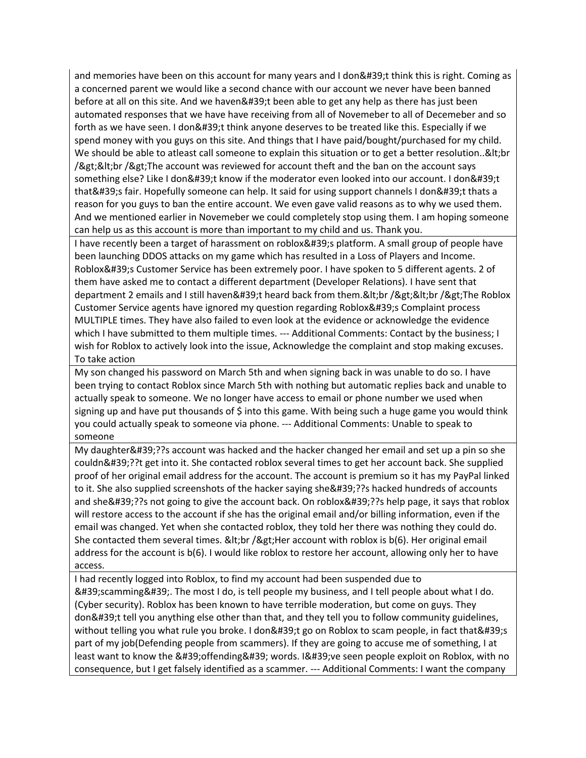| |
|---|
| and memories have been on this account for many years and I don&#39;t think this is right. Coming as a concerned parent we would like a second chance with our account we never have been banned before at all on this site. And we haven&#39;t been able to get any help as there has just been automated responses that we have have receiving from all of Novemeber to all of Decemeber and so forth as we have seen. I don&#39;t think anyone deserves to be treated like this. Especially if we spend money with you guys on this site. And things that I have paid/bought/purchased for my child. We should be able to atleast call someone to explain this situation or to get a better resolution..&lt;br /&gt;&lt;br /&gt;The account was reviewed for account theft and the ban on the account says something else? Like I don&#39;t know if the moderator even looked into our account. I don&#39;t that&#39;s fair. Hopefully someone can help. It said for using support channels I don&#39;t thats a reason for you guys to ban the entire account. We even gave valid reasons as to why we used them. And we mentioned earlier in Novemeber we could completely stop using them. I am hoping someone can help us as this account is more than important to my child and us. Thank you. |
| I have recently been a target of harassment on roblox&#39;s platform. A small group of people have been launching DDOS attacks on my game which has resulted in a Loss of Players and Income. Roblox&#39;s Customer Service has been extremely poor. I have spoken to 5 different agents. 2 of them have asked me to contact a different department (Developer Relations). I have sent that department 2 emails and I still haven&#39;t heard back from them.&lt;br /&gt;&lt;br /&gt;The Roblox Customer Service agents have ignored my question regarding Roblox&#39;s Complaint process MULTIPLE times. They have also failed to even look at the evidence or acknowledge the evidence which I have submitted to them multiple times. --- Additional Comments: Contact by the business; I wish for Roblox to actively look into the issue, Acknowledge the complaint and stop making excuses. To take action |
| My son changed his password on March 5th and when signing back in was unable to do so. I have been trying to contact Roblox since March 5th with nothing but automatic replies back and unable to actually speak to someone. We no longer have access to email or phone number we used when signing up and have put thousands of $ into this game. With being such a huge game you would think you could actually speak to someone via phone. --- Additional Comments: Unable to speak to someone |
| My daughter&#39;??s account was hacked and the hacker changed her email and set up a pin so she couldn&#39;??t get into it. She contacted roblox several times to get her account back. She supplied proof of her original email address for the account. The account is premium so it has my PayPal linked to it. She also supplied screenshots of the hacker saying she&#39;??s hacked hundreds of accounts and she&#39;??s not going to give the account back. On roblox&#39;??s help page, it says that roblox will restore access to the account if she has the original email and/or billing information, even if the email was changed. Yet when she contacted roblox, they told her there was nothing they could do. She contacted them several times. &lt;br /&gt;Her account with roblox is b(6). Her original email address for the account is b(6). I would like roblox to restore her account, allowing only her to have access. |
| I had recently logged into Roblox, to find my account had been suspended due to &#39;scamming&#39;. The most I do, is tell people my business, and I tell people about what I do. (Cyber security). Roblox has been known to have terrible moderation, but come on guys. They don&#39;t tell you anything else other than that, and they tell you to follow community guidelines, without telling you what rule you broke. I don&#39;t go on Roblox to scam people, in fact that&#39;s part of my job(Defending people from scammers). If they are going to accuse me of something, I at least want to know the &#39;offending&#39; words. I&#39;ve seen people exploit on Roblox, with no consequence, but I get falsely identified as a scammer. --- Additional Comments: I want the company |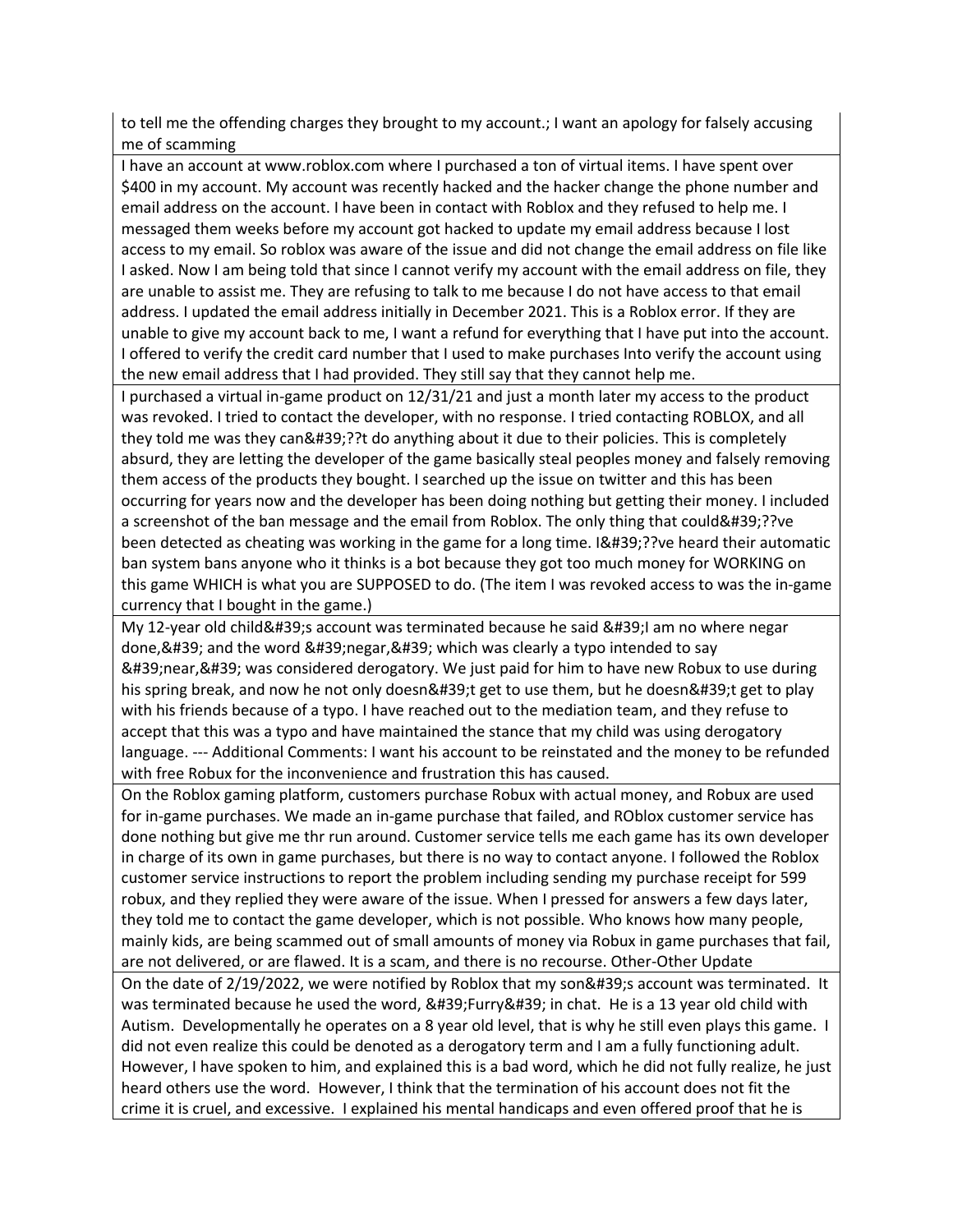| |
|---|
| to tell me the offending charges they brought to my account.; I want an apology for falsely accusing me of scamming |
| I have an account at www.roblox.com where I purchased a ton of virtual items. I have spent over $400 in my account. My account was recently hacked and the hacker change the phone number and email address on the account. I have been in contact with Roblox and they refused to help me. I messaged them weeks before my account got hacked to update my email address because I lost access to my email. So roblox was aware of the issue and did not change the email address on file like I asked. Now I am being told that since I cannot verify my account with the email address on file, they are unable to assist me. They are refusing to talk to me because I do not have access to that email address. I updated the email address initially in December 2021. This is a Roblox error. If they are unable to give my account back to me, I want a refund for everything that I have put into the account. I offered to verify the credit card number that I used to make purchases Into verify the account using the new email address that I had provided. They still say that they cannot help me. |
| I purchased a virtual in-game product on 12/31/21 and just a month later my access to the product was revoked. I tried to contact the developer, with no response. I tried contacting ROBLOX, and all they told me was they can&#39;??t do anything about it due to their policies. This is completely absurd, they are letting the developer of the game basically steal peoples money and falsely removing them access of the products they bought. I searched up the issue on twitter and this has been occurring for years now and the developer has been doing nothing but getting their money. I included a screenshot of the ban message and the email from Roblox. The only thing that could&#39;??ve been detected as cheating was working in the game for a long time. I&#39;??ve heard their automatic ban system bans anyone who it thinks is a bot because they got too much money for WORKING on this game WHICH is what you are SUPPOSED to do. (The item I was revoked access to was the in-game currency that I bought in the game.) |
| My 12-year old child&#39;s account was terminated because he said &#39;I am no where negar done,&#39; and the word &#39;negar,&#39; which was clearly a typo intended to say &#39;near,&#39; was considered derogatory. We just paid for him to have new Robux to use during his spring break, and now he not only doesn&#39;t get to use them, but he doesn&#39;t get to play with his friends because of a typo. I have reached out to the mediation team, and they refuse to accept that this was a typo and have maintained the stance that my child was using derogatory language. --- Additional Comments: I want his account to be reinstated and the money to be refunded with free Robux for the inconvenience and frustration this has caused. |
| On the Roblox gaming platform, customers purchase Robux with actual money, and Robux are used for in-game purchases. We made an in-game purchase that failed, and ROblox customer service has done nothing but give me thr run around. Customer service tells me each game has its own developer in charge of its own in game purchases, but there is no way to contact anyone. I followed the Roblox customer service instructions to report the problem including sending my purchase receipt for 599 robux, and they replied they were aware of the issue. When I pressed for answers a few days later, they told me to contact the game developer, which is not possible. Who knows how many people, mainly kids, are being scammed out of small amounts of money via Robux in game purchases that fail, are not delivered, or are flawed. It is a scam, and there is no recourse. Other-Other Update |
| On the date of 2/19/2022, we were notified by Roblox that my son&#39;s account was terminated. It was terminated because he used the word, &#39;Furry&#39; in chat. He is a 13 year old child with Autism. Developmentally he operates on a 8 year old level, that is why he still even plays this game. I did not even realize this could be denoted as a derogatory term and I am a fully functioning adult. However, I have spoken to him, and explained this is a bad word, which he did not fully realize, he just heard others use the word. However, I think that the termination of his account does not fit the crime it is cruel, and excessive. I explained his mental handicaps and even offered proof that he is |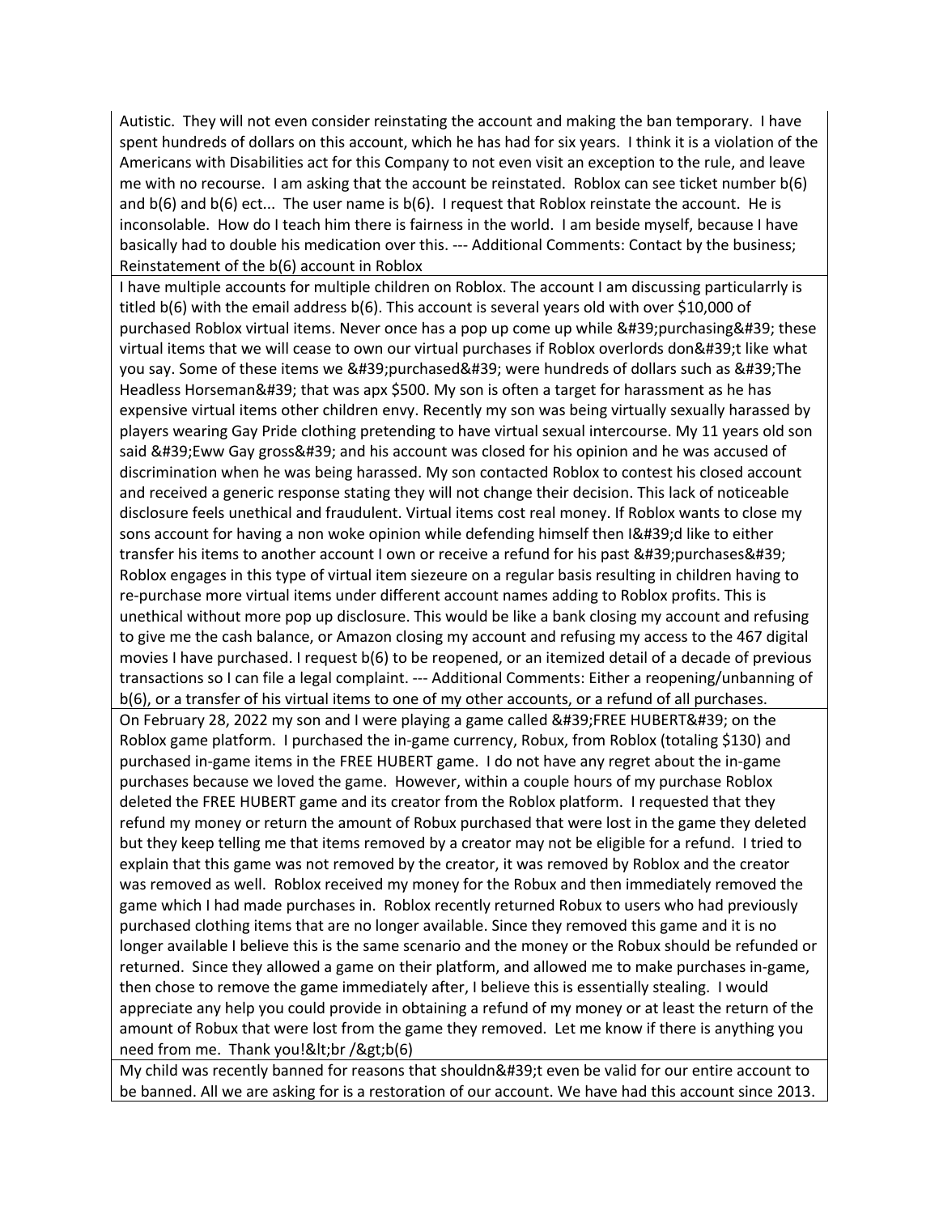| |
|---|
| Autistic. They will not even consider reinstating the account and making the ban temporary. I have spent hundreds of dollars on this account, which he has had for six years. I think it is a violation of the Americans with Disabilities act for this Company to not even visit an exception to the rule, and leave me with no recourse. I am asking that the account be reinstated. Roblox can see ticket number b(6) and b(6) and b(6) ect... The user name is b(6). I request that Roblox reinstate the account. He is inconsolable. How do I teach him there is fairness in the world. I am beside myself, because I have basically had to double his medication over this. --- Additional Comments: Contact by the business; Reinstatement of the b(6) account in Roblox |
| I have multiple accounts for multiple children on Roblox. The account I am discussing particularrly is titled b(6) with the email address b(6). This account is several years old with over $10,000 of purchased Roblox virtual items. Never once has a pop up come up while &#39;purchasing&#39; these virtual items that we will cease to own our virtual purchases if Roblox overlords don&#39;t like what you say. Some of these items we &#39;purchased&#39; were hundreds of dollars such as &#39;The Headless Horseman&#39; that was apx $500. My son is often a target for harassment as he has expensive virtual items other children envy. Recently my son was being virtually sexually harassed by players wearing Gay Pride clothing pretending to have virtual sexual intercourse. My 11 years old son said &#39;Eww Gay gross&#39; and his account was closed for his opinion and he was accused of discrimination when he was being harassed. My son contacted Roblox to contest his closed account and received a generic response stating they will not change their decision. This lack of noticeable disclosure feels unethical and fraudulent. Virtual items cost real money. If Roblox wants to close my sons account for having a non woke opinion while defending himself then I&#39;d like to either transfer his items to another account I own or receive a refund for his past &#39;purchases&#39; Roblox engages in this type of virtual item siezeure on a regular basis resulting in children having to re-purchase more virtual items under different account names adding to Roblox profits. This is unethical without more pop up disclosure. This would be like a bank closing my account and refusing to give me the cash balance, or Amazon closing my account and refusing my access to the 467 digital movies I have purchased. I request b(6) to be reopened, or an itemized detail of a decade of previous transactions so I can file a legal complaint. --- Additional Comments: Either a reopening/unbanning of b(6), or a transfer of his virtual items to one of my other accounts, or a refund of all purchases. |
| On February 28, 2022 my son and I were playing a game called &#39;FREE HUBERT&#39; on the Roblox game platform. I purchased the in-game currency, Robux, from Roblox (totaling $130) and purchased in-game items in the FREE HUBERT game. I do not have any regret about the in-game purchases because we loved the game. However, within a couple hours of my purchase Roblox deleted the FREE HUBERT game and its creator from the Roblox platform. I requested that they refund my money or return the amount of Robux purchased that were lost in the game they deleted but they keep telling me that items removed by a creator may not be eligible for a refund. I tried to explain that this game was not removed by the creator, it was removed by Roblox and the creator was removed as well. Roblox received my money for the Robux and then immediately removed the game which I had made purchases in. Roblox recently returned Robux to users who had previously purchased clothing items that are no longer available. Since they removed this game and it is no longer available I believe this is the same scenario and the money or the Robux should be refunded or returned. Since they allowed a game on their platform, and allowed me to make purchases in-game, then chose to remove the game immediately after, I believe this is essentially stealing. I would appreciate any help you could provide in obtaining a refund of my money or at least the return of the amount of Robux that were lost from the game they removed. Let me know if there is anything you need from me. Thank you!&lt;br /&gt;b(6) |
| My child was recently banned for reasons that shouldn&#39;t even be valid for our entire account to be banned. All we are asking for is a restoration of our account. We have had this account since 2013. |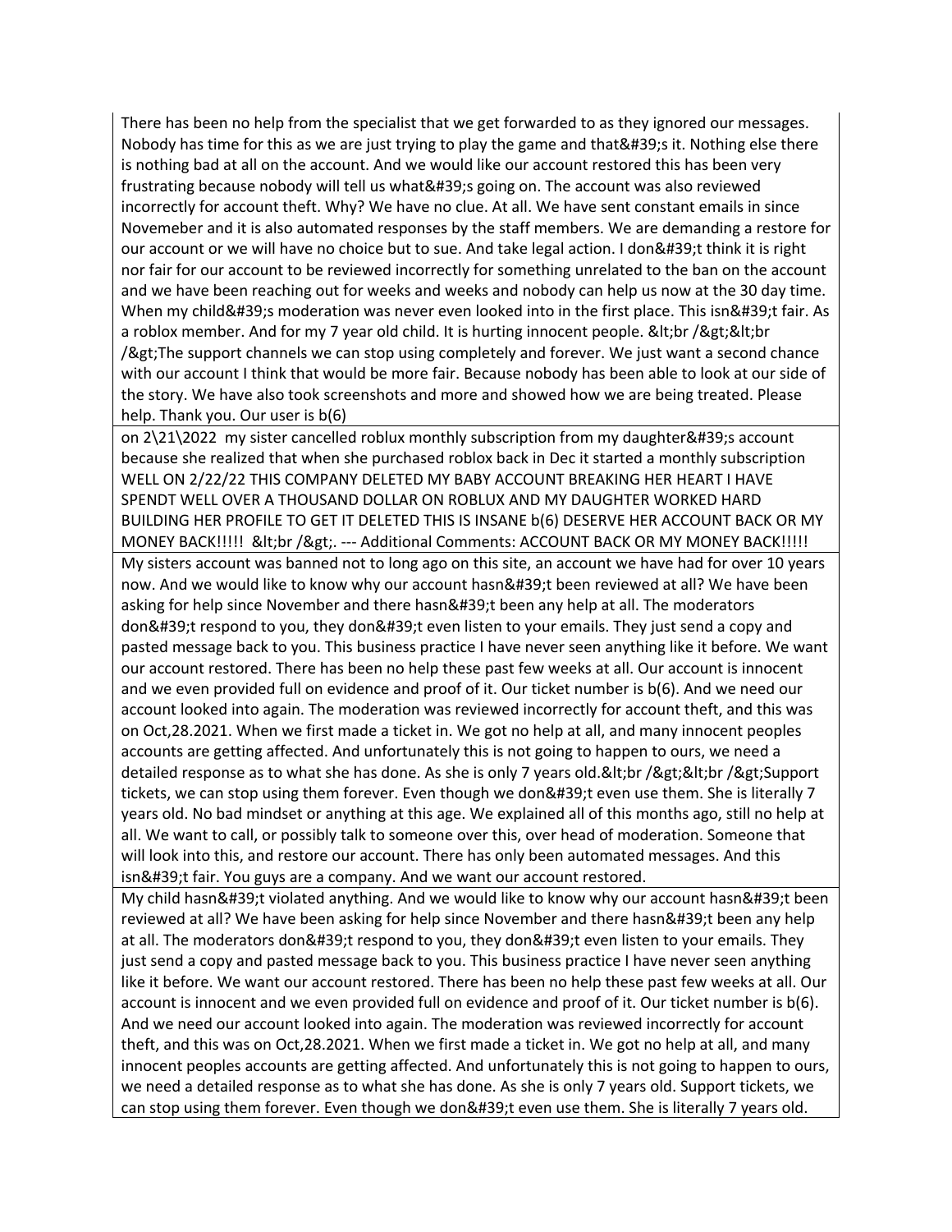| |
|---|
| There has been no help from the specialist that we get forwarded to as they ignored our messages. Nobody has time for this as we are just trying to play the game and that&#39;s it. Nothing else there is nothing bad at all on the account. And we would like our account restored this has been very frustrating because nobody will tell us what&#39;s going on. The account was also reviewed incorrectly for account theft. Why? We have no clue. At all. We have sent constant emails in since Novemeber and it is also automated responses by the staff members. We are demanding a restore for our account or we will have no choice but to sue. And take legal action. I don&#39;t think it is right nor fair for our account to be reviewed incorrectly for something unrelated to the ban on the account and we have been reaching out for weeks and weeks and nobody can help us now at the 30 day time. When my child&#39;s moderation was never even looked into in the first place. This isn&#39;t fair. As a roblox member. And for my 7 year old child. It is hurting innocent people. &lt;br /&gt;&lt;br /&gt;The support channels we can stop using completely and forever. We just want a second chance with our account I think that would be more fair. Because nobody has been able to look at our side of the story. We have also took screenshots and more and showed how we are being treated. Please help. Thank you. Our user is b(6) |
| on 2\21\2022 my sister cancelled roblux monthly subscription from my daughter&#39;s account because she realized that when she purchased roblox back in Dec it started a monthly subscription WELL ON 2/22/22 THIS COMPANY DELETED MY BABY ACCOUNT BREAKING HER HEART I HAVE SPENDT WELL OVER A THOUSAND DOLLAR ON ROBLUX AND MY DAUGHTER WORKED HARD BUILDING HER PROFILE TO GET IT DELETED THIS IS INSANE b(6) DESERVE HER ACCOUNT BACK OR MY MONEY BACK!!!!! &lt;br /&gt;. --- Additional Comments: ACCOUNT BACK OR MY MONEY BACK!!!!! |
| My sisters account was banned not to long ago on this site, an account we have had for over 10 years now. And we would like to know why our account hasn&#39;t been reviewed at all? We have been asking for help since November and there hasn&#39;t been any help at all. The moderators don&#39;t respond to you, they don&#39;t even listen to your emails. They just send a copy and pasted message back to you. This business practice I have never seen anything like it before. We want our account restored. There has been no help these past few weeks at all. Our account is innocent and we even provided full on evidence and proof of it. Our ticket number is b(6). And we need our account looked into again. The moderation was reviewed incorrectly for account theft, and this was on Oct,28.2021. When we first made a ticket in. We got no help at all, and many innocent peoples accounts are getting affected. And unfortunately this is not going to happen to ours, we need a detailed response as to what she has done. As she is only 7 years old.&lt;br /&gt;&lt;br /&gt;Support tickets, we can stop using them forever. Even though we don&#39;t even use them. She is literally 7 years old. No bad mindset or anything at this age. We explained all of this months ago, still no help at all. We want to call, or possibly talk to someone over this, over head of moderation. Someone that will look into this, and restore our account. There has only been automated messages. And this isn&#39;t fair. You guys are a company. And we want our account restored. |
| My child hasn&#39;t violated anything. And we would like to know why our account hasn&#39;t been reviewed at all? We have been asking for help since November and there hasn&#39;t been any help at all. The moderators don&#39;t respond to you, they don&#39;t even listen to your emails. They just send a copy and pasted message back to you. This business practice I have never seen anything like it before. We want our account restored. There has been no help these past few weeks at all. Our account is innocent and we even provided full on evidence and proof of it. Our ticket number is b(6). And we need our account looked into again. The moderation was reviewed incorrectly for account theft, and this was on Oct,28.2021. When we first made a ticket in. We got no help at all, and many innocent peoples accounts are getting affected. And unfortunately this is not going to happen to ours, we need a detailed response as to what she has done. As she is only 7 years old. Support tickets, we can stop using them forever. Even though we don&#39;t even use them. She is literally 7 years old. |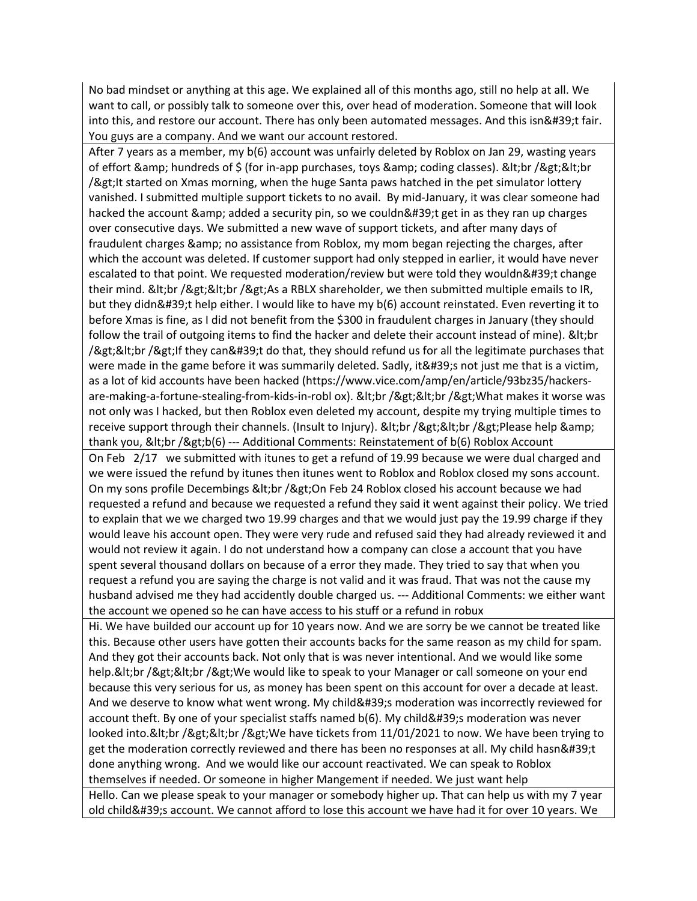| |
|---|
| No bad mindset or anything at this age. We explained all of this months ago, still no help at all. We want to call, or possibly talk to someone over this, over head of moderation. Someone that will look into this, and restore our account. There has only been automated messages. And this isn&#39;t fair. You guys are a company. And we want our account restored. |
| After 7 years as a member, my b(6) account was unfairly deleted by Roblox on Jan 29, wasting years of effort &amp; hundreds of $ (for in-app purchases, toys &amp; coding classes). &lt;br /&gt;&lt;br /&gt;It started on Xmas morning, when the huge Santa paws hatched in the pet simulator lottery vanished. I submitted multiple support tickets to no avail. By mid-January, it was clear someone had hacked the account &amp; added a security pin, so we couldn&#39;t get in as they ran up charges over consecutive days. We submitted a new wave of support tickets, and after many days of fraudulent charges &amp; no assistance from Roblox, my mom began rejecting the charges, after which the account was deleted. If customer support had only stepped in earlier, it would have never escalated to that point. We requested moderation/review but were told they wouldn&#39;t change their mind. &lt;br /&gt;&lt;br /&gt;As a RBLX shareholder, we then submitted multiple emails to IR, but they didn&#39;t help either. I would like to have my b(6) account reinstated. Even reverting it to before Xmas is fine, as I did not benefit from the $300 in fraudulent charges in January (they should follow the trail of outgoing items to find the hacker and delete their account instead of mine). &lt;br /&gt;&lt;br /&gt;If they can&#39;t do that, they should refund us for all the legitimate purchases that were made in the game before it was summarily deleted. Sadly, it&#39;s not just me that is a victim, as a lot of kid accounts have been hacked (https://www.vice.com/amp/en/article/93bz35/hackers-are-making-a-fortune-stealing-from-kids-in-robl ox). &lt;br /&gt;&lt;br /&gt;What makes it worse was not only was I hacked, but then Roblox even deleted my account, despite my trying multiple times to receive support through their channels. (Insult to Injury). &lt;br /&gt;&lt;br /&gt;Please help &amp; thank you, &lt;br /&gt;b(6) --- Additional Comments: Reinstatement of b(6) Roblox Account |
| On Feb 2/17 we submitted with itunes to get a refund of 19.99 because we were dual charged and we were issued the refund by itunes then itunes went to Roblox and Roblox closed my sons account. On my sons profile Decembings &lt;br /&gt;On Feb 24 Roblox closed his account because we had requested a refund and because we requested a refund they said it went against their policy. We tried to explain that we we charged two 19.99 charges and that we would just pay the 19.99 charge if they would leave his account open. They were very rude and refused said they had already reviewed it and would not review it again. I do not understand how a company can close a account that you have spent several thousand dollars on because of a error they made. They tried to say that when you request a refund you are saying the charge is not valid and it was fraud. That was not the cause my husband advised me they had accidently double charged us. --- Additional Comments: we either want the account we opened so he can have access to his stuff or a refund in robux |
| Hi. We have builded our account up for 10 years now. And we are sorry be we cannot be treated like this. Because other users have gotten their accounts backs for the same reason as my child for spam. And they got their accounts back. Not only that is was never intentional. And we would like some help.&lt;br /&gt;&lt;br /&gt;We would like to speak to your Manager or call someone on your end because this very serious for us, as money has been spent on this account for over a decade at least. And we deserve to know what went wrong. My child&#39;s moderation was incorrectly reviewed for account theft. By one of your specialist staffs named b(6). My child&#39;s moderation was never looked into.&lt;br /&gt;&lt;br /&gt;We have tickets from 11/01/2021 to now. We have been trying to get the moderation correctly reviewed and there has been no responses at all. My child hasn&#39;t done anything wrong. And we would like our account reactivated. We can speak to Roblox themselves if needed. Or someone in higher Mangement if needed. We just want help |
| Hello. Can we please speak to your manager or somebody higher up. That can help us with my 7 year old child&#39;s account. We cannot afford to lose this account we have had it for over 10 years. We |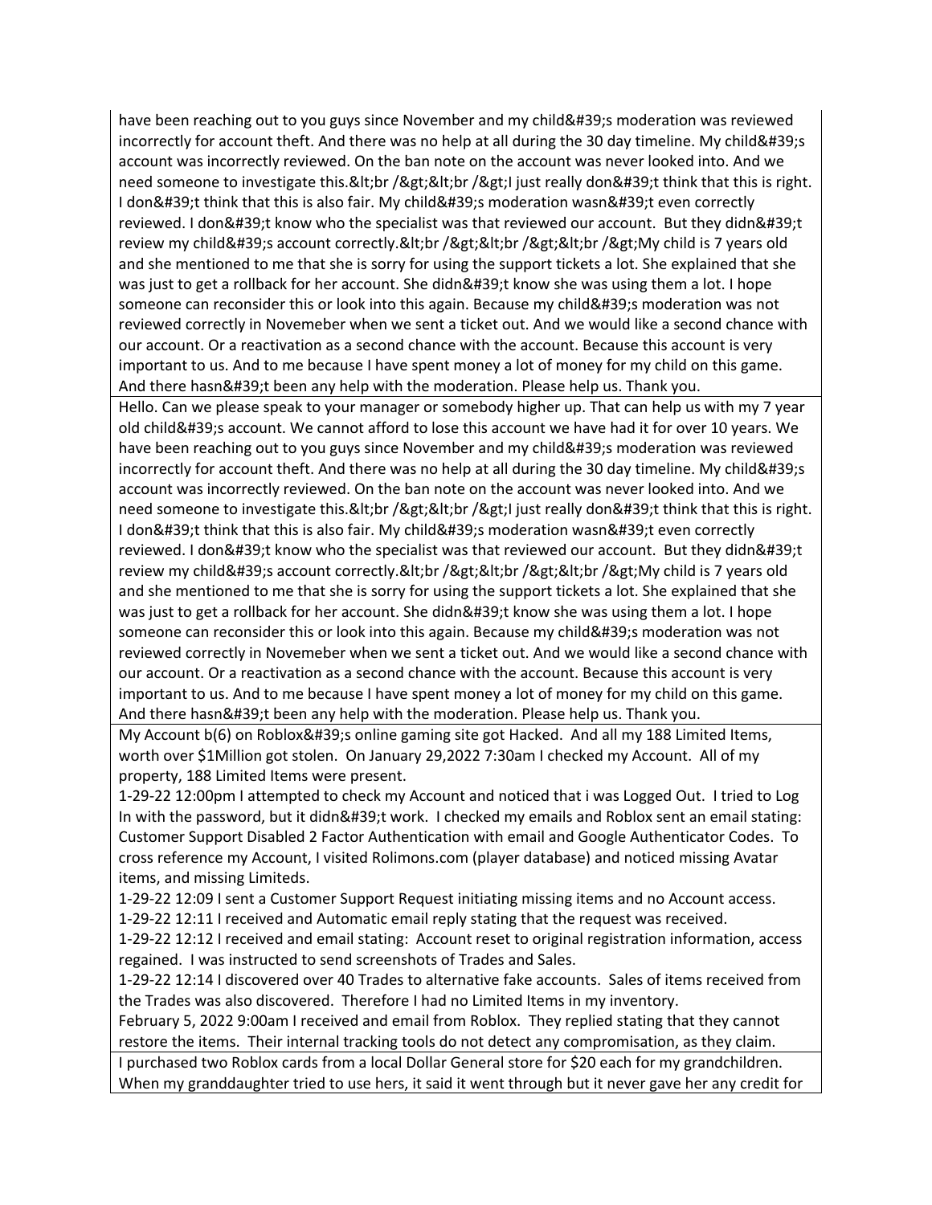| |
|---|
| have been reaching out to you guys since November and my child&#39;s moderation was reviewed incorrectly for account theft. And there was no help at all during the 30 day timeline. My child&#39;s account was incorrectly reviewed. On the ban note on the account was never looked into. And we need someone to investigate this.&lt;br /&gt;&lt;br /&gt;I just really don&#39;t think that this is right. I don&#39;t think that this is also fair. My child&#39;s moderation wasn&#39;t even correctly reviewed. I don&#39;t know who the specialist was that reviewed our account. But they didn&#39;t review my child&#39;s account correctly.&lt;br /&gt;&lt;br /&gt;&lt;br /&gt;My child is 7 years old and she mentioned to me that she is sorry for using the support tickets a lot. She explained that she was just to get a rollback for her account. She didn&#39;t know she was using them a lot. I hope someone can reconsider this or look into this again. Because my child&#39;s moderation was not reviewed correctly in Novemeber when we sent a ticket out. And we would like a second chance with our account. Or a reactivation as a second chance with the account. Because this account is very important to us. And to me because I have spent money a lot of money for my child on this game. And there hasn&#39;t been any help with the moderation. Please help us. Thank you. |
| Hello. Can we please speak to your manager or somebody higher up. That can help us with my 7 year old child&#39;s account. We cannot afford to lose this account we have had it for over 10 years. We have been reaching out to you guys since November and my child&#39;s moderation was reviewed incorrectly for account theft. And there was no help at all during the 30 day timeline. My child&#39;s account was incorrectly reviewed. On the ban note on the account was never looked into. And we need someone to investigate this.&lt;br /&gt;&lt;br /&gt;I just really don&#39;t think that this is right. I don&#39;t think that this is also fair. My child&#39;s moderation wasn&#39;t even correctly reviewed. I don&#39;t know who the specialist was that reviewed our account. But they didn&#39;t review my child&#39;s account correctly.&lt;br /&gt;&lt;br /&gt;&lt;br /&gt;My child is 7 years old and she mentioned to me that she is sorry for using the support tickets a lot. She explained that she was just to get a rollback for her account. She didn&#39;t know she was using them a lot. I hope someone can reconsider this or look into this again. Because my child&#39;s moderation was not reviewed correctly in Novemeber when we sent a ticket out. And we would like a second chance with our account. Or a reactivation as a second chance with the account. Because this account is very important to us. And to me because I have spent money a lot of money for my child on this game. And there hasn&#39;t been any help with the moderation. Please help us. Thank you. |
| My Account b(6) on Roblox&#39;s online gaming site got Hacked. And all my 188 Limited Items, worth over $1Million got stolen. On January 29,2022 7:30am I checked my Account. All of my property, 188 Limited Items were present.<br>1-29-22 12:00pm I attempted to check my Account and noticed that i was Logged Out. I tried to Log In with the password, but it didn&#39;t work. I checked my emails and Roblox sent an email stating: Customer Support Disabled 2 Factor Authentication with email and Google Authenticator Codes. To cross reference my Account, I visited Rolimons.com (player database) and noticed missing Avatar items, and missing Limiteds.<br>1-29-22 12:09 I sent a Customer Support Request initiating missing items and no Account access.<br>1-29-22 12:11 I received and Automatic email reply stating that the request was received.<br>1-29-22 12:12 I received and email stating: Account reset to original registration information, access regained. I was instructed to send screenshots of Trades and Sales.<br>1-29-22 12:14 I discovered over 40 Trades to alternative fake accounts. Sales of items received from the Trades was also discovered. Therefore I had no Limited Items in my inventory.<br>February 5, 2022 9:00am I received and email from Roblox. They replied stating that they cannot restore the items. Their internal tracking tools do not detect any compromisation, as they claim. |
| I purchased two Roblox cards from a local Dollar General store for $20 each for my grandchildren. When my granddaughter tried to use hers, it said it went through but it never gave her any credit for |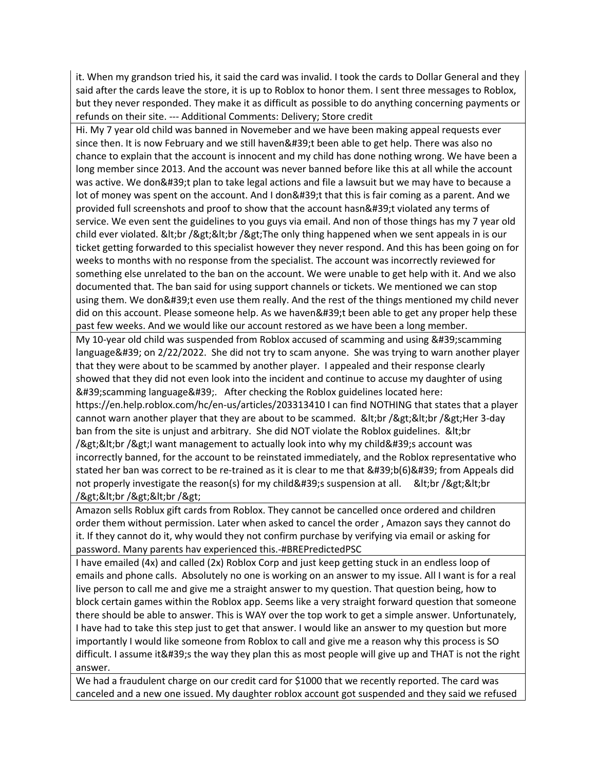| |
|---|
| it. When my grandson tried his, it said the card was invalid. I took the cards to Dollar General and they said after the cards leave the store, it is up to Roblox to honor them. I sent three messages to Roblox, but they never responded. They make it as difficult as possible to do anything concerning payments or refunds on their site. --- Additional Comments: Delivery; Store credit |
| Hi. My 7 year old child was banned in Novemeber and we have been making appeal requests ever since then. It is now February and we still haven&#39;t been able to get help. There was also no chance to explain that the account is innocent and my child has done nothing wrong. We have been a long member since 2013. And the account was never banned before like this at all while the account was active. We don&#39;t plan to take legal actions and file a lawsuit but we may have to because a lot of money was spent on the account. And I don&#39;t that this is fair coming as a parent. And we provided full screenshots and proof to show that the account hasn&#39;t violated any terms of service. We even sent the guidelines to you guys via email. And non of those things has my 7 year old child ever violated. &lt;br /&gt;&lt;br /&gt;The only thing happened when we sent appeals in is our ticket getting forwarded to this specialist however they never respond. And this has been going on for weeks to months with no response from the specialist. The account was incorrectly reviewed for something else unrelated to the ban on the account. We were unable to get help with it. And we also documented that. The ban said for using support channels or tickets. We mentioned we can stop using them. We don&#39;t even use them really. And the rest of the things mentioned my child never did on this account. Please someone help. As we haven&#39;t been able to get any proper help these past few weeks. And we would like our account restored as we have been a long member. |
| My 10-year old child was suspended from Roblox accused of scamming and using &#39;scamming language&#39; on 2/22/2022. She did not try to scam anyone. She was trying to warn another player that they were about to be scammed by another player. I appealed and their response clearly showed that they did not even look into the incident and continue to accuse my daughter of using &#39;scamming language&#39;. After checking the Roblox guidelines located here: https://en.help.roblox.com/hc/en-us/articles/203313410 I can find NOTHING that states that a player cannot warn another player that they are about to be scammed. &lt;br /&gt;&lt;br /&gt;Her 3-day ban from the site is unjust and arbitrary. She did NOT violate the Roblox guidelines. &lt;br /&gt;&lt;br /&gt;I want management to actually look into why my child&#39;s account was incorrectly banned, for the account to be reinstated immediately, and the Roblox representative who stated her ban was correct to be re-trained as it is clear to me that &#39;b(6)&#39; from Appeals did not properly investigate the reason(s) for my child&#39;s suspension at all. &lt;br /&gt;&lt;br /&gt;&lt;br /&gt;&lt;br /&gt; |
| Amazon sells Roblux gift cards from Roblox. They cannot be cancelled once ordered and children order them without permission. Later when asked to cancel the order , Amazon says they cannot do it. If they cannot do it, why would they not confirm purchase by verifying via email or asking for password. Many parents hav experienced this.-#BREPredictedPSC |
| I have emailed (4x) and called (2x) Roblox Corp and just keep getting stuck in an endless loop of emails and phone calls. Absolutely no one is working on an answer to my issue. All I want is for a real live person to call me and give me a straight answer to my question. That question being, how to block certain games within the Roblox app. Seems like a very straight forward question that someone there should be able to answer. This is WAY over the top work to get a simple answer. Unfortunately, I have had to take this step just to get that answer. I would like an answer to my question but more importantly I would like someone from Roblox to call and give me a reason why this process is SO difficult. I assume it&#39;s the way they plan this as most people will give up and THAT is not the right answer. |
| We had a fraudulent charge on our credit card for $1000 that we recently reported. The card was canceled and a new one issued. My daughter roblox account got suspended and they said we refused |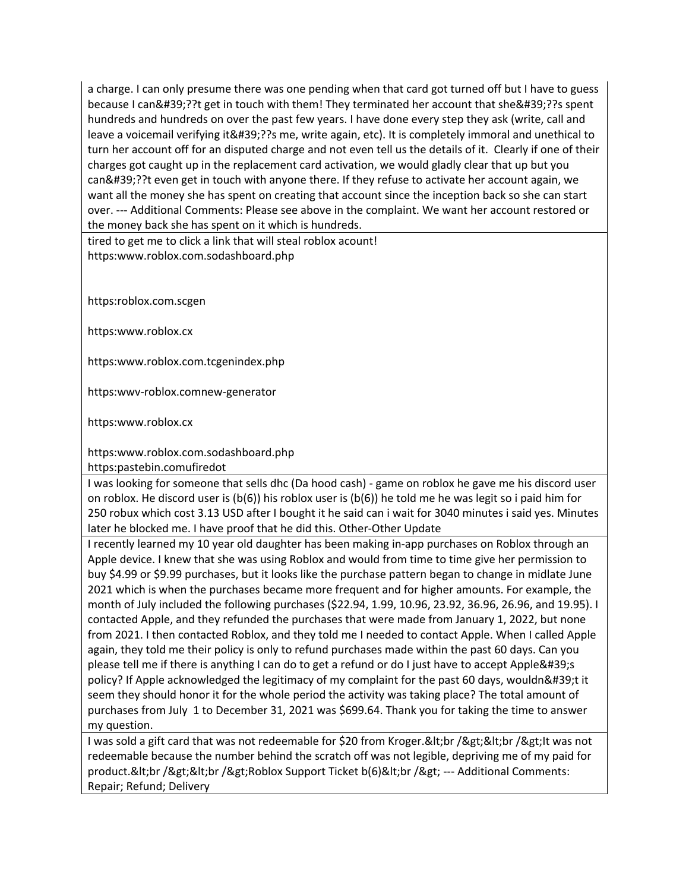| |
|---|
| a charge. I can only presume there was one pending when that card got turned off but I have to guess because I can&#39;??t get in touch with them! They terminated her account that she&#39;??s spent hundreds and hundreds on over the past few years. I have done every step they ask (write, call and leave a voicemail verifying it&#39;??s me, write again, etc). It is completely immoral and unethical to turn her account off for an disputed charge and not even tell us the details of it. Clearly if one of their charges got caught up in the replacement card activation, we would gladly clear that up but you can&#39;??t even get in touch with anyone there. If they refuse to activate her account again, we want all the money she has spent on creating that account since the inception back so she can start over. --- Additional Comments: Please see above in the complaint. We want her account restored or the money back she has spent on it which is hundreds. |
| tired to get me to click a link that will steal roblox acount!<br>https:www.roblox.com.sodashboard.php<br><br><br>https:roblox.com.scgen<br><br>https:www.roblox.cx<br><br>https:www.roblox.com.tcgenindex.php<br><br>https:wwv-roblox.comnew-generator<br><br>https:www.roblox.cx<br><br>https:www.roblox.com.sodashboard.php<br>https:pastebin.comufiredot |
| I was looking for someone that sells dhc (Da hood cash) - game on roblox he gave me his discord user on roblox. He discord user is (b(6)) his roblox user is (b(6)) he told me he was legit so i paid him for 250 robux which cost 3.13 USD after I bought it he said can i wait for 3040 minutes i said yes. Minutes later he blocked me. I have proof that he did this. Other-Other Update |
| I recently learned my 10 year old daughter has been making in-app purchases on Roblox through an Apple device. I knew that she was using Roblox and would from time to time give her permission to buy $4.99 or $9.99 purchases, but it looks like the purchase pattern began to change in midlate June 2021 which is when the purchases became more frequent and for higher amounts. For example, the month of July included the following purchases ($22.94, 1.99, 10.96, 23.92, 36.96, 26.96, and 19.95). I contacted Apple, and they refunded the purchases that were made from January 1, 2022, but none from 2021. I then contacted Roblox, and they told me I needed to contact Apple. When I called Apple again, they told me their policy is only to refund purchases made within the past 60 days. Can you please tell me if there is anything I can do to get a refund or do I just have to accept Apple&#39;s policy? If Apple acknowledged the legitimacy of my complaint for the past 60 days, wouldn&#39;t it seem they should honor it for the whole period the activity was taking place? The total amount of purchases from July 1 to December 31, 2021 was $699.64. Thank you for taking the time to answer my question. |
| I was sold a gift card that was not redeemable for $20 from Kroger.&lt;br /&gt;&lt;br /&gt;It was not redeemable because the number behind the scratch off was not legible, depriving me of my paid for product.&lt;br /&gt;&lt;br /&gt;Roblox Support Ticket b(6)&lt;br /&gt; --- Additional Comments: Repair; Refund; Delivery |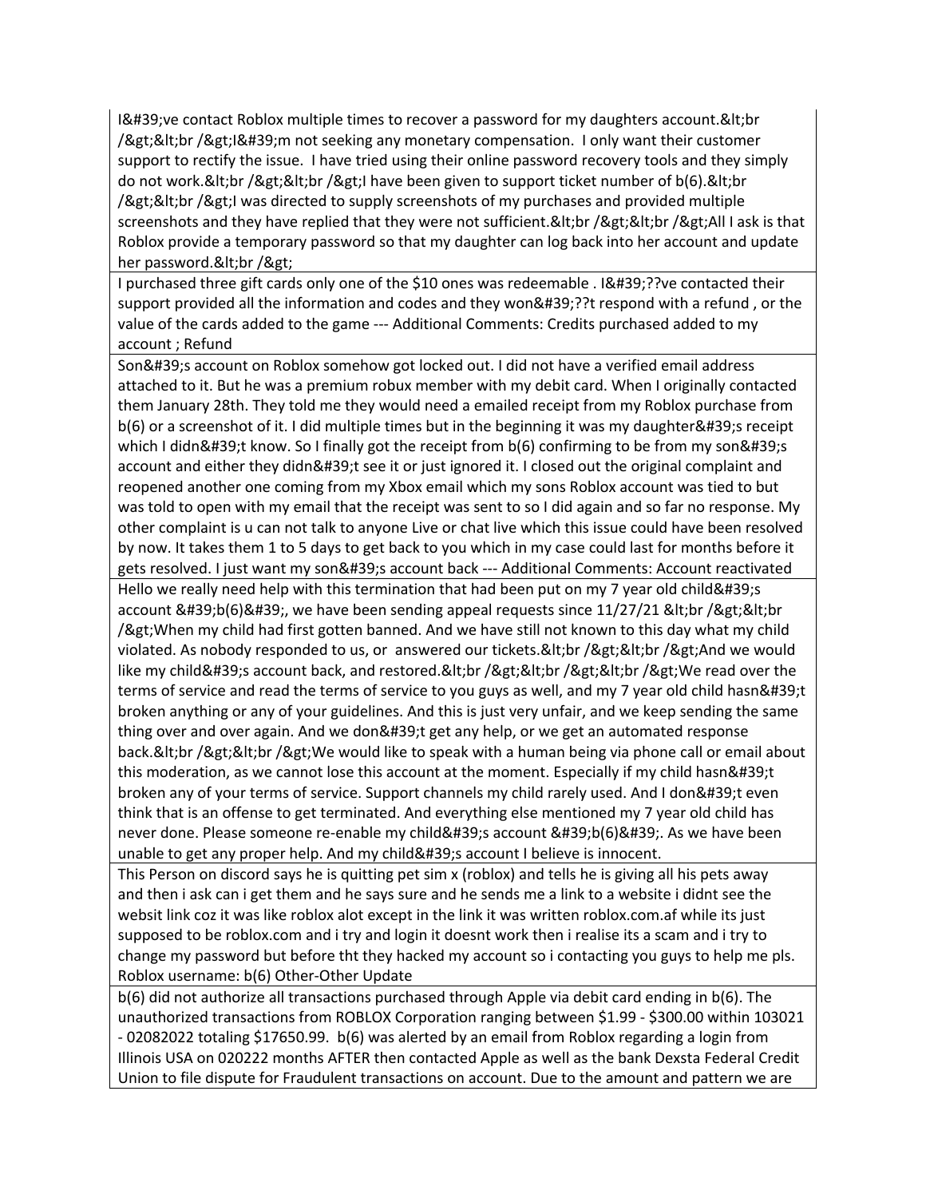| |
|---|
| I&#39;ve contact Roblox multiple times to recover a password for my daughters account.&lt;br /&gt;&lt;br /&gt;I&#39;m not seeking any monetary compensation. I only want their customer support to rectify the issue. I have tried using their online password recovery tools and they simply do not work.&lt;br /&gt;&lt;br /&gt;I have been given to support ticket number of b(6).&lt;br /&gt;&lt;br /&gt;I was directed to supply screenshots of my purchases and provided multiple screenshots and they have replied that they were not sufficient.&lt;br /&gt;&lt;br /&gt;All I ask is that Roblox provide a temporary password so that my daughter can log back into her account and update her password.&lt;br /&gt; |
| I purchased three gift cards only one of the $10 ones was redeemable . I&#39;??ve contacted their support provided all the information and codes and they won&#39;??t respond with a refund , or the value of the cards added to the game --- Additional Comments: Credits purchased added to my account ; Refund |
| Son&#39;s account on Roblox somehow got locked out. I did not have a verified email address attached to it. But he was a premium robux member with my debit card. When I originally contacted them January 28th. They told me they would need a emailed receipt from my Roblox purchase from b(6) or a screenshot of it. I did multiple times but in the beginning it was my daughter&#39;s receipt which I didn&#39;t know. So I finally got the receipt from b(6) confirming to be from my son&#39;s account and either they didn&#39;t see it or just ignored it. I closed out the original complaint and reopened another one coming from my Xbox email which my sons Roblox account was tied to but was told to open with my email that the receipt was sent to so I did again and so far no response. My other complaint is u can not talk to anyone Live or chat live which this issue could have been resolved by now. It takes them 1 to 5 days to get back to you which in my case could last for months before it gets resolved. I just want my son&#39;s account back --- Additional Comments: Account reactivated |
| Hello we really need help with this termination that had been put on my 7 year old child&#39;s account &#39;b(6)&#39;, we have been sending appeal requests since 11/27/21 &lt;br /&gt;&lt;br /&gt;When my child had first gotten banned. And we have still not known to this day what my child violated. As nobody responded to us, or answered our tickets.&lt;br /&gt;&lt;br /&gt;And we would like my child&#39;s account back, and restored.&lt;br /&gt;&lt;br /&gt;&lt;br /&gt;We read over the terms of service and read the terms of service to you guys as well, and my 7 year old child hasn&#39;t broken anything or any of your guidelines. And this is just very unfair, and we keep sending the same thing over and over again. And we don&#39;t get any help, or we get an automated response back.&lt;br /&gt;&lt;br /&gt;We would like to speak with a human being via phone call or email about this moderation, as we cannot lose this account at the moment. Especially if my child hasn&#39;t broken any of your terms of service. Support channels my child rarely used. And I don&#39;t even think that is an offense to get terminated. And everything else mentioned my 7 year old child has never done. Please someone re-enable my child&#39;s account &#39;b(6)&#39;. As we have been unable to get any proper help. And my child&#39;s account I believe is innocent. |
| This Person on discord says he is quitting pet sim x (roblox) and tells he is giving all his pets away and then i ask can i get them and he says sure and he sends me a link to a website i didnt see the websit link coz it was like roblox alot except in the link it was written roblox.com.af while its just supposed to be roblox.com and i try and login it doesnt work then i realise its a scam and i try to change my password but before tht they hacked my account so i contacting you guys to help me pls. Roblox username: b(6) Other-Other Update |
| b(6) did not authorize all transactions purchased through Apple via debit card ending in b(6). The unauthorized transactions from ROBLOX Corporation ranging between $1.99 - $300.00 within 103021 - 02082022 totaling $17650.99. b(6) was alerted by an email from Roblox regarding a login from Illinois USA on 020222 months AFTER then contacted Apple as well as the bank Dexsta Federal Credit Union to file dispute for Fraudulent transactions on account. Due to the amount and pattern we are |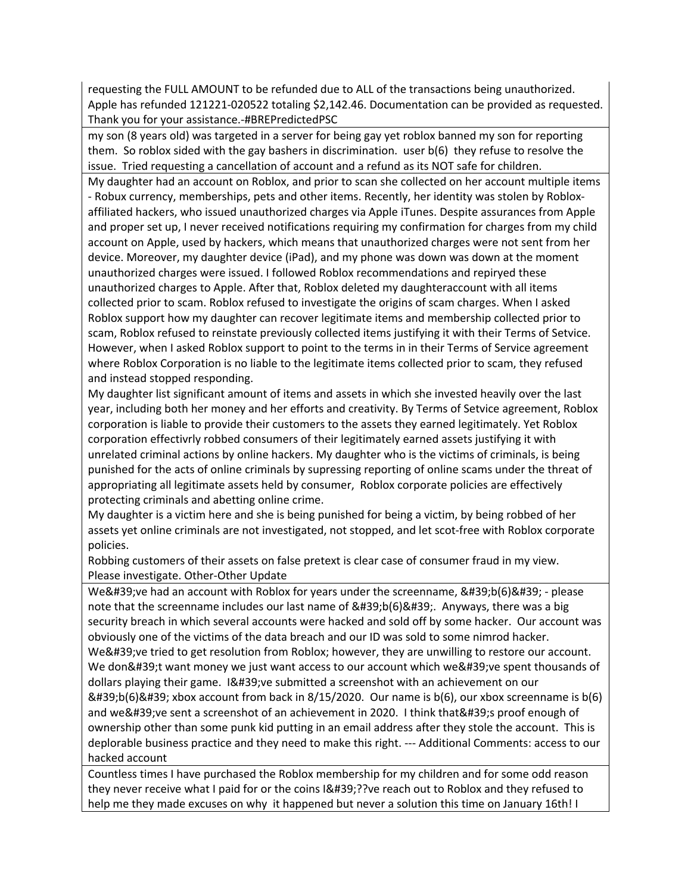| |
|---|
| requesting the FULL AMOUNT to be refunded due to ALL of the transactions being unauthorized. Apple has refunded 121221-020522 totaling $2,142.46. Documentation can be provided as requested. Thank you for your assistance.-#BREPredictedPSC |
| my son (8 years old) was targeted in a server for being gay yet roblox banned my son for reporting them. So roblox sided with the gay bashers in discrimination. user b(6) they refuse to resolve the issue. Tried requesting a cancellation of account and a refund as its NOT safe for children. |
| My daughter had an account on Roblox, and prior to scan she collected on her account multiple items - Robux currency, memberships, pets and other items. Recently, her identity was stolen by Roblox-affiliated hackers, who issued unauthorized charges via Apple iTunes. Despite assurances from Apple and proper set up, I never received notifications requiring my confirmation for charges from my child account on Apple, used by hackers, which means that unauthorized charges were not sent from her device. Moreover, my daughter device (iPad), and my phone was down was down at the moment unauthorized charges were issued. I followed Roblox recommendations and repiryed these unauthorized charges to Apple. After that, Roblox deleted my daughteraccount with all items collected prior to scam. Roblox refused to investigate the origins of scam charges. When I asked Roblox support how my daughter can recover legitimate items and membership collected prior to scam, Roblox refused to reinstate previously collected items justifying it with their Terms of Setvice. However, when I asked Roblox support to point to the terms in in their Terms of Service agreement where Roblox Corporation is no liable to the legitimate items collected prior to scam, they refused and instead stopped responding.<br>My daughter list significant amount of items and assets in which she invested heavily over the last year, including both her money and her efforts and creativity. By Terms of Setvice agreement, Roblox corporation is liable to provide their customers to the assets they earned legitimately. Yet Roblox corporation effectivrly robbed consumers of their legitimately earned assets justifying it with unrelated criminal actions by online hackers. My daughter who is the victims of criminals, is being punished for the acts of online criminals by supressing reporting of online scams under the threat of appropriating all legitimate assets held by consumer, Roblox corporate policies are effectively protecting criminals and abetting online crime.<br>My daughter is a victim here and she is being punished for being a victim, by being robbed of her assets yet online criminals are not investigated, not stopped, and let scot-free with Roblox corporate policies.<br>Robbing customers of their assets on false pretext is clear case of consumer fraud in my view. Please investigate. Other-Other Update |
| We&#39;ve had an account with Roblox for years under the screenname, &#39;b(6)&#39; - please note that the screenname includes our last name of &#39;b(6)&#39;. Anyways, there was a big security breach in which several accounts were hacked and sold off by some hacker. Our account was obviously one of the victims of the data breach and our ID was sold to some nimrod hacker. We&#39;ve tried to get resolution from Roblox; however, they are unwilling to restore our account. We don&#39;t want money we just want access to our account which we&#39;ve spent thousands of dollars playing their game. I&#39;ve submitted a screenshot with an achievement on our &#39;b(6)&#39; xbox account from back in 8/15/2020. Our name is b(6), our xbox screenname is b(6) and we&#39;ve sent a screenshot of an achievement in 2020. I think that&#39;s proof enough of ownership other than some punk kid putting in an email address after they stole the account. This is deplorable business practice and they need to make this right. --- Additional Comments: access to our hacked account |
| Countless times I have purchased the Roblox membership for my children and for some odd reason they never receive what I paid for or the coins I&#39;??ve reach out to Roblox and they refused to help me they made excuses on why it happened but never a solution this time on January 16th! I |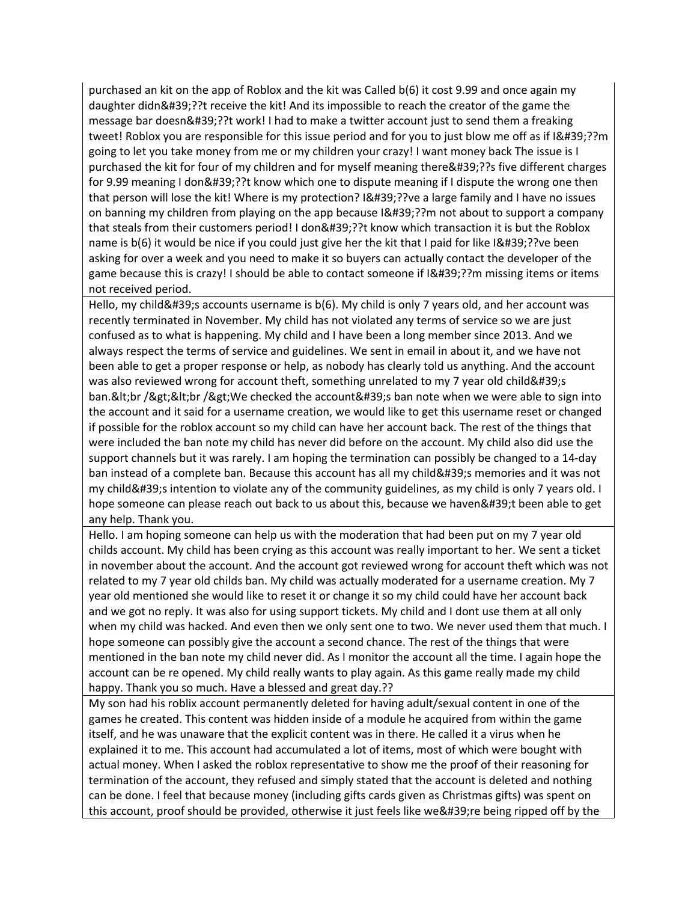| |
|---|
| purchased an kit on the app of Roblox and the kit was Called b(6) it cost 9.99 and once again my daughter didn&#39;??t receive the kit! And its impossible to reach the creator of the game the message bar doesn&#39;??t work! I had to make a twitter account just to send them a freaking tweet! Roblox you are responsible for this issue period and for you to just blow me off as if I&#39;??m going to let you take money from me or my children your crazy! I want money back The issue is I purchased the kit for four of my children and for myself meaning there&#39;??s five different charges for 9.99 meaning I don&#39;??t know which one to dispute meaning if I dispute the wrong one then that person will lose the kit! Where is my protection? I&#39;??ve a large family and I have no issues on banning my children from playing on the app because I&#39;??m not about to support a company that steals from their customers period! I don&#39;??t know which transaction it is but the Roblox name is b(6) it would be nice if you could just give her the kit that I paid for like I&#39;??ve been asking for over a week and you need to make it so buyers can actually contact the developer of the game because this is crazy! I should be able to contact someone if I&#39;??m missing items or items not received period. |
| Hello, my child&#39;s accounts username is b(6). My child is only 7 years old, and her account was recently terminated in November. My child has not violated any terms of service so we are just confused as to what is happening. My child and I have been a long member since 2013. And we always respect the terms of service and guidelines. We sent in email in about it, and we have not been able to get a proper response or help, as nobody has clearly told us anything. And the account was also reviewed wrong for account theft, something unrelated to my 7 year old child&#39;s ban.&lt;br /&gt;&lt;br /&gt;We checked the account&#39;s ban note when we were able to sign into the account and it said for a username creation, we would like to get this username reset or changed if possible for the roblox account so my child can have her account back. The rest of the things that were included the ban note my child has never did before on the account. My child also did use the support channels but it was rarely. I am hoping the termination can possibly be changed to a 14-day ban instead of a complete ban. Because this account has all my child&#39;s memories and it was not my child&#39;s intention to violate any of the community guidelines, as my child is only 7 years old. I hope someone can please reach out back to us about this, because we haven&#39;t been able to get any help. Thank you. |
| Hello. I am hoping someone can help us with the moderation that had been put on my 7 year old childs account. My child has been crying as this account was really important to her. We sent a ticket in november about the account. And the account got reviewed wrong for account theft which was not related to my 7 year old childs ban. My child was actually moderated for a username creation. My 7 year old mentioned she would like to reset it or change it so my child could have her account back and we got no reply. It was also for using support tickets. My child and I dont use them at all only when my child was hacked. And even then we only sent one to two. We never used them that much. I hope someone can possibly give the account a second chance. The rest of the things that were mentioned in the ban note my child never did. As I monitor the account all the time. I again hope the account can be re opened. My child really wants to play again. As this game really made my child happy. Thank you so much. Have a blessed and great day.?? |
| My son had his roblix account permanently deleted for having adult/sexual content in one of the games he created. This content was hidden inside of a module he acquired from within the game itself, and he was unaware that the explicit content was in there. He called it a virus when he explained it to me. This account had accumulated a lot of items, most of which were bought with actual money. When I asked the roblox representative to show me the proof of their reasoning for termination of the account, they refused and simply stated that the account is deleted and nothing can be done. I feel that because money (including gifts cards given as Christmas gifts) was spent on this account, proof should be provided, otherwise it just feels like we&#39;re being ripped off by the |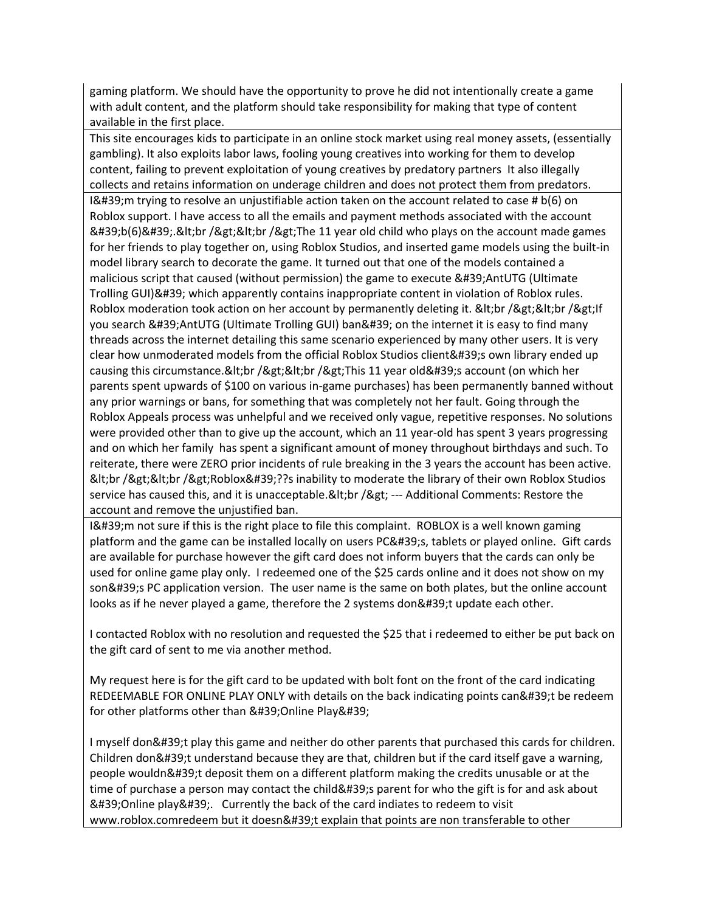| |
|---|
| gaming platform. We should have the opportunity to prove he did not intentionally create a game with adult content, and the platform should take responsibility for making that type of content available in the first place. |
| This site encourages kids to participate in an online stock market using real money assets, (essentially gambling). It also exploits labor laws, fooling young creatives into working for them to develop content, failing to prevent exploitation of young creatives by predatory partners  It also illegally collects and retains information on underage children and does not protect them from predators. |
| I&#39;m trying to resolve an unjustifiable action taken on the account related to case # b(6) on Roblox support. I have access to all the emails and payment methods associated with the account &#39;b(6)&#39;.&lt;br /&gt;&lt;br /&gt;The 11 year old child who plays on the account made games for her friends to play together on, using Roblox Studios, and inserted game models using the built-in model library search to decorate the game. It turned out that one of the models contained a malicious script that caused (without permission) the game to execute &#39;AntUTG (Ultimate Trolling GUI)&#39; which apparently contains inappropriate content in violation of Roblox rules. Roblox moderation took action on her account by permanently deleting it. &lt;br /&gt;&lt;br /&gt;If you search &#39;AntUTG (Ultimate Trolling GUI) ban&#39; on the internet it is easy to find many threads across the internet detailing this same scenario experienced by many other users. It is very clear how unmoderated models from the official Roblox Studios client&#39;s own library ended up causing this circumstance.&lt;br /&gt;&lt;br /&gt;This 11 year old&#39;s account (on which her parents spent upwards of $100 on various in-game purchases) has been permanently banned without any prior warnings or bans, for something that was completely not her fault. Going through the Roblox Appeals process was unhelpful and we received only vague, repetitive responses. No solutions were provided other than to give up the account, which an 11 year-old has spent 3 years progressing and on which her family  has spent a significant amount of money throughout birthdays and such. To reiterate, there were ZERO prior incidents of rule breaking in the 3 years the account has been active. &lt;br /&gt;&lt;br /&gt;Roblox&#39;??s inability to moderate the library of their own Roblox Studios service has caused this, and it is unacceptable.&lt;br /&gt; --- Additional Comments: Restore the account and remove the unjustified ban. |
| I&#39;m not sure if this is the right place to file this complaint.  ROBLOX is a well known gaming platform and the game can be installed locally on users PC&#39;s, tablets or played online.  Gift cards are available for purchase however the gift card does not inform buyers that the cards can only be used for online game play only.  I redeemed one of the $25 cards online and it does not show on my son&#39;s PC application version.  The user name is the same on both plates, but the online account looks as if he never played a game, therefore the 2 systems don&#39;t update each other.<br><br>I contacted Roblox with no resolution and requested the $25 that i redeemed to either be put back on the gift card of sent to me via another method.<br><br>My request here is for the gift card to be updated with bolt font on the front of the card indicating REDEEMABLE FOR ONLINE PLAY ONLY with details on the back indicating points can&#39;t be redeem for other platforms other than &#39;Online Play&#39;<br><br>I myself don&#39;t play this game and neither do other parents that purchased this cards for children. Children don&#39;t understand because they are that, children but if the card itself gave a warning, people wouldn&#39;t deposit them on a different platform making the credits unusable or at the time of purchase a person may contact the child&#39;s parent for who the gift is for and ask about &#39;Online play&#39;.   Currently the back of the card indiates to redeem to visit www.roblox.comredeem but it doesn&#39;t explain that points are non transferable to other |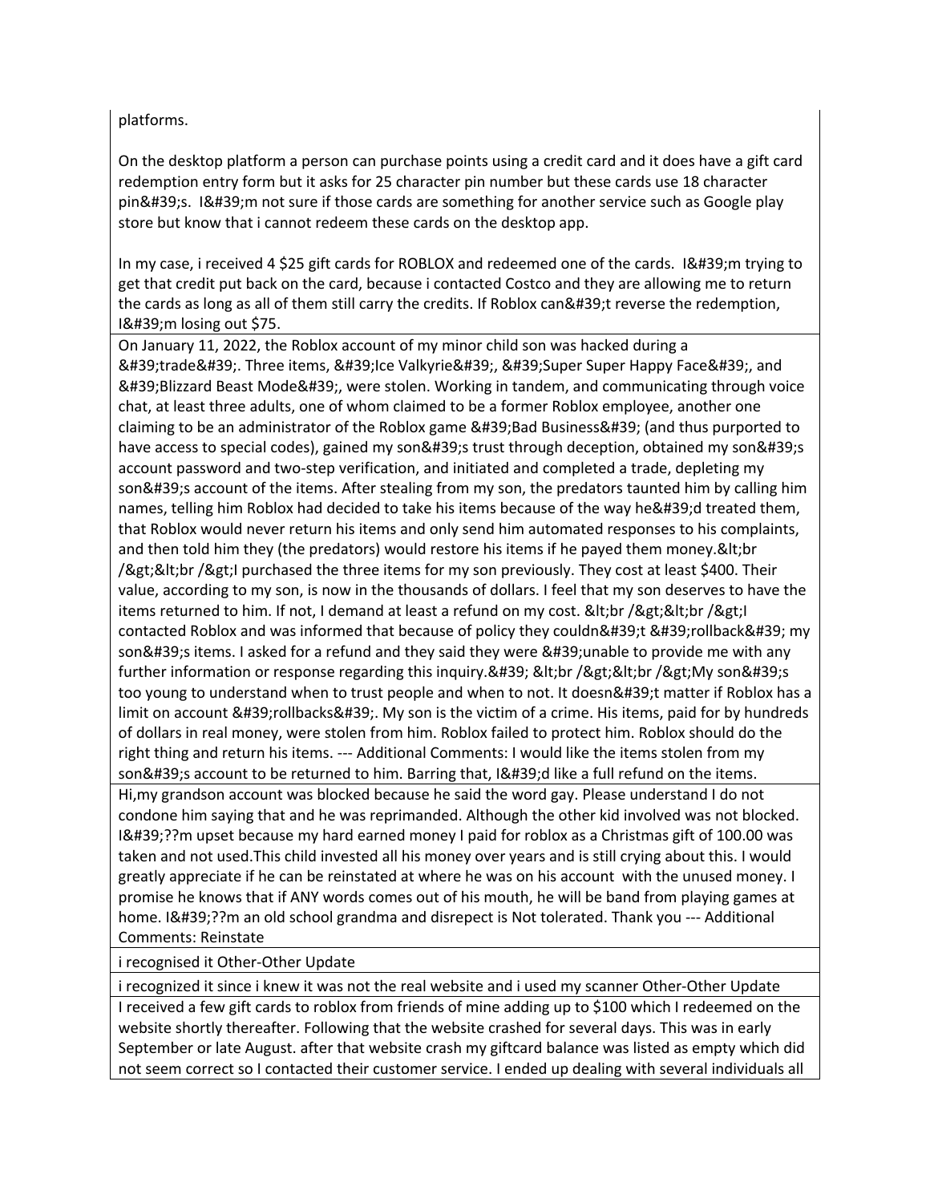| |
|---|
| platforms.<br><br>On the desktop platform a person can purchase points using a credit card and it does have a gift card redemption entry form but it asks for 25 character pin number but these cards use 18 character pin&#39;s. I&#39;m not sure if those cards are something for another service such as Google play store but know that i cannot redeem these cards on the desktop app.<br><br>In my case, i received 4 $25 gift cards for ROBLOX and redeemed one of the cards. I&#39;m trying to get that credit put back on the card, because i contacted Costco and they are allowing me to return the cards as long as all of them still carry the credits. If Roblox can&#39;t reverse the redemption, I&#39;m losing out $75. |
| On January 11, 2022, the Roblox account of my minor child son was hacked during a &#39;trade&#39;. Three items, &#39;Ice Valkyrie&#39;, &#39;Super Super Happy Face&#39;, and &#39;Blizzard Beast Mode&#39;, were stolen. Working in tandem, and communicating through voice chat, at least three adults, one of whom claimed to be a former Roblox employee, another one claiming to be an administrator of the Roblox game &#39;Bad Business&#39; (and thus purported to have access to special codes), gained my son&#39;s trust through deception, obtained my son&#39;s account password and two-step verification, and initiated and completed a trade, depleting my son&#39;s account of the items. After stealing from my son, the predators taunted him by calling him names, telling him Roblox had decided to take his items because of the way he&#39;d treated them, that Roblox would never return his items and only send him automated responses to his complaints, and then told him they (the predators) would restore his items if he payed them money.&lt;br /&gt;&lt;br /&gt;I purchased the three items for my son previously. They cost at least $400. Their value, according to my son, is now in the thousands of dollars. I feel that my son deserves to have the items returned to him. If not, I demand at least a refund on my cost. &lt;br /&gt;&lt;br /&gt;I contacted Roblox and was informed that because of policy they couldn&#39;t &#39;rollback&#39; my son&#39;s items. I asked for a refund and they said they were &#39;unable to provide me with any further information or response regarding this inquiry.&#39; &lt;br /&gt;&lt;br /&gt;My son&#39;s too young to understand when to trust people and when to not. It doesn&#39;t matter if Roblox has a limit on account &#39;rollbacks&#39;. My son is the victim of a crime. His items, paid for by hundreds of dollars in real money, were stolen from him. Roblox failed to protect him. Roblox should do the right thing and return his items. --- Additional Comments: I would like the items stolen from my son&#39;s account to be returned to him. Barring that, I&#39;d like a full refund on the items. |
| Hi,my grandson account was blocked because he said the word gay. Please understand I do not condone him saying that and he was reprimanded. Although the other kid involved was not blocked. I&#39;??m upset because my hard earned money I paid for roblox as a Christmas gift of 100.00 was taken and not used.This child invested all his money over years and is still crying about this. I would greatly appreciate if he can be reinstated at where he was on his account with the unused money. I promise he knows that if ANY words comes out of his mouth, he will be band from playing games at home. I&#39;??m an old school grandma and disrepect is Not tolerated. Thank you --- Additional Comments: Reinstate |
| i recognised it Other-Other Update |
| i recognized it since i knew it was not the real website and i used my scanner Other-Other Update |
| I received a few gift cards to roblox from friends of mine adding up to $100 which I redeemed on the website shortly thereafter. Following that the website crashed for several days. This was in early September or late August. after that website crash my giftcard balance was listed as empty which did not seem correct so I contacted their customer service. I ended up dealing with several individuals all |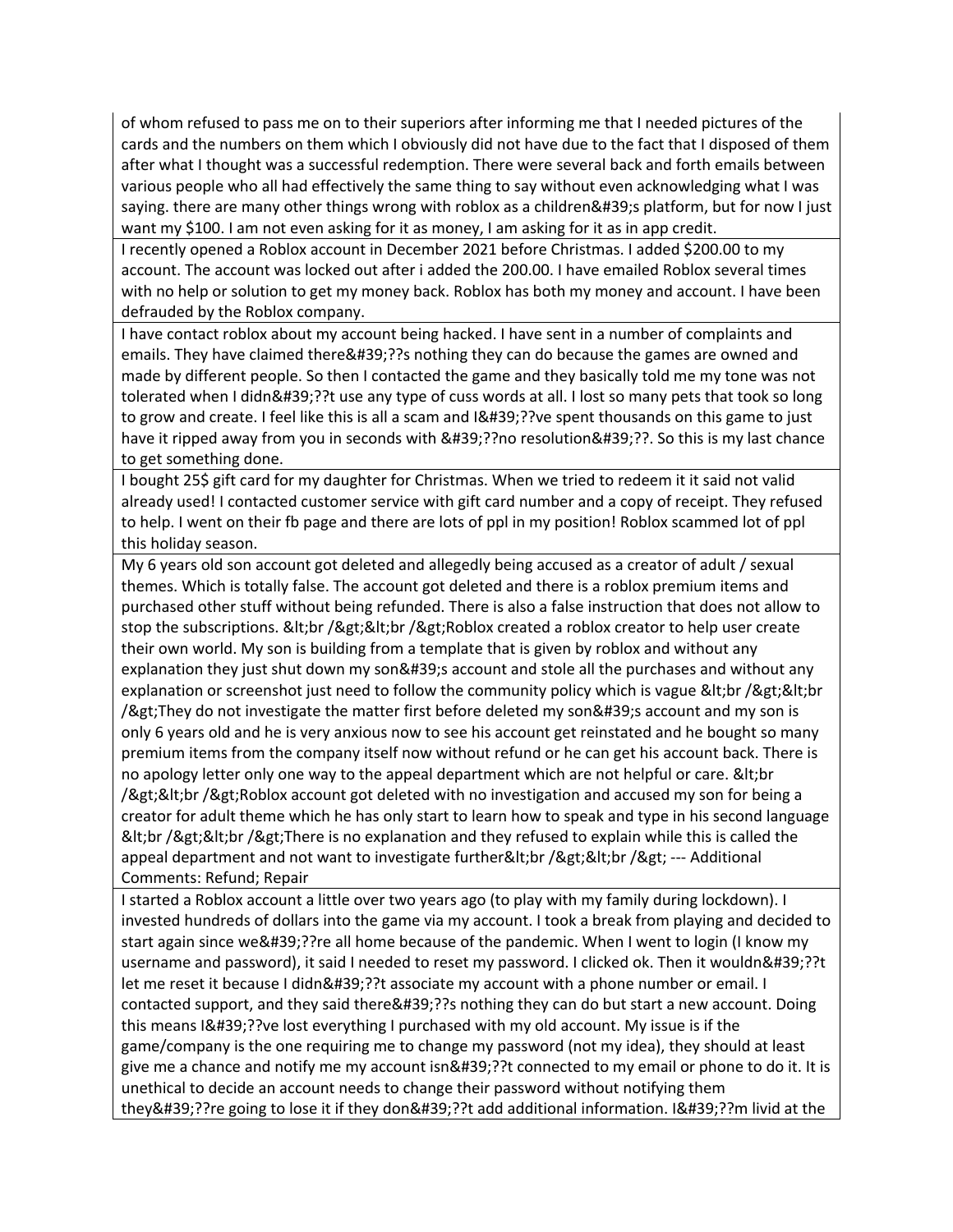| |
|---|
| of whom refused to pass me on to their superiors after informing me that I needed pictures of the cards and the numbers on them which I obviously did not have due to the fact that I disposed of them after what I thought was a successful redemption. There were several back and forth emails between various people who all had effectively the same thing to say without even acknowledging what I was saying. there are many other things wrong with roblox as a children&#39;s platform, but for now I just want my $100. I am not even asking for it as money, I am asking for it as in app credit. |
| I recently opened a Roblox account in December 2021 before Christmas. I added $200.00 to my account. The account was locked out after i added the 200.00. I have emailed Roblox several times with no help or solution to get my money back. Roblox has both my money and account. I have been defrauded by the Roblox company. |
| I have contact roblox about my account being hacked. I have sent in a number of complaints and emails. They have claimed there&#39;??s nothing they can do because the games are owned and made by different people. So then I contacted the game and they basically told me my tone was not tolerated when I didn&#39;??t use any type of cuss words at all. I lost so many pets that took so long to grow and create. I feel like this is all a scam and I&#39;??ve spent thousands on this game to just have it ripped away from you in seconds with &#39;??no resolution&#39;??. So this is my last chance to get something done. |
| I bought 25$ gift card for my daughter for Christmas. When we tried to redeem it it said not valid already used! I contacted customer service with gift card number and a copy of receipt. They refused to help. I went on their fb page and there are lots of ppl in my position! Roblox scammed lot of ppl this holiday season. |
| My 6 years old son account got deleted and allegedly being accused as a creator of adult / sexual themes. Which is totally false. The account got deleted and there is a roblox premium items and purchased other stuff without being refunded. There is also a false instruction that does not allow to stop the subscriptions. &lt;br /&gt;&lt;br /&gt;Roblox created a roblox creator to help user create their own world. My son is building from a template that is given by roblox and without any explanation they just shut down my son&#39;s account and stole all the purchases and without any explanation or screenshot just need to follow the community policy which is vague &lt;br /&gt;&lt;br /&gt;They do not investigate the matter first before deleted my son&#39;s account and my son is only 6 years old and he is very anxious now to see his account get reinstated and he bought so many premium items from the company itself now without refund or he can get his account back. There is no apology letter only one way to the appeal department which are not helpful or care. &lt;br /&gt;&lt;br /&gt;Roblox account got deleted with no investigation and accused my son for being a creator for adult theme which he has only start to learn how to speak and type in his second language &lt;br /&gt;&lt;br /&gt;There is no explanation and they refused to explain while this is called the appeal department and not want to investigate further&lt;br /&gt;&lt;br /&gt; --- Additional Comments: Refund; Repair |
| I started a Roblox account a little over two years ago (to play with my family during lockdown). I invested hundreds of dollars into the game via my account. I took a break from playing and decided to start again since we&#39;??re all home because of the pandemic. When I went to login (I know my username and password), it said I needed to reset my password. I clicked ok. Then it wouldn&#39;??t let me reset it because I didn&#39;??t associate my account with a phone number or email. I contacted support, and they said there&#39;??s nothing they can do but start a new account. Doing this means I&#39;??ve lost everything I purchased with my old account. My issue is if the game/company is the one requiring me to change my password (not my idea), they should at least give me a chance and notify me my account isn&#39;??t connected to my email or phone to do it. It is unethical to decide an account needs to change their password without notifying them they&#39;??re going to lose it if they don&#39;??t add additional information. I&#39;??m livid at the |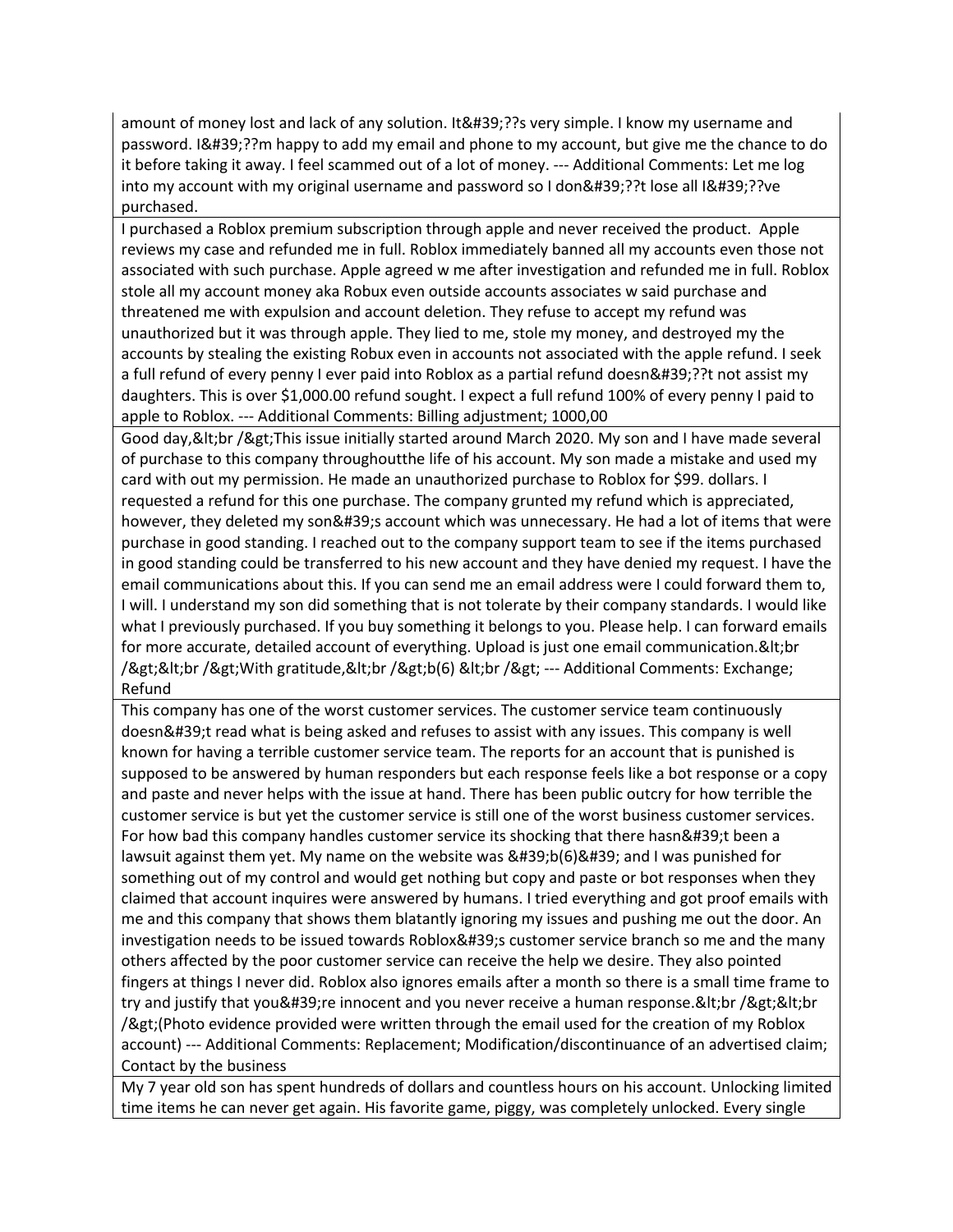| |
|---|
| amount of money lost and lack of any solution. It&#39;??s very simple. I know my username and password. I&#39;??m happy to add my email and phone to my account, but give me the chance to do it before taking it away. I feel scammed out of a lot of money. --- Additional Comments: Let me log into my account with my original username and password so I don&#39;??t lose all I&#39;??ve purchased. |
| I purchased a Roblox premium subscription through apple and never received the product. Apple reviews my case and refunded me in full. Roblox immediately banned all my accounts even those not associated with such purchase. Apple agreed w me after investigation and refunded me in full. Roblox stole all my account money aka Robux even outside accounts associates w said purchase and threatened me with expulsion and account deletion. They refuse to accept my refund was unauthorized but it was through apple. They lied to me, stole my money, and destroyed my the accounts by stealing the existing Robux even in accounts not associated with the apple refund. I seek a full refund of every penny I ever paid into Roblox as a partial refund doesn&#39;??t not assist my daughters. This is over $1,000.00 refund sought. I expect a full refund 100% of every penny I paid to apple to Roblox. --- Additional Comments: Billing adjustment; 1000,00 |
| Good day,&lt;br /&gt;This issue initially started around March 2020. My son and I have made several of purchase to this company throughoutthe life of his account. My son made a mistake and used my card with out my permission. He made an unauthorized purchase to Roblox for $99. dollars. I requested a refund for this one purchase. The company grunted my refund which is appreciated, however, they deleted my son&#39;s account which was unnecessary. He had a lot of items that were purchase in good standing. I reached out to the company support team to see if the items purchased in good standing could be transferred to his new account and they have denied my request. I have the email communications about this. If you can send me an email address were I could forward them to, I will. I understand my son did something that is not tolerate by their company standards. I would like what I previously purchased. If you buy something it belongs to you. Please help. I can forward emails for more accurate, detailed account of everything. Upload is just one email communication.&lt;br /&gt;&lt;br /&gt;With gratitude,&lt;br /&gt;b(6) &lt;br /&gt; --- Additional Comments: Exchange; Refund |
| This company has one of the worst customer services. The customer service team continuously doesn&#39;t read what is being asked and refuses to assist with any issues. This company is well known for having a terrible customer service team. The reports for an account that is punished is supposed to be answered by human responders but each response feels like a bot response or a copy and paste and never helps with the issue at hand. There has been public outcry for how terrible the customer service is but yet the customer service is still one of the worst business customer services. For how bad this company handles customer service its shocking that there hasn&#39;t been a lawsuit against them yet. My name on the website was &#39;b(6)&#39; and I was punished for something out of my control and would get nothing but copy and paste or bot responses when they claimed that account inquires were answered by humans. I tried everything and got proof emails with me and this company that shows them blatantly ignoring my issues and pushing me out the door. An investigation needs to be issued towards Roblox&#39;s customer service branch so me and the many others affected by the poor customer service can receive the help we desire. They also pointed fingers at things I never did. Roblox also ignores emails after a month so there is a small time frame to try and justify that you&#39;re innocent and you never receive a human response.&lt;br /&gt;&lt;br /&gt;(Photo evidence provided were written through the email used for the creation of my Roblox account) --- Additional Comments: Replacement; Modification/discontinuance of an advertised claim; Contact by the business |
| My 7 year old son has spent hundreds of dollars and countless hours on his account. Unlocking limited time items he can never get again. His favorite game, piggy, was completely unlocked. Every single |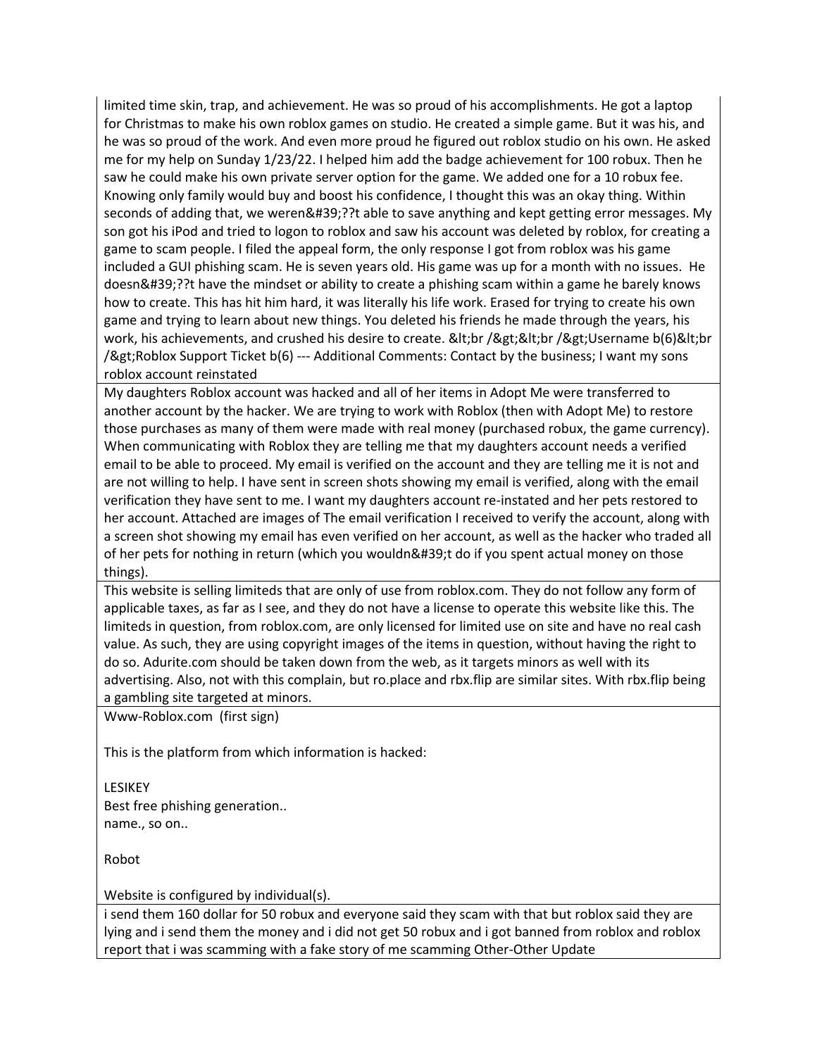| |
|---|
| limited time skin, trap, and achievement. He was so proud of his accomplishments. He got a laptop for Christmas to make his own roblox games on studio. He created a simple game. But it was his, and he was so proud of the work. And even more proud he figured out roblox studio on his own. He asked me for my help on Sunday 1/23/22. I helped him add the badge achievement for 100 robux. Then he saw he could make his own private server option for the game. We added one for a 10 robux fee. Knowing only family would buy and boost his confidence, I thought this was an okay thing. Within seconds of adding that, we weren&#39;??t able to save anything and kept getting error messages. My son got his iPod and tried to logon to roblox and saw his account was deleted by roblox, for creating a game to scam people. I filed the appeal form, the only response I got from roblox was his game included a GUI phishing scam. He is seven years old. His game was up for a month with no issues. He doesn&#39;??t have the mindset or ability to create a phishing scam within a game he barely knows how to create. This has hit him hard, it was literally his life work. Erased for trying to create his own game and trying to learn about new things. You deleted his friends he made through the years, his work, his achievements, and crushed his desire to create. &lt;br /&gt;&lt;br /&gt;Username b(6)&lt;br /&gt;Roblox Support Ticket b(6) --- Additional Comments: Contact by the business; I want my sons roblox account reinstated |
| My daughters Roblox account was hacked and all of her items in Adopt Me were transferred to another account by the hacker. We are trying to work with Roblox (then with Adopt Me) to restore those purchases as many of them were made with real money (purchased robux, the game currency). When communicating with Roblox they are telling me that my daughters account needs a verified email to be able to proceed. My email is verified on the account and they are telling me it is not and are not willing to help. I have sent in screen shots showing my email is verified, along with the email verification they have sent to me. I want my daughters account re-instated and her pets restored to her account. Attached are images of The email verification I received to verify the account, along with a screen shot showing my email has even verified on her account, as well as the hacker who traded all of her pets for nothing in return (which you wouldn&#39;t do if you spent actual money on those things). |
| This website is selling limiteds that are only of use from roblox.com. They do not follow any form of applicable taxes, as far as I see, and they do not have a license to operate this website like this. The limiteds in question, from roblox.com, are only licensed for limited use on site and have no real cash value. As such, they are using copyright images of the items in question, without having the right to do so. Adurite.com should be taken down from the web, as it targets minors as well with its advertising. Also, not with this complain, but ro.place and rbx.flip are similar sites. With rbx.flip being a gambling site targeted at minors. |
| Www-Roblox.com (first sign)<br><br>This is the platform from which information is hacked:<br><br>LESIKEY<br>Best free phishing generation..<br>name., so on..<br><br>Robot<br><br>Website is configured by individual(s). |
| i send them 160 dollar for 50 robux and everyone said they scam with that but roblox said they are lying and i send them the money and i did not get 50 robux and i got banned from roblox and roblox report that i was scamming with a fake story of me scamming Other-Other Update |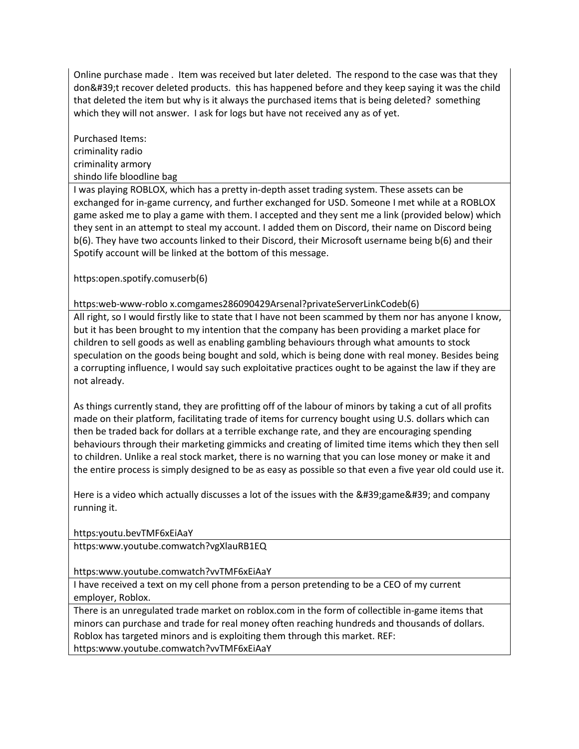| |
|---|
| Online purchase made . Item was received but later deleted. The respond to the case was that they don&#39;t recover deleted products. this has happened before and they keep saying it was the child that deleted the item but why is it always the purchased items that is being deleted? something which they will not answer. I ask for logs but have not received any as of yet.<br><br>Purchased Items:<br>criminality radio<br>criminality armory<br>shindo life bloodline bag |
| I was playing ROBLOX, which has a pretty in-depth asset trading system. These assets can be exchanged for in-game currency, and further exchanged for USD. Someone I met while at a ROBLOX game asked me to play a game with them. I accepted and they sent me a link (provided below) which they sent in an attempt to steal my account. I added them on Discord, their name on Discord being b(6). They have two accounts linked to their Discord, their Microsoft username being b(6) and their Spotify account will be linked at the bottom of this message.<br><br>https:open.spotify.comuserb(6)<br><br>https:web-www-roblo x.comgames286090429Arsenal?privateServerLinkCodeb(6) |
| All right, so I would firstly like to state that I have not been scammed by them nor has anyone I know, but it has been brought to my intention that the company has been providing a market place for children to sell goods as well as enabling gambling behaviours through what amounts to stock speculation on the goods being bought and sold, which is being done with real money. Besides being a corrupting influence, I would say such exploitative practices ought to be against the law if they are not already.<br><br>As things currently stand, they are profitting off of the labour of minors by taking a cut of all profits made on their platform, facilitating trade of items for currency bought using U.S. dollars which can then be traded back for dollars at a terrible exchange rate, and they are encouraging spending behaviours through their marketing gimmicks and creating of limited time items which they then sell to children. Unlike a real stock market, there is no warning that you can lose money or make it and the entire process is simply designed to be as easy as possible so that even a five year old could use it.<br><br>Here is a video which actually discusses a lot of the issues with the &#39;game&#39; and company running it.<br><br>https:youtu.bevTMF6xEiAaY |
| https:www.youtube.comwatch?vgXlauRB1EQ<br><br>https:www.youtube.comwatch?vvTMF6xEiAaY |
| I have received a text on my cell phone from a person pretending to be a CEO of my current employer, Roblox. |
| There is an unregulated trade market on roblox.com in the form of collectible in-game items that minors can purchase and trade for real money often reaching hundreds and thousands of dollars. Roblox has targeted minors and is exploiting them through this market. REF: https:www.youtube.comwatch?vvTMF6xEiAaY |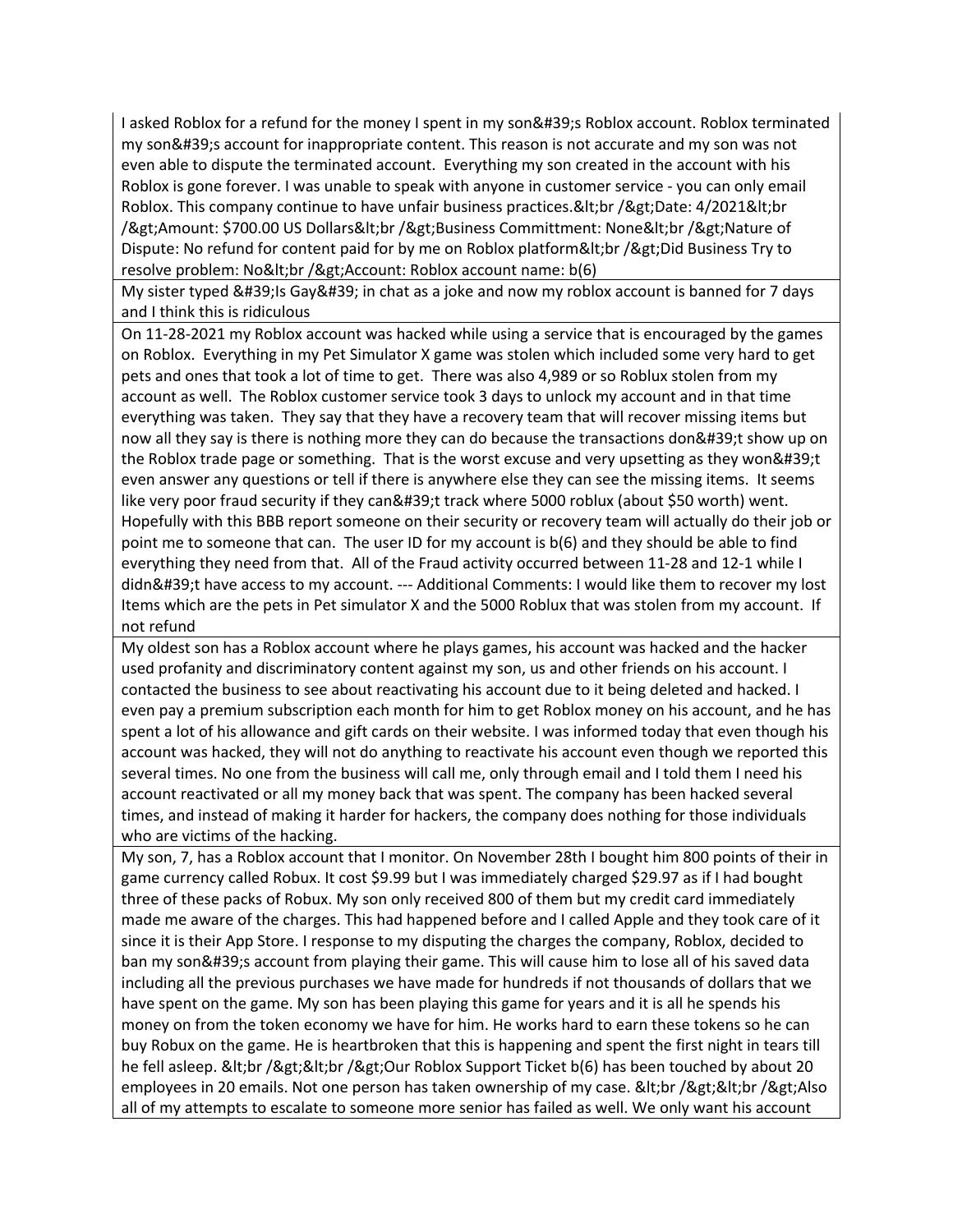| |
|---|
| I asked Roblox for a refund for the money I spent in my son&#39;s Roblox account. Roblox terminated my son&#39;s account for inappropriate content. This reason is not accurate and my son was not even able to dispute the terminated account. Everything my son created in the account with his Roblox is gone forever. I was unable to speak with anyone in customer service - you can only email Roblox. This company continue to have unfair business practices.&lt;br /&gt;Date: 4/2021&lt;br /&gt;Amount: $700.00 US Dollars&lt;br /&gt;Business Committment: None&lt;br /&gt;Nature of Dispute: No refund for content paid for by me on Roblox platform&lt;br /&gt;Did Business Try to resolve problem: No&lt;br /&gt;Account: Roblox account name: b(6) |
| My sister typed &#39;Is Gay&#39; in chat as a joke and now my roblox account is banned for 7 days and I think this is ridiculous |
| On 11-28-2021 my Roblox account was hacked while using a service that is encouraged by the games on Roblox. Everything in my Pet Simulator X game was stolen which included some very hard to get pets and ones that took a lot of time to get. There was also 4,989 or so Roblux stolen from my account as well. The Roblox customer service took 3 days to unlock my account and in that time everything was taken. They say that they have a recovery team that will recover missing items but now all they say is there is nothing more they can do because the transactions don&#39;t show up on the Roblox trade page or something. That is the worst excuse and very upsetting as they won&#39;t even answer any questions or tell if there is anywhere else they can see the missing items. It seems like very poor fraud security if they can&#39;t track where 5000 roblux (about $50 worth) went. Hopefully with this BBB report someone on their security or recovery team will actually do their job or point me to someone that can. The user ID for my account is b(6) and they should be able to find everything they need from that. All of the Fraud activity occurred between 11-28 and 12-1 while I didn&#39;t have access to my account. --- Additional Comments: I would like them to recover my lost Items which are the pets in Pet simulator X and the 5000 Roblux that was stolen from my account. If not refund |
| My oldest son has a Roblox account where he plays games, his account was hacked and the hacker used profanity and discriminatory content against my son, us and other friends on his account. I contacted the business to see about reactivating his account due to it being deleted and hacked. I even pay a premium subscription each month for him to get Roblox money on his account, and he has spent a lot of his allowance and gift cards on their website. I was informed today that even though his account was hacked, they will not do anything to reactivate his account even though we reported this several times. No one from the business will call me, only through email and I told them I need his account reactivated or all my money back that was spent. The company has been hacked several times, and instead of making it harder for hackers, the company does nothing for those individuals who are victims of the hacking. |
| My son, 7, has a Roblox account that I monitor. On November 28th I bought him 800 points of their in game currency called Robux. It cost $9.99 but I was immediately charged $29.97 as if I had bought three of these packs of Robux. My son only received 800 of them but my credit card immediately made me aware of the charges. This had happened before and I called Apple and they took care of it since it is their App Store. I response to my disputing the charges the company, Roblox, decided to ban my son&#39;s account from playing their game. This will cause him to lose all of his saved data including all the previous purchases we have made for hundreds if not thousands of dollars that we have spent on the game. My son has been playing this game for years and it is all he spends his money on from the token economy we have for him. He works hard to earn these tokens so he can buy Robux on the game. He is heartbroken that this is happening and spent the first night in tears till he fell asleep. &lt;br /&gt;&lt;br /&gt;Our Roblox Support Ticket b(6) has been touched by about 20 employees in 20 emails. Not one person has taken ownership of my case. &lt;br /&gt;&lt;br /&gt;Also all of my attempts to escalate to someone more senior has failed as well. We only want his account |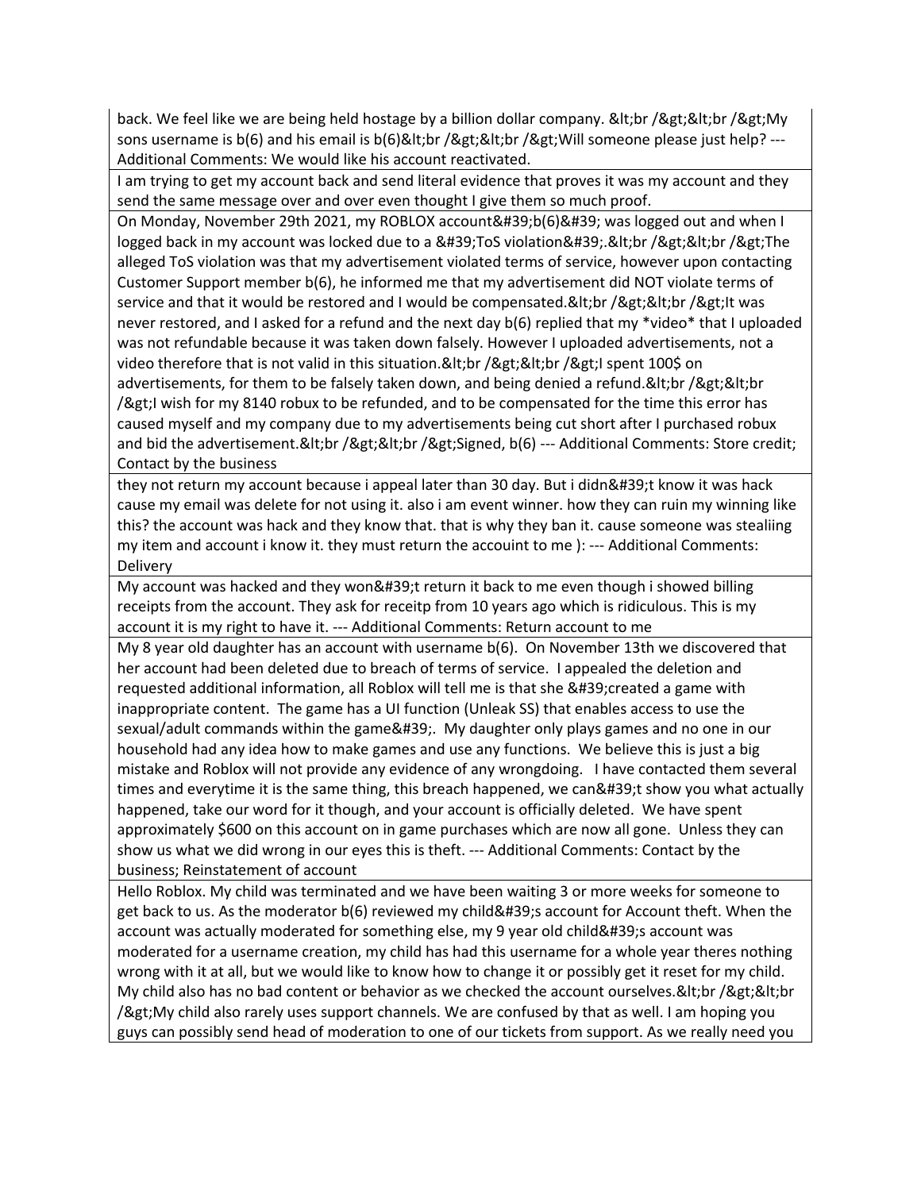| |
|---|
| back. We feel like we are being held hostage by a billion dollar company. &lt;br /&gt;&lt;br /&gt;My sons username is b(6) and his email is b(6)&lt;br /&gt;&lt;br /&gt;Will someone please just help? --- Additional Comments: We would like his account reactivated. |
| I am trying to get my account back and send literal evidence that proves it was my account and they send the same message over and over even thought I give them so much proof. |
| On Monday, November 29th 2021, my ROBLOX account&#39;b(6)&#39; was logged out and when I logged back in my account was locked due to a &#39;ToS violation&#39;.&lt;br /&gt;&lt;br /&gt;The alleged ToS violation was that my advertisement violated terms of service, however upon contacting Customer Support member b(6), he informed me that my advertisement did NOT violate terms of service and that it would be restored and I would be compensated.&lt;br /&gt;&lt;br /&gt;It was never restored, and I asked for a refund and the next day b(6) replied that my *video* that I uploaded was not refundable because it was taken down falsely. However I uploaded advertisements, not a video therefore that is not valid in this situation.&lt;br /&gt;&lt;br /&gt;I spent 100$ on advertisements, for them to be falsely taken down, and being denied a refund.&lt;br /&gt;&lt;br /&gt;I wish for my 8140 robux to be refunded, and to be compensated for the time this error has caused myself and my company due to my advertisements being cut short after I purchased robux and bid the advertisement.&lt;br /&gt;&lt;br /&gt;Signed, b(6) --- Additional Comments: Store credit; Contact by the business |
| they not return my account because i appeal later than 30 day. But i didn&#39;t know it was hack cause my email was delete for not using it. also i am event winner. how they can ruin my winning like this? the account was hack and they know that. that is why they ban it. cause someone was stealiing my item and account i know it. they must return the accouint to me ): --- Additional Comments: Delivery |
| My account was hacked and they won&#39;t return it back to me even though i showed billing receipts from the account. They ask for receitp from 10 years ago which is ridiculous. This is my account it is my right to have it. --- Additional Comments: Return account to me |
| My 8 year old daughter has an account with username b(6). On November 13th we discovered that her account had been deleted due to breach of terms of service. I appealed the deletion and requested additional information, all Roblox will tell me is that she &#39;created a game with inappropriate content. The game has a UI function (Unleak SS) that enables access to use the sexual/adult commands within the game&#39;. My daughter only plays games and no one in our household had any idea how to make games and use any functions. We believe this is just a big mistake and Roblox will not provide any evidence of any wrongdoing. I have contacted them several times and everytime it is the same thing, this breach happened, we can&#39;t show you what actually happened, take our word for it though, and your account is officially deleted. We have spent approximately $600 on this account on in game purchases which are now all gone. Unless they can show us what we did wrong in our eyes this is theft. --- Additional Comments: Contact by the business; Reinstatement of account |
| Hello Roblox. My child was terminated and we have been waiting 3 or more weeks for someone to get back to us. As the moderator b(6) reviewed my child&#39;s account for Account theft. When the account was actually moderated for something else, my 9 year old child&#39;s account was moderated for a username creation, my child has had this username for a whole year theres nothing wrong with it at all, but we would like to know how to change it or possibly get it reset for my child. My child also has no bad content or behavior as we checked the account ourselves.&lt;br /&gt;&lt;br /&gt;My child also rarely uses support channels. We are confused by that as well. I am hoping you guys can possibly send head of moderation to one of our tickets from support. As we really need you |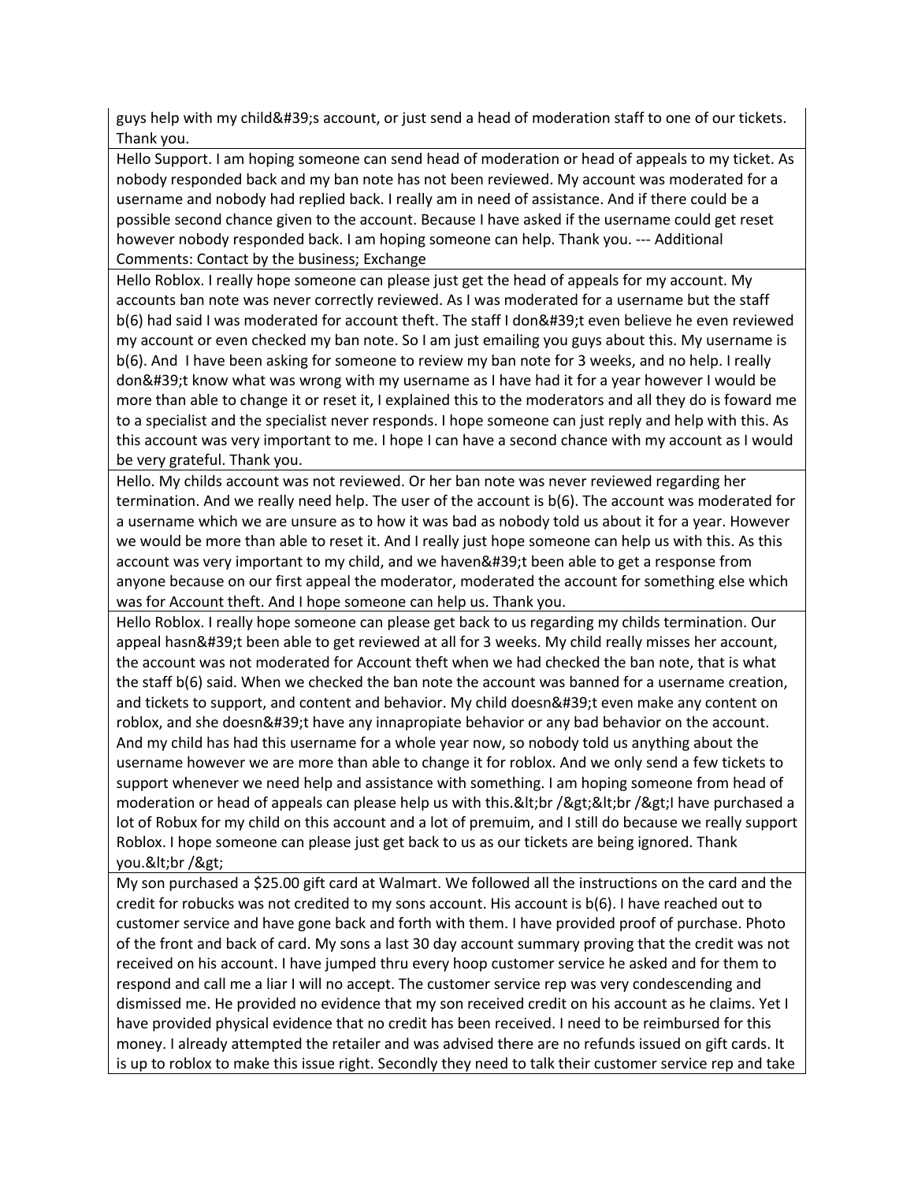| |
|---|
| guys help with my child&#39;s account, or just send a head of moderation staff to one of our tickets. Thank you. |
| Hello Support. I am hoping someone can send head of moderation or head of appeals to my ticket. As nobody responded back and my ban note has not been reviewed. My account was moderated for a username and nobody had replied back. I really am in need of assistance. And if there could be a possible second chance given to the account. Because I have asked if the username could get reset however nobody responded back. I am hoping someone can help. Thank you. --- Additional Comments: Contact by the business; Exchange |
| Hello Roblox. I really hope someone can please just get the head of appeals for my account. My accounts ban note was never correctly reviewed. As I was moderated for a username but the staff b(6) had said I was moderated for account theft. The staff I don&#39;t even believe he even reviewed my account or even checked my ban note. So I am just emailing you guys about this. My username is b(6). And I have been asking for someone to review my ban note for 3 weeks, and no help. I really don&#39;t know what was wrong with my username as I have had it for a year however I would be more than able to change it or reset it, I explained this to the moderators and all they do is foward me to a specialist and the specialist never responds. I hope someone can just reply and help with this. As this account was very important to me. I hope I can have a second chance with my account as I would be very grateful. Thank you. |
| Hello. My childs account was not reviewed. Or her ban note was never reviewed regarding her termination. And we really need help. The user of the account is b(6). The account was moderated for a username which we are unsure as to how it was bad as nobody told us about it for a year. However we would be more than able to reset it. And I really just hope someone can help us with this. As this account was very important to my child, and we haven&#39;t been able to get a response from anyone because on our first appeal the moderator, moderated the account for something else which was for Account theft. And I hope someone can help us. Thank you. |
| Hello Roblox. I really hope someone can please get back to us regarding my childs termination. Our appeal hasn&#39;t been able to get reviewed at all for 3 weeks. My child really misses her account, the account was not moderated for Account theft when we had checked the ban note, that is what the staff b(6) said. When we checked the ban note the account was banned for a username creation, and tickets to support, and content and behavior. My child doesn&#39;t even make any content on roblox, and she doesn&#39;t have any innapropiate behavior or any bad behavior on the account. And my child has had this username for a whole year now, so nobody told us anything about the username however we are more than able to change it for roblox. And we only send a few tickets to support whenever we need help and assistance with something. I am hoping someone from head of moderation or head of appeals can please help us with this.&lt;br /&gt;&lt;br /&gt;I have purchased a lot of Robux for my child on this account and a lot of premuim, and I still do because we really support Roblox. I hope someone can please just get back to us as our tickets are being ignored. Thank you.&lt;br /&gt; |
| My son purchased a $25.00 gift card at Walmart. We followed all the instructions on the card and the credit for robucks was not credited to my sons account. His account is b(6). I have reached out to customer service and have gone back and forth with them. I have provided proof of purchase. Photo of the front and back of card. My sons a last 30 day account summary proving that the credit was not received on his account. I have jumped thru every hoop customer service he asked and for them to respond and call me a liar I will no accept. The customer service rep was very condescending and dismissed me. He provided no evidence that my son received credit on his account as he claims. Yet I have provided physical evidence that no credit has been received. I need to be reimbursed for this money. I already attempted the retailer and was advised there are no refunds issued on gift cards. It is up to roblox to make this issue right. Secondly they need to talk their customer service rep and take |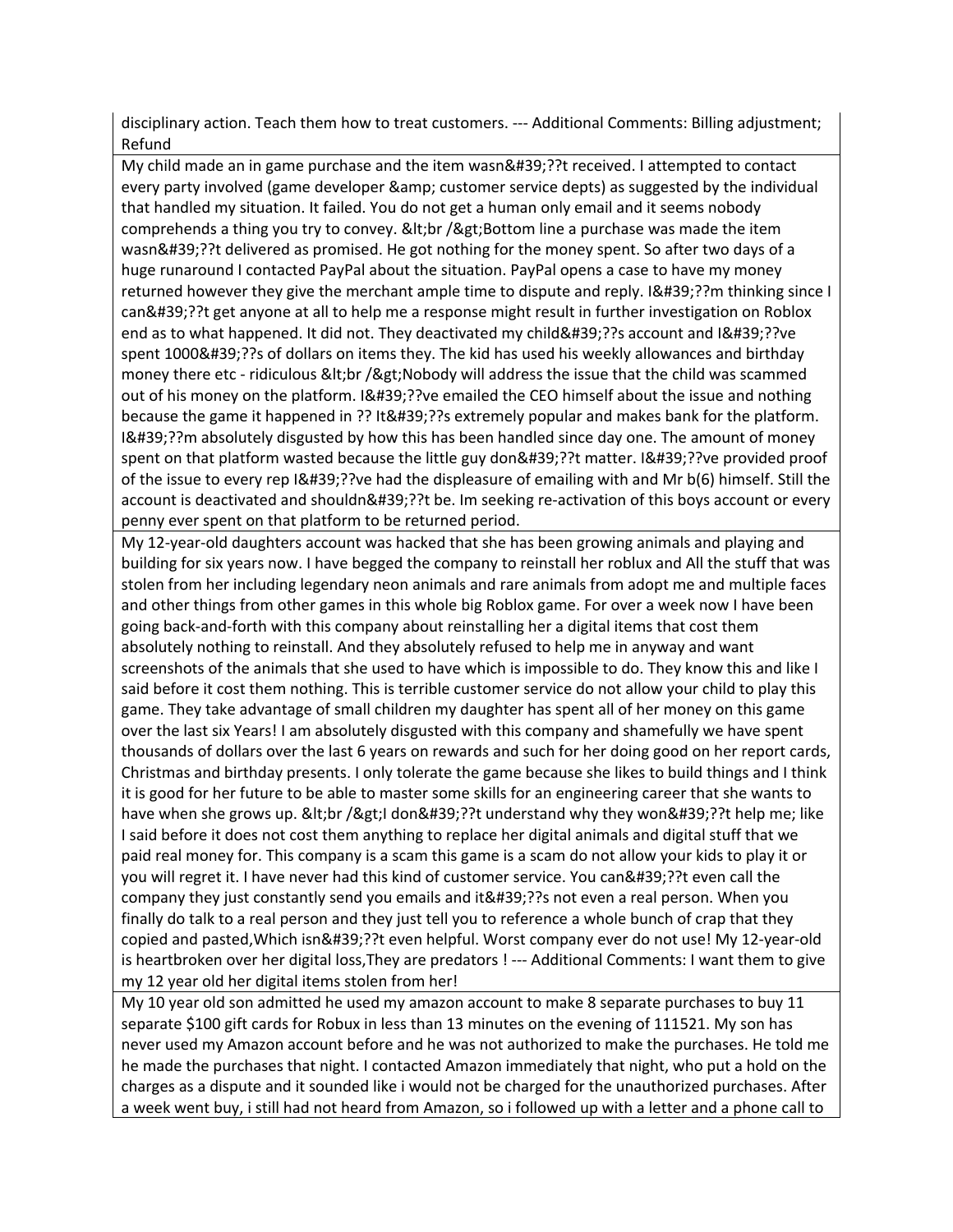| |
|---|
| disciplinary action. Teach them how to treat customers. --- Additional Comments: Billing adjustment; Refund |
| My child made an in game purchase and the item wasn&#39;??t received. I attempted to contact every party involved (game developer &amp; customer service depts) as suggested by the individual that handled my situation. It failed. You do not get a human only email and it seems nobody comprehends a thing you try to convey. &lt;br /&gt;Bottom line a purchase was made the item wasn&#39;??t delivered as promised. He got nothing for the money spent. So after two days of a huge runaround I contacted PayPal about the situation. PayPal opens a case to have my money returned however they give the merchant ample time to dispute and reply. I&#39;??m thinking since I can&#39;??t get anyone at all to help me a response might result in further investigation on Roblox end as to what happened. It did not. They deactivated my child&#39;??s account and I&#39;??ve spent 1000&#39;??s of dollars on items they. The kid has used his weekly allowances and birthday money there etc - ridiculous &lt;br /&gt;Nobody will address the issue that the child was scammed out of his money on the platform. I&#39;??ve emailed the CEO himself about the issue and nothing because the game it happened in ?? It&#39;??s extremely popular and makes bank for the platform. I&#39;??m absolutely disgusted by how this has been handled since day one. The amount of money spent on that platform wasted because the little guy don&#39;??t matter. I&#39;??ve provided proof of the issue to every rep I&#39;??ve had the displeasure of emailing with and Mr b(6) himself. Still the account is deactivated and shouldn&#39;??t be. Im seeking re-activation of this boys account or every penny ever spent on that platform to be returned period. |
| My 12-year-old daughters account was hacked that she has been growing animals and playing and building for six years now. I have begged the company to reinstall her roblux and All the stuff that was stolen from her including legendary neon animals and rare animals from adopt me and multiple faces and other things from other games in this whole big Roblox game. For over a week now I have been going back-and-forth with this company about reinstalling her a digital items that cost them absolutely nothing to reinstall. And they absolutely refused to help me in anyway and want screenshots of the animals that she used to have which is impossible to do. They know this and like I said before it cost them nothing. This is terrible customer service do not allow your child to play this game. They take advantage of small children my daughter has spent all of her money on this game over the last six Years! I am absolutely disgusted with this company and shamefully we have spent thousands of dollars over the last 6 years on rewards and such for her doing good on her report cards, Christmas and birthday presents. I only tolerate the game because she likes to build things and I think it is good for her future to be able to master some skills for an engineering career that she wants to have when she grows up. &lt;br /&gt;I don&#39;??t understand why they won&#39;??t help me; like I said before it does not cost them anything to replace her digital animals and digital stuff that we paid real money for. This company is a scam this game is a scam do not allow your kids to play it or you will regret it. I have never had this kind of customer service. You can&#39;??t even call the company they just constantly send you emails and it&#39;??s not even a real person. When you finally do talk to a real person and they just tell you to reference a whole bunch of crap that they copied and pasted,Which isn&#39;??t even helpful. Worst company ever do not use! My 12-year-old is heartbroken over her digital loss,They are predators ! --- Additional Comments: I want them to give my 12 year old her digital items stolen from her! |
| My 10 year old son admitted he used my amazon account to make 8 separate purchases to buy 11 separate $100 gift cards for Robux in less than 13 minutes on the evening of 111521. My son has never used my Amazon account before and he was not authorized to make the purchases. He told me he made the purchases that night. I contacted Amazon immediately that night, who put a hold on the charges as a dispute and it sounded like i would not be charged for the unauthorized purchases. After a week went buy, i still had not heard from Amazon, so i followed up with a letter and a phone call to |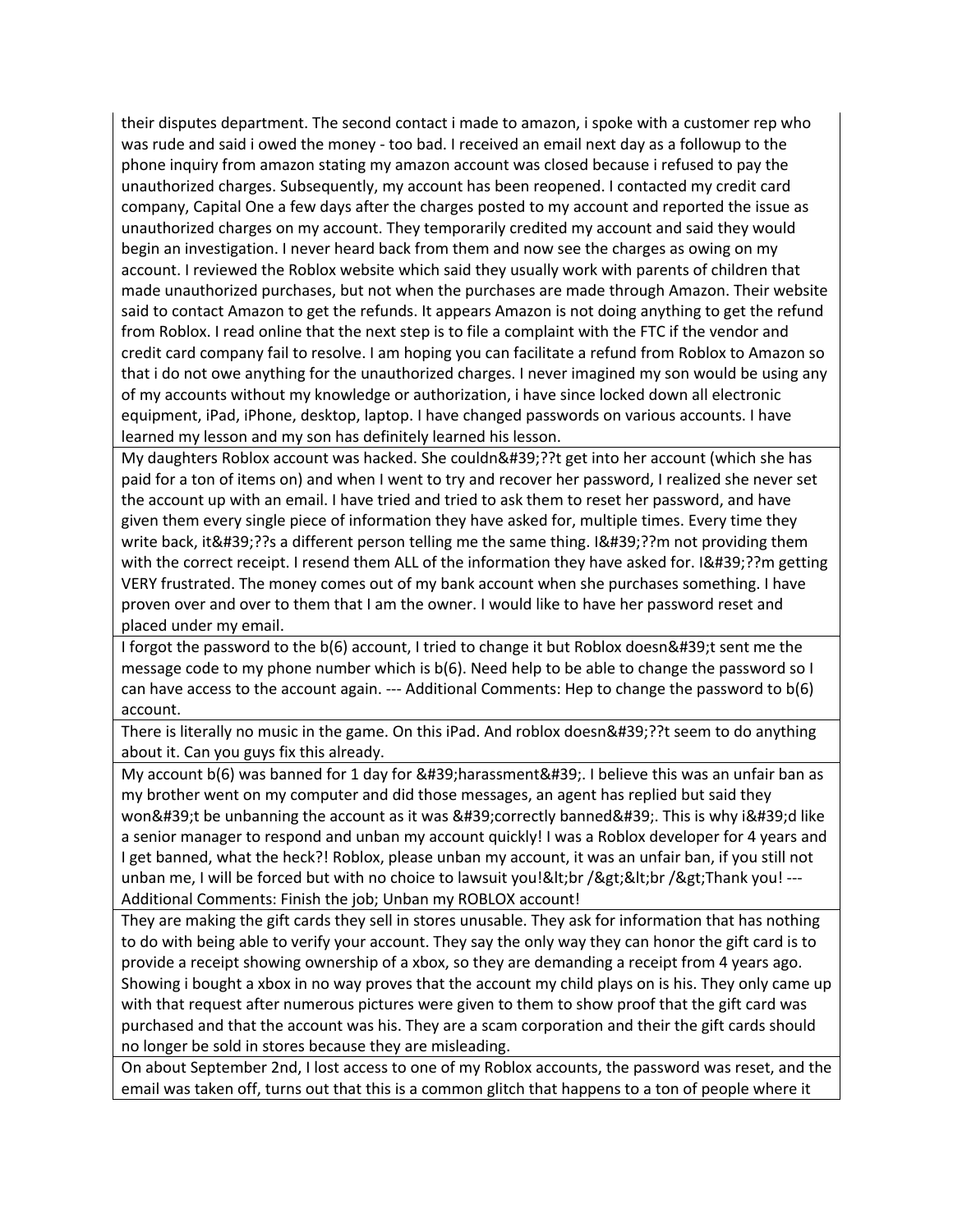| |
|---|
| their disputes department. The second contact i made to amazon, i spoke with a customer rep who was rude and said i owed the money - too bad. I received an email next day as a followup to the phone inquiry from amazon stating my amazon account was closed because i refused to pay the unauthorized charges. Subsequently, my account has been reopened. I contacted my credit card company, Capital One a few days after the charges posted to my account and reported the issue as unauthorized charges on my account. They temporarily credited my account and said they would begin an investigation. I never heard back from them and now see the charges as owing on my account. I reviewed the Roblox website which said they usually work with parents of children that made unauthorized purchases, but not when the purchases are made through Amazon. Their website said to contact Amazon to get the refunds. It appears Amazon is not doing anything to get the refund from Roblox. I read online that the next step is to file a complaint with the FTC if the vendor and credit card company fail to resolve. I am hoping you can facilitate a refund from Roblox to Amazon so that i do not owe anything for the unauthorized charges. I never imagined my son would be using any of my accounts without my knowledge or authorization, i have since locked down all electronic equipment, iPad, iPhone, desktop, laptop. I have changed passwords on various accounts. I have learned my lesson and my son has definitely learned his lesson. |
| My daughters Roblox account was hacked. She couldn&#39;??t get into her account (which she has paid for a ton of items on) and when I went to try and recover her password, I realized she never set the account up with an email. I have tried and tried to ask them to reset her password, and have given them every single piece of information they have asked for, multiple times. Every time they write back, it&#39;??s a different person telling me the same thing. I&#39;??m not providing them with the correct receipt. I resend them ALL of the information they have asked for. I&#39;??m getting VERY frustrated. The money comes out of my bank account when she purchases something. I have proven over and over to them that I am the owner. I would like to have her password reset and placed under my email. |
| I forgot the password to the b(6) account, I tried to change it but Roblox doesn&#39;t sent me the message code to my phone number which is b(6). Need help to be able to change the password so I can have access to the account again. --- Additional Comments: Hep to change the password to b(6) account. |
| There is literally no music in the game. On this iPad. And roblox doesn&#39;??t seem to do anything about it. Can you guys fix this already. |
| My account b(6) was banned for 1 day for &#39;harassment&#39;. I believe this was an unfair ban as my brother went on my computer and did those messages, an agent has replied but said they won&#39;t be unbanning the account as it was &#39;correctly banned&#39;. This is why i&#39;d like a senior manager to respond and unban my account quickly! I was a Roblox developer for 4 years and I get banned, what the heck?! Roblox, please unban my account, it was an unfair ban, if you still not unban me, I will be forced but with no choice to lawsuit you!&lt;br /&gt;&lt;br /&gt;Thank you! --- Additional Comments: Finish the job; Unban my ROBLOX account! |
| They are making the gift cards they sell in stores unusable. They ask for information that has nothing to do with being able to verify your account. They say the only way they can honor the gift card is to provide a receipt showing ownership of a xbox, so they are demanding a receipt from 4 years ago. Showing i bought a xbox in no way proves that the account my child plays on is his. They only came up with that request after numerous pictures were given to them to show proof that the gift card was purchased and that the account was his. They are a scam corporation and their the gift cards should no longer be sold in stores because they are misleading. |
| On about September 2nd, I lost access to one of my Roblox accounts, the password was reset, and the email was taken off, turns out that this is a common glitch that happens to a ton of people where it |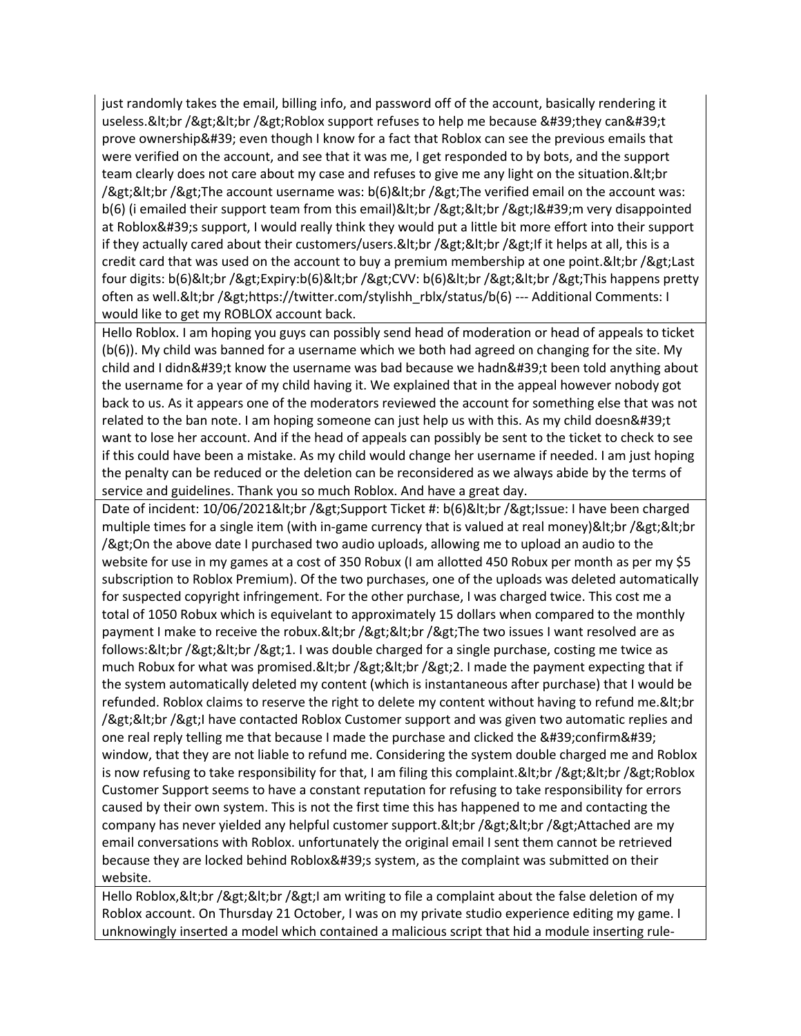| |
|---|
| just randomly takes the email, billing info, and password off of the account, basically rendering it useless.&lt;br /&gt;&lt;br /&gt;Roblox support refuses to help me because &#39;they can&#39;t prove ownership&#39; even though I know for a fact that Roblox can see the previous emails that were verified on the account, and see that it was me, I get responded to by bots, and the support team clearly does not care about my case and refuses to give me any light on the situation.&lt;br /&gt;&lt;br /&gt;The account username was: b(6)&lt;br /&gt;The verified email on the account was: b(6) (i emailed their support team from this email)&lt;br /&gt;&lt;br /&gt;I&#39;m very disappointed at Roblox&#39;s support, I would really think they would put a little bit more effort into their support if they actually cared about their customers/users.&lt;br /&gt;&lt;br /&gt;If it helps at all, this is a credit card that was used on the account to buy a premium membership at one point.&lt;br /&gt;Last four digits: b(6)&lt;br /&gt;Expiry:b(6)&lt;br /&gt;CVV: b(6)&lt;br /&gt;&lt;br /&gt;This happens pretty often as well.&lt;br /&gt;https://twitter.com/stylishh_rblx/status/b(6) --- Additional Comments: I would like to get my ROBLOX account back. |
| Hello Roblox. I am hoping you guys can possibly send head of moderation or head of appeals to ticket (b(6)). My child was banned for a username which we both had agreed on changing for the site. My child and I didn&#39;t know the username was bad because we hadn&#39;t been told anything about the username for a year of my child having it. We explained that in the appeal however nobody got back to us. As it appears one of the moderators reviewed the account for something else that was not related to the ban note. I am hoping someone can just help us with this. As my child doesn&#39;t want to lose her account. And if the head of appeals can possibly be sent to the ticket to check to see if this could have been a mistake. As my child would change her username if needed. I am just hoping the penalty can be reduced or the deletion can be reconsidered as we always abide by the terms of service and guidelines. Thank you so much Roblox. And have a great day. |
| Date of incident: 10/06/2021&lt;br /&gt;Support Ticket #: b(6)&lt;br /&gt;Issue: I have been charged multiple times for a single item (with in-game currency that is valued at real money)&lt;br /&gt;&lt;br /&gt;On the above date I purchased two audio uploads, allowing me to upload an audio to the website for use in my games at a cost of 350 Robux (I am allotted 450 Robux per month as per my $5 subscription to Roblox Premium). Of the two purchases, one of the uploads was deleted automatically for suspected copyright infringement. For the other purchase, I was charged twice. This cost me a total of 1050 Robux which is equivelant to approximately 15 dollars when compared to the monthly payment I make to receive the robux.&lt;br /&gt;&lt;br /&gt;The two issues I want resolved are as follows:&lt;br /&gt;&lt;br /&gt;1. I was double charged for a single purchase, costing me twice as much Robux for what was promised.&lt;br /&gt;&lt;br /&gt;2. I made the payment expecting that if the system automatically deleted my content (which is instantaneous after purchase) that I would be refunded. Roblox claims to reserve the right to delete my content without having to refund me.&lt;br /&gt;&lt;br /&gt;I have contacted Roblox Customer support and was given two automatic replies and one real reply telling me that because I made the purchase and clicked the &#39;confirm&#39; window, that they are not liable to refund me. Considering the system double charged me and Roblox is now refusing to take responsibility for that, I am filing this complaint.&lt;br /&gt;&lt;br /&gt;Roblox Customer Support seems to have a constant reputation for refusing to take responsibility for errors caused by their own system. This is not the first time this has happened to me and contacting the company has never yielded any helpful customer support.&lt;br /&gt;&lt;br /&gt;Attached are my email conversations with Roblox. unfortunately the original email I sent them cannot be retrieved because they are locked behind Roblox&#39;s system, as the complaint was submitted on their website. |
| Hello Roblox,&lt;br /&gt;&lt;br /&gt;I am writing to file a complaint about the false deletion of my Roblox account. On Thursday 21 October, I was on my private studio experience editing my game. I unknowingly inserted a model which contained a malicious script that hid a module inserting rule- |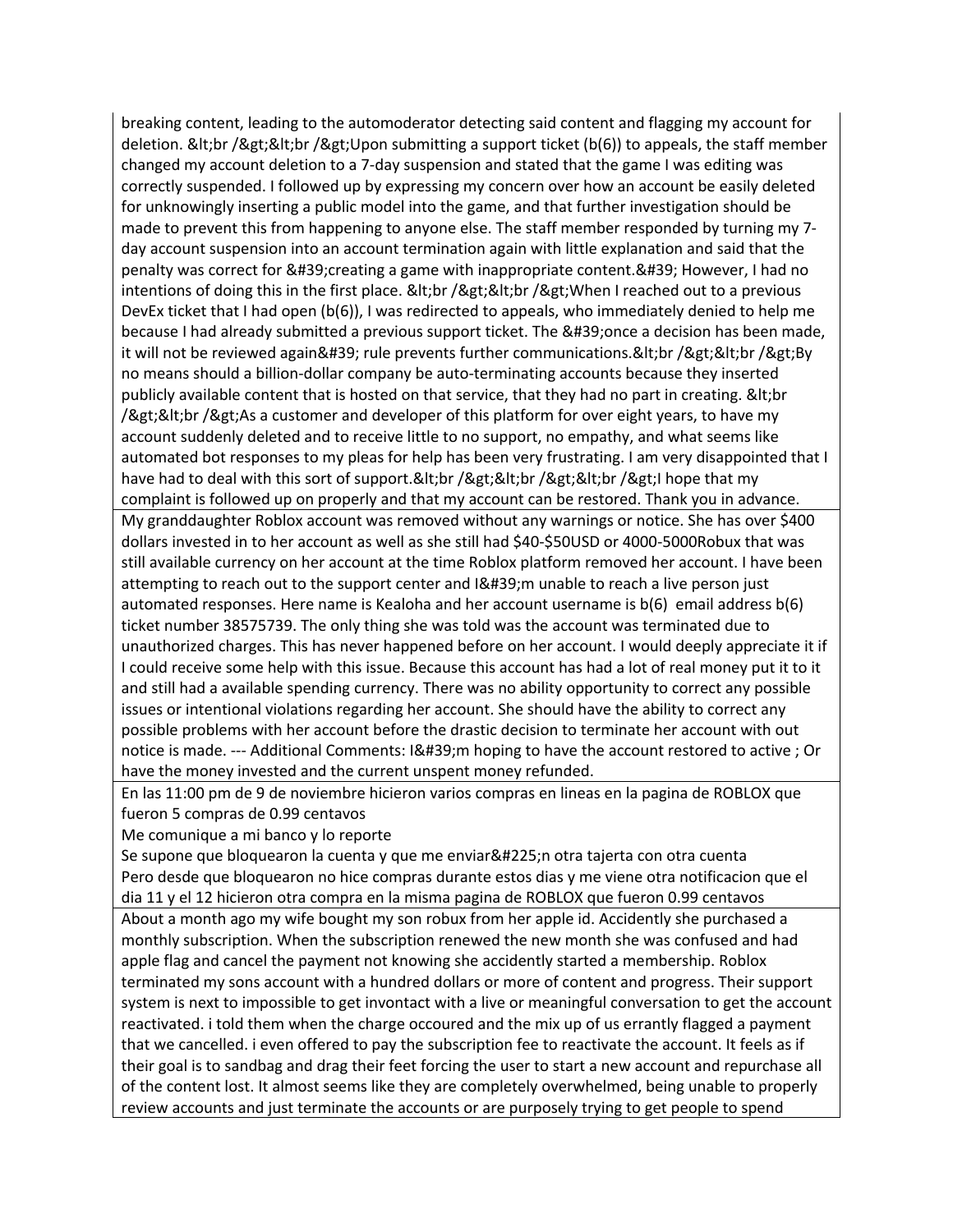| |
|---|
| breaking content, leading to the automoderator detecting said content and flagging my account for deletion. &lt;br /&gt;&lt;br /&gt;Upon submitting a support ticket (b(6)) to appeals, the staff member changed my account deletion to a 7-day suspension and stated that the game I was editing was correctly suspended. I followed up by expressing my concern over how an account be easily deleted for unknowingly inserting a public model into the game, and that further investigation should be made to prevent this from happening to anyone else. The staff member responded by turning my 7-day account suspension into an account termination again with little explanation and said that the penalty was correct for &#39;creating a game with inappropriate content.&#39; However, I had no intentions of doing this in the first place. &lt;br /&gt;&lt;br /&gt;When I reached out to a previous DevEx ticket that I had open (b(6)), I was redirected to appeals, who immediately denied to help me because I had already submitted a previous support ticket. The &#39;once a decision has been made, it will not be reviewed again&#39; rule prevents further communications.&lt;br /&gt;&lt;br /&gt;By no means should a billion-dollar company be auto-terminating accounts because they inserted publicly available content that is hosted on that service, that they had no part in creating. &lt;br /&gt;&lt;br /&gt;As a customer and developer of this platform for over eight years, to have my account suddenly deleted and to receive little to no support, no empathy, and what seems like automated bot responses to my pleas for help has been very frustrating. I am very disappointed that I have had to deal with this sort of support.&lt;br /&gt;&lt;br /&gt;&lt;br /&gt;I hope that my complaint is followed up on properly and that my account can be restored. Thank you in advance. |
| My granddaughter Roblox account was removed without any warnings or notice. She has over $400 dollars invested in to her account as well as she still had $40-$50USD or 4000-5000Robux that was still available currency on her account at the time Roblox platform removed her account. I have been attempting to reach out to the support center and I&#39;m unable to reach a live person just automated responses. Here name is Kealoha and her account username is b(6) email address b(6) ticket number 38575739. The only thing she was told was the account was terminated due to unauthorized charges. This has never happened before on her account. I would deeply appreciate it if I could receive some help with this issue. Because this account has had a lot of real money put it to it and still had a available spending currency. There was no ability opportunity to correct any possible issues or intentional violations regarding her account. She should have the ability to correct any possible problems with her account before the drastic decision to terminate her account with out notice is made. --- Additional Comments: I&#39;m hoping to have the account restored to active ; Or have the money invested and the current unspent money refunded. |
| En las 11:00 pm de 9 de noviembre hicieron varios compras en lineas en la pagina de ROBLOX que fueron 5 compras de 0.99 centavos<br>Me comunique a mi banco y lo reporte<br>Se supone que bloquearon la cuenta y que me enviar&#225;n otra tajerta con otra cuenta<br>Pero desde que bloquearon no hice compras durante estos dias y me viene otra notificacion que el dia 11 y el 12 hicieron otra compra en la misma pagina de ROBLOX que fueron 0.99 centavos |
| About a month ago my wife bought my son robux from her apple id. Accidently she purchased a monthly subscription. When the subscription renewed the new month she was confused and had apple flag and cancel the payment not knowing she accidently started a membership. Roblox terminated my sons account with a hundred dollars or more of content and progress. Their support system is next to impossible to get invontact with a live or meaningful conversation to get the account reactivated. i told them when the charge occoured and the mix up of us errantly flagged a payment that we cancelled. i even offered to pay the subscription fee to reactivate the account. It feels as if their goal is to sandbag and drag their feet forcing the user to start a new account and repurchase all of the content lost. It almost seems like they are completely overwhelmed, being unable to properly review accounts and just terminate the accounts or are purposely trying to get people to spend |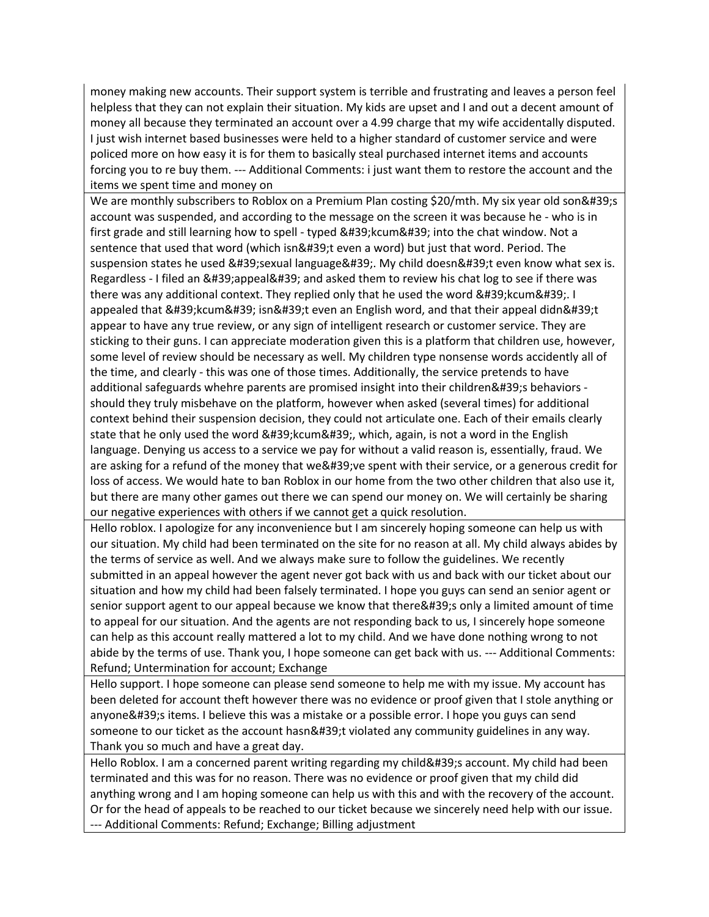| |
|---|
| money making new accounts. Their support system is terrible and frustrating and leaves a person feel helpless that they can not explain their situation. My kids are upset and I and out a decent amount of money all because they terminated an account over a 4.99 charge that my wife accidentally disputed. I just wish internet based businesses were held to a higher standard of customer service and were policed more on how easy it is for them to basically steal purchased internet items and accounts forcing you to re buy them. --- Additional Comments: i just want them to restore the account and the items we spent time and money on |
| We are monthly subscribers to Roblox on a Premium Plan costing $20/mth. My six year old son&#39;s account was suspended, and according to the message on the screen it was because he - who is in first grade and still learning how to spell - typed &#39;kcum&#39; into the chat window. Not a sentence that used that word (which isn&#39;t even a word) but just that word. Period. The suspension states he used &#39;sexual language&#39;. My child doesn&#39;t even know what sex is. Regardless - I filed an &#39;appeal&#39; and asked them to review his chat log to see if there was there was any additional context. They replied only that he used the word &#39;kcum&#39;. I appealed that &#39;kcum&#39; isn&#39;t even an English word, and that their appeal didn&#39;t appear to have any true review, or any sign of intelligent research or customer service. They are sticking to their guns. I can appreciate moderation given this is a platform that children use, however, some level of review should be necessary as well. My children type nonsense words accidently all of the time, and clearly - this was one of those times. Additionally, the service pretends to have additional safeguards whehre parents are promised insight into their children&#39;s behaviors - should they truly misbehave on the platform, however when asked (several times) for additional context behind their suspension decision, they could not articulate one. Each of their emails clearly state that he only used the word &#39;kcum&#39;, which, again, is not a word in the English language. Denying us access to a service we pay for without a valid reason is, essentially, fraud. We are asking for a refund of the money that we&#39;ve spent with their service, or a generous credit for loss of access. We would hate to ban Roblox in our home from the two other children that also use it, but there are many other games out there we can spend our money on. We will certainly be sharing our negative experiences with others if we cannot get a quick resolution. |
| Hello roblox. I apologize for any inconvenience but I am sincerely hoping someone can help us with our situation. My child had been terminated on the site for no reason at all. My child always abides by the terms of service as well. And we always make sure to follow the guidelines. We recently submitted in an appeal however the agent never got back with us and back with our ticket about our situation and how my child had been falsely terminated. I hope you guys can send an senior agent or senior support agent to our appeal because we know that there&#39;s only a limited amount of time to appeal for our situation. And the agents are not responding back to us, I sincerely hope someone can help as this account really mattered a lot to my child. And we have done nothing wrong to not abide by the terms of use. Thank you, I hope someone can get back with us. --- Additional Comments: Refund; Untermination for account; Exchange |
| Hello support. I hope someone can please send someone to help me with my issue. My account has been deleted for account theft however there was no evidence or proof given that I stole anything or anyone&#39;s items. I believe this was a mistake or a possible error. I hope you guys can send someone to our ticket as the account hasn&#39;t violated any community guidelines in any way. Thank you so much and have a great day. |
| Hello Roblox. I am a concerned parent writing regarding my child&#39;s account. My child had been terminated and this was for no reason. There was no evidence or proof given that my child did anything wrong and I am hoping someone can help us with this and with the recovery of the account. Or for the head of appeals to be reached to our ticket because we sincerely need help with our issue. --- Additional Comments: Refund; Exchange; Billing adjustment |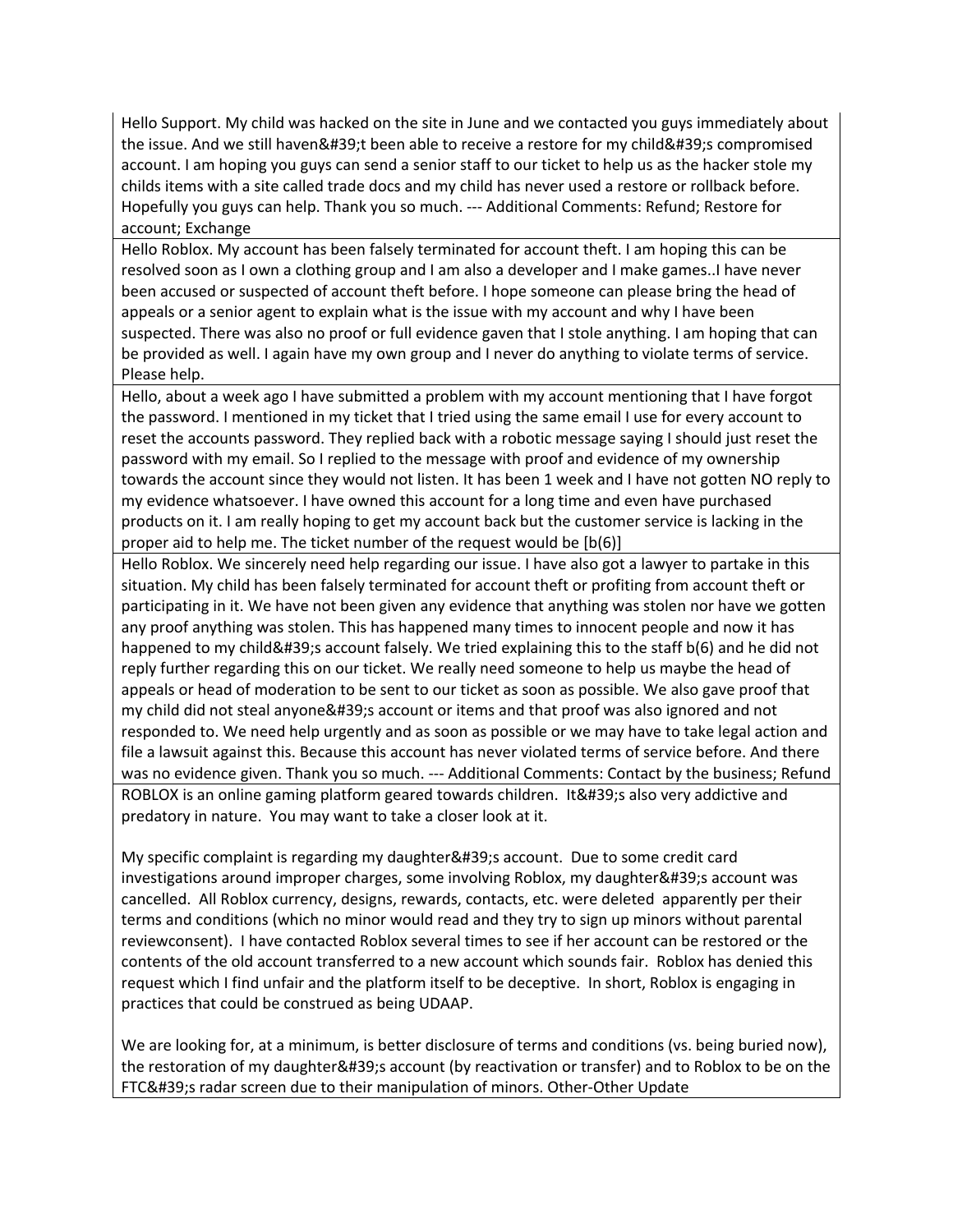| |
|---|
| Hello Support. My child was hacked on the site in June and we contacted you guys immediately about the issue. And we still haven&#39;t been able to receive a restore for my child&#39;s compromised account. I am hoping you guys can send a senior staff to our ticket to help us as the hacker stole my childs items with a site called trade docs and my child has never used a restore or rollback before. Hopefully you guys can help. Thank you so much. --- Additional Comments: Refund; Restore for account; Exchange |
| Hello Roblox. My account has been falsely terminated for account theft. I am hoping this can be resolved soon as I own a clothing group and I am also a developer and I make games..I have never been accused or suspected of account theft before. I hope someone can please bring the head of appeals or a senior agent to explain what is the issue with my account and why I have been suspected. There was also no proof or full evidence gaven that I stole anything. I am hoping that can be provided as well. I again have my own group and I never do anything to violate terms of service. Please help. |
| Hello, about a week ago I have submitted a problem with my account mentioning that I have forgot the password. I mentioned in my ticket that I tried using the same email I use for every account to reset the accounts password. They replied back with a robotic message saying I should just reset the password with my email. So I replied to the message with proof and evidence of my ownership towards the account since they would not listen. It has been 1 week and I have not gotten NO reply to my evidence whatsoever. I have owned this account for a long time and even have purchased products on it. I am really hoping to get my account back but the customer service is lacking in the proper aid to help me. The ticket number of the request would be [b(6)] |
| Hello Roblox. We sincerely need help regarding our issue. I have also got a lawyer to partake in this situation. My child has been falsely terminated for account theft or profiting from account theft or participating in it. We have not been given any evidence that anything was stolen nor have we gotten any proof anything was stolen. This has happened many times to innocent people and now it has happened to my child&#39;s account falsely. We tried explaining this to the staff b(6) and he did not reply further regarding this on our ticket. We really need someone to help us maybe the head of appeals or head of moderation to be sent to our ticket as soon as possible. We also gave proof that my child did not steal anyone&#39;s account or items and that proof was also ignored and not responded to. We need help urgently and as soon as possible or we may have to take legal action and file a lawsuit against this. Because this account has never violated terms of service before. And there was no evidence given. Thank you so much. --- Additional Comments: Contact by the business; Refund |
| ROBLOX is an online gaming platform geared towards children. It&#39;s also very addictive and predatory in nature. You may want to take a closer look at it.<br><br>My specific complaint is regarding my daughter&#39;s account. Due to some credit card investigations around improper charges, some involving Roblox, my daughter&#39;s account was cancelled. All Roblox currency, designs, rewards, contacts, etc. were deleted apparently per their terms and conditions (which no minor would read and they try to sign up minors without parental reviewconsent). I have contacted Roblox several times to see if her account can be restored or the contents of the old account transferred to a new account which sounds fair. Roblox has denied this request which I find unfair and the platform itself to be deceptive. In short, Roblox is engaging in practices that could be construed as being UDAAP.<br><br>We are looking for, at a minimum, is better disclosure of terms and conditions (vs. being buried now), the restoration of my daughter&#39;s account (by reactivation or transfer) and to Roblox to be on the FTC&#39;s radar screen due to their manipulation of minors. Other-Other Update |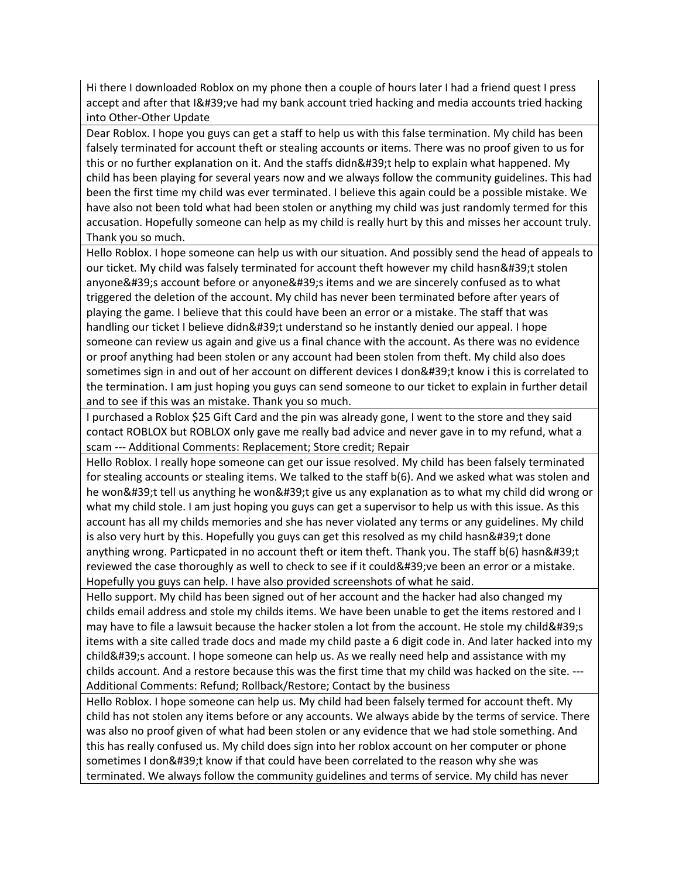| |
|---|
| Hi there I downloaded Roblox on my phone then a couple of hours later I had a friend quest I press accept and after that I&#39;ve had my bank account tried hacking and media accounts tried hacking into Other-Other Update |
| Dear Roblox. I hope you guys can get a staff to help us with this false termination. My child has been falsely terminated for account theft or stealing accounts or items. There was no proof given to us for this or no further explanation on it. And the staffs didn&#39;t help to explain what happened. My child has been playing for several years now and we always follow the community guidelines. This had been the first time my child was ever terminated. I believe this again could be a possible mistake. We have also not been told what had been stolen or anything my child was just randomly termed for this accusation. Hopefully someone can help as my child is really hurt by this and misses her account truly. Thank you so much. |
| Hello Roblox. I hope someone can help us with our situation. And possibly send the head of appeals to our ticket. My child was falsely terminated for account theft however my child hasn&#39;t stolen anyone&#39;s account before or anyone&#39;s items and we are sincerely confused as to what triggered the deletion of the account. My child has never been terminated before after years of playing the game. I believe that this could have been an error or a mistake. The staff that was handling our ticket I believe didn&#39;t understand so he instantly denied our appeal. I hope someone can review us again and give us a final chance with the account. As there was no evidence or proof anything had been stolen or any account had been stolen from theft. My child also does sometimes sign in and out of her account on different devices I don&#39;t know i this is correlated to the termination. I am just hoping you guys can send someone to our ticket to explain in further detail and to see if this was an mistake. Thank you so much. |
| I purchased a Roblox $25 Gift Card and the pin was already gone, I went to the store and they said contact ROBLOX but ROBLOX only gave me really bad advice and never gave in to my refund, what a scam --- Additional Comments: Replacement; Store credit; Repair |
| Hello Roblox. I really hope someone can get our issue resolved. My child has been falsely terminated for stealing accounts or stealing items. We talked to the staff b(6). And we asked what was stolen and he won&#39;t tell us anything he won&#39;t give us any explanation as to what my child did wrong or what my child stole. I am just hoping you guys can get a supervisor to help us with this issue. As this account has all my childs memories and she has never violated any terms or any guidelines. My child is also very hurt by this. Hopefully you guys can get this resolved as my child hasn&#39;t done anything wrong. Particpated in no account theft or item theft. Thank you. The staff b(6) hasn&#39;t reviewed the case thoroughly as well to check to see if it could&#39;ve been an error or a mistake. Hopefully you guys can help. I have also provided screenshots of what he said. |
| Hello support. My child has been signed out of her account and the hacker had also changed my childs email address and stole my childs items. We have been unable to get the items restored and I may have to file a lawsuit because the hacker stolen a lot from the account. He stole my child&#39;s items with a site called trade docs and made my child paste a 6 digit code in. And later hacked into my child&#39;s account. I hope someone can help us. As we really need help and assistance with my childs account. And a restore because this was the first time that my child was hacked on the site. --- Additional Comments: Refund; Rollback/Restore; Contact by the business |
| Hello Roblox. I hope someone can help us. My child had been falsely termed for account theft. My child has not stolen any items before or any accounts. We always abide by the terms of service. There was also no proof given of what had been stolen or any evidence that we had stole something. And this has really confused us. My child does sign into her roblox account on her computer or phone sometimes I don&#39;t know if that could have been correlated to the reason why she was terminated. We always follow the community guidelines and terms of service. My child has never |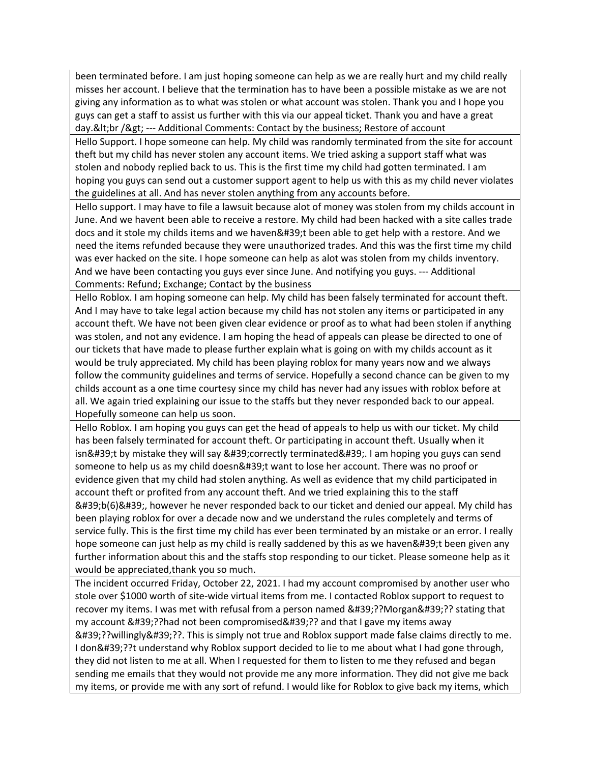| |
|---|
| been terminated before. I am just hoping someone can help as we are really hurt and my child really misses her account. I believe that the termination has to have been a possible mistake as we are not giving any information as to what was stolen or what account was stolen. Thank you and I hope you guys can get a staff to assist us further with this via our appeal ticket. Thank you and have a great day.&lt;br /&gt; --- Additional Comments: Contact by the business; Restore of account |
| Hello Support. I hope someone can help. My child was randomly terminated from the site for account theft but my child has never stolen any account items. We tried asking a support staff what was stolen and nobody replied back to us. This is the first time my child had gotten terminated. I am hoping you guys can send out a customer support agent to help us with this as my child never violates the guidelines at all. And has never stolen anything from any accounts before. |
| Hello support. I may have to file a lawsuit because alot of money was stolen from my childs account in June. And we havent been able to receive a restore. My child had been hacked with a site calles trade docs and it stole my childs items and we haven&#39;t been able to get help with a restore. And we need the items refunded because they were unauthorized trades. And this was the first time my child was ever hacked on the site. I hope someone can help as alot was stolen from my childs inventory. And we have been contacting you guys ever since June. And notifying you guys. --- Additional Comments: Refund; Exchange; Contact by the business |
| Hello Roblox. I am hoping someone can help. My child has been falsely terminated for account theft. And I may have to take legal action because my child has not stolen any items or participated in any account theft. We have not been given clear evidence or proof as to what had been stolen if anything was stolen, and not any evidence. I am hoping the head of appeals can please be directed to one of our tickets that have made to please further explain what is going on with my childs account as it would be truly appreciated. My child has been playing roblox for many years now and we always follow the community guidelines and terms of service. Hopefully a second chance can be given to my childs account as a one time courtesy since my child has never had any issues with roblox before at all. We again tried explaining our issue to the staffs but they never responded back to our appeal. Hopefully someone can help us soon. |
| Hello Roblox. I am hoping you guys can get the head of appeals to help us with our ticket. My child has been falsely terminated for account theft. Or participating in account theft. Usually when it isn&#39;t by mistake they will say &#39;correctly terminated&#39;. I am hoping you guys can send someone to help us as my child doesn&#39;t want to lose her account. There was no proof or evidence given that my child had stolen anything. As well as evidence that my child participated in account theft or profited from any account theft. And we tried explaining this to the staff &#39;b(6)&#39;, however he never responded back to our ticket and denied our appeal. My child has been playing roblox for over a decade now and we understand the rules completely and terms of service fully. This is the first time my child has ever been terminated by an mistake or an error. I really hope someone can just help as my child is really saddened by this as we haven&#39;t been given any further information about this and the staffs stop responding to our ticket. Please someone help as it would be appreciated,thank you so much. |
| The incident occurred Friday, October 22, 2021. I had my account compromised by another user who stole over $1000 worth of site-wide virtual items from me. I contacted Roblox support to request to recover my items. I was met with refusal from a person named &#39;??Morgan&#39;?? stating that my account &#39;??had not been compromised&#39;?? and that I gave my items away &#39;??willingly&#39;??. This is simply not true and Roblox support made false claims directly to me. I don&#39;??t understand why Roblox support decided to lie to me about what I had gone through, they did not listen to me at all. When I requested for them to listen to me they refused and began sending me emails that they would not provide me any more information. They did not give me back my items, or provide me with any sort of refund. I would like for Roblox to give back my items, which |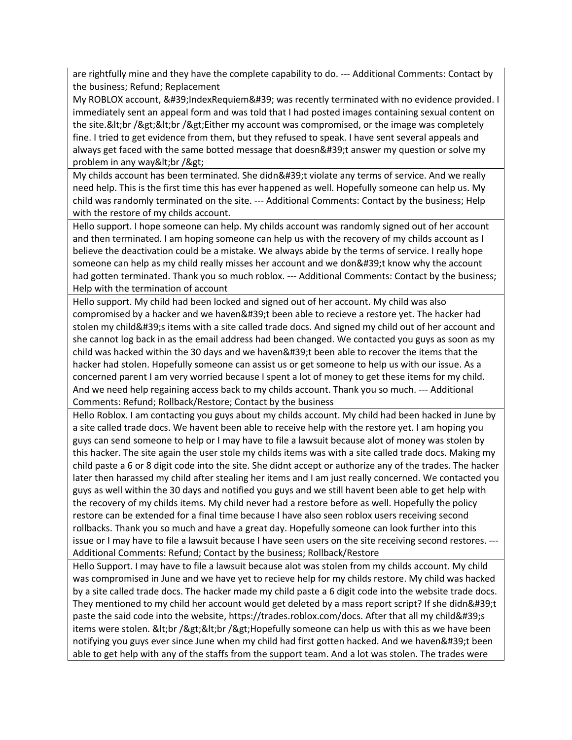| |
|---|
| are rightfully mine and they have the complete capability to do. --- Additional Comments: Contact by the business; Refund; Replacement |
| My ROBLOX account, &#39;IndexRequiem&#39; was recently terminated with no evidence provided. I immediately sent an appeal form and was told that I had posted images containing sexual content on the site.&lt;br /&gt;&lt;br /&gt;Either my account was compromised, or the image was completely fine. I tried to get evidence from them, but they refused to speak. I have sent several appeals and always get faced with the same botted message that doesn&#39;t answer my question or solve my problem in any way&lt;br /&gt; |
| My childs account has been terminated. She didn&#39;t violate any terms of service. And we really need help. This is the first time this has ever happened as well. Hopefully someone can help us. My child was randomly terminated on the site. --- Additional Comments: Contact by the business; Help with the restore of my childs account. |
| Hello support. I hope someone can help. My childs account was randomly signed out of her account and then terminated. I am hoping someone can help us with the recovery of my childs account as I believe the deactivation could be a mistake. We always abide by the terms of service. I really hope someone can help as my child really misses her account and we don&#39;t know why the account had gotten terminated. Thank you so much roblox. --- Additional Comments: Contact by the business; Help with the termination of account |
| Hello support. My child had been locked and signed out of her account. My child was also compromised by a hacker and we haven&#39;t been able to recieve a restore yet. The hacker had stolen my child&#39;s items with a site called trade docs. And signed my child out of her account and she cannot log back in as the email address had been changed. We contacted you guys as soon as my child was hacked within the 30 days and we haven&#39;t been able to recover the items that the hacker had stolen. Hopefully someone can assist us or get someone to help us with our issue. As a concerned parent I am very worried because I spent a lot of money to get these items for my child. And we need help regaining access back to my childs account. Thank you so much. --- Additional Comments: Refund; Rollback/Restore; Contact by the business |
| Hello Roblox. I am contacting you guys about my childs account. My child had been hacked in June by a site called trade docs. We havent been able to receive help with the restore yet. I am hoping you guys can send someone to help or I may have to file a lawsuit because alot of money was stolen by this hacker. The site again the user stole my childs items was with a site called trade docs. Making my child paste a 6 or 8 digit code into the site. She didnt accept or authorize any of the trades. The hacker later then harassed my child after stealing her items and I am just really concerned. We contacted you guys as well within the 30 days and notified you guys and we still havent been able to get help with the recovery of my childs items. My child never had a restore before as well. Hopefully the policy restore can be extended for a final time because I have also seen roblox users receiving second rollbacks. Thank you so much and have a great day. Hopefully someone can look further into this issue or I may have to file a lawsuit because I have seen users on the site receiving second restores. --- Additional Comments: Refund; Contact by the business; Rollback/Restore |
| Hello Support. I may have to file a lawsuit because alot was stolen from my childs account. My child was compromised in June and we have yet to recieve help for my childs restore. My child was hacked by a site called trade docs. The hacker made my child paste a 6 digit code into the website trade docs. They mentioned to my child her account would get deleted by a mass report script? If she didn&#39;t paste the said code into the website, https://trades.roblox.com/docs. After that all my child&#39;s items were stolen. &lt;br /&gt;&lt;br /&gt;Hopefully someone can help us with this as we have been notifying you guys ever since June when my child had first gotten hacked. And we haven&#39;t been able to get help with any of the staffs from the support team. And a lot was stolen. The trades were |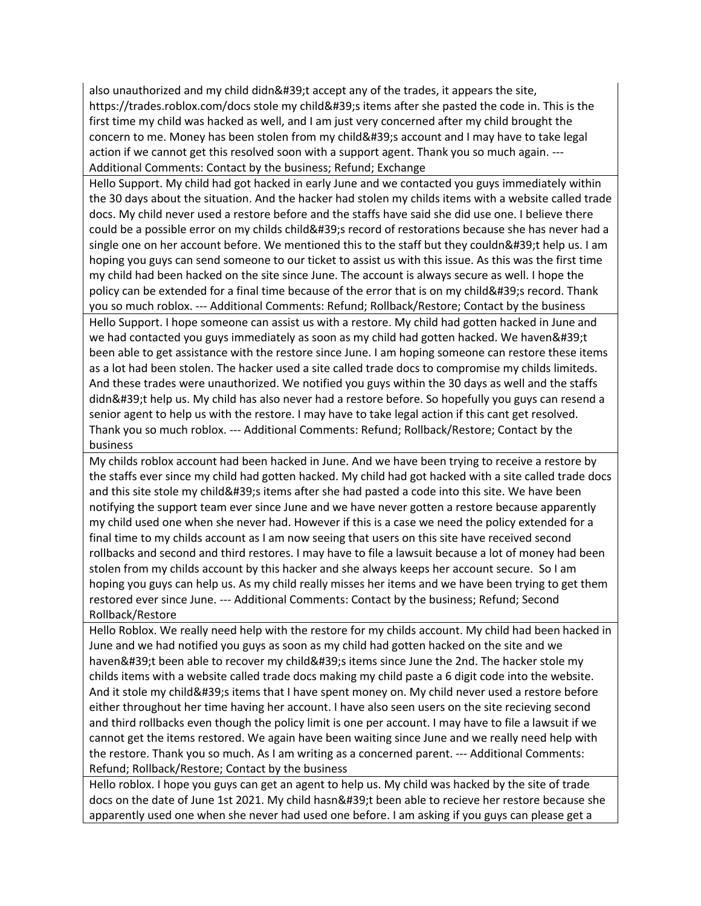| |
|---|
| also unauthorized and my child didn&#39;t accept any of the trades, it appears the site, https://trades.roblox.com/docs stole my child&#39;s items after she pasted the code in. This is the first time my child was hacked as well, and I am just very concerned after my child brought the concern to me. Money has been stolen from my child&#39;s account and I may have to take legal action if we cannot get this resolved soon with a support agent. Thank you so much again. --- Additional Comments: Contact by the business; Refund; Exchange |
| Hello Support. My child had got hacked in early June and we contacted you guys immediately within the 30 days about the situation. And the hacker had stolen my childs items with a website called trade docs. My child never used a restore before and the staffs have said she did use one. I believe there could be a possible error on my childs child&#39;s record of restorations because she has never had a single one on her account before. We mentioned this to the staff but they couldn&#39;t help us. I am hoping you guys can send someone to our ticket to assist us with this issue. As this was the first time my child had been hacked on the site since June. The account is always secure as well. I hope the policy can be extended for a final time because of the error that is on my child&#39;s record. Thank you so much roblox. --- Additional Comments: Refund; Rollback/Restore; Contact by the business |
| Hello Support. I hope someone can assist us with a restore. My child had gotten hacked in June and we had contacted you guys immediately as soon as my child had gotten hacked. We haven&#39;t been able to get assistance with the restore since June. I am hoping someone can restore these items as a lot had been stolen. The hacker used a site called trade docs to compromise my childs limiteds. And these trades were unauthorized. We notified you guys within the 30 days as well and the staffs didn&#39;t help us. My child has also never had a restore before. So hopefully you guys can resend a senior agent to help us with the restore. I may have to take legal action if this cant get resolved. Thank you so much roblox. --- Additional Comments: Refund; Rollback/Restore; Contact by the business |
| My childs roblox account had been hacked in June. And we have been trying to receive a restore by the staffs ever since my child had gotten hacked. My child had got hacked with a site called trade docs and this site stole my child&#39;s items after she had pasted a code into this site. We have been notifying the support team ever since June and we have never gotten a restore because apparently my child used one when she never had. However if this is a case we need the policy extended for a final time to my childs account as I am now seeing that users on this site have received second rollbacks and second and third restores. I may have to file a lawsuit because a lot of money had been stolen from my childs account by this hacker and she always keeps her account secure. So I am hoping you guys can help us. As my child really misses her items and we have been trying to get them restored ever since June. --- Additional Comments: Contact by the business; Refund; Second Rollback/Restore |
| Hello Roblox. We really need help with the restore for my childs account. My child had been hacked in June and we had notified you guys as soon as my child had gotten hacked on the site and we haven&#39;t been able to recover my child&#39;s items since June the 2nd. The hacker stole my childs items with a website called trade docs making my child paste a 6 digit code into the website. And it stole my child&#39;s items that I have spent money on. My child never used a restore before either throughout her time having her account. I have also seen users on the site recieving second and third rollbacks even though the policy limit is one per account. I may have to file a lawsuit if we cannot get the items restored. We again have been waiting since June and we really need help with the restore. Thank you so much. As I am writing as a concerned parent. --- Additional Comments: Refund; Rollback/Restore; Contact by the business |
| Hello roblox. I hope you guys can get an agent to help us. My child was hacked by the site of trade docs on the date of June 1st 2021. My child hasn&#39;t been able to recieve her restore because she apparently used one when she never had used one before. I am asking if you guys can please get a |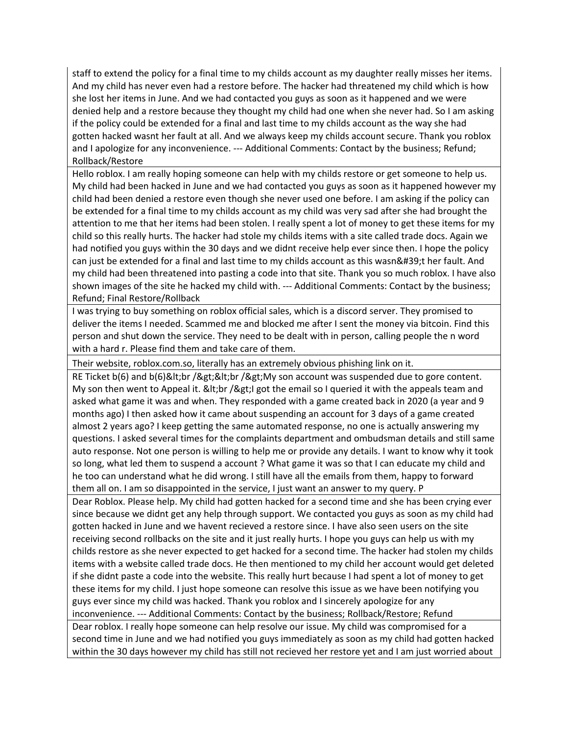| |
|---|
| staff to extend the policy for a final time to my childs account as my daughter really misses her items. And my child has never even had a restore before. The hacker had threatened my child which is how she lost her items in June. And we had contacted you guys as soon as it happened and we were denied help and a restore because they thought my child had one when she never had. So I am asking if the policy could be extended for a final and last time to my childs account as the way she had gotten hacked wasnt her fault at all. And we always keep my childs account secure. Thank you roblox and I apologize for any inconvenience. --- Additional Comments: Contact by the business; Refund; Rollback/Restore |
| Hello roblox. I am really hoping someone can help with my childs restore or get someone to help us. My child had been hacked in June and we had contacted you guys as soon as it happened however my child had been denied a restore even though she never used one before. I am asking if the policy can be extended for a final time to my childs account as my child was very sad after she had brought the attention to me that her items had been stolen. I really spent a lot of money to get these items for my child so this really hurts. The hacker had stole my childs items with a site called trade docs. Again we had notified you guys within the 30 days and we didnt receive help ever since then. I hope the policy can just be extended for a final and last time to my childs account as this wasn&#39;t her fault. And my child had been threatened into pasting a code into that site. Thank you so much roblox. I have also shown images of the site he hacked my child with. --- Additional Comments: Contact by the business; Refund; Final Restore/Rollback |
| I was trying to buy something on roblox official sales, which is a discord server. They promised to deliver the items I needed. Scammed me and blocked me after I sent the money via bitcoin. Find this person and shut down the service. They need to be dealt with in person, calling people the n word with a hard r. Please find them and take care of them. |
| Their website, roblox.com.so, literally has an extremely obvious phishing link on it. |
| RE Ticket b(6) and b(6)&lt;br /&gt;&lt;br /&gt;My son account was suspended due to gore content. My son then went to Appeal it. &lt;br /&gt;I got the email so I queried it with the appeals team and asked what game it was and when. They responded with a game created back in 2020 (a year and 9 months ago) I then asked how it came about suspending an account for 3 days of a game created almost 2 years ago? I keep getting the same automated response, no one is actually answering my questions. I asked several times for the complaints department and ombudsman details and still same auto response. Not one person is willing to help me or provide any details. I want to know why it took so long, what led them to suspend a account ? What game it was so that I can educate my child and he too can understand what he did wrong. I still have all the emails from them, happy to forward them all on. I am so disappointed in the service, I just want an answer to my query. P |
| Dear Roblox. Please help. My child had gotten hacked for a second time and she has been crying ever since because we didnt get any help through support. We contacted you guys as soon as my child had gotten hacked in June and we havent recieved a restore since. I have also seen users on the site receiving second rollbacks on the site and it just really hurts. I hope you guys can help us with my childs restore as she never expected to get hacked for a second time. The hacker had stolen my childs items with a website called trade docs. He then mentioned to my child her account would get deleted if she didnt paste a code into the website. This really hurt because I had spent a lot of money to get these items for my child. I just hope someone can resolve this issue as we have been notifying you guys ever since my child was hacked. Thank you roblox and I sincerely apologize for any inconvenience. --- Additional Comments: Contact by the business; Rollback/Restore; Refund |
| Dear roblox. I really hope someone can help resolve our issue. My child was compromised for a second time in June and we had notified you guys immediately as soon as my child had gotten hacked within the 30 days however my child has still not recieved her restore yet and I am just worried about |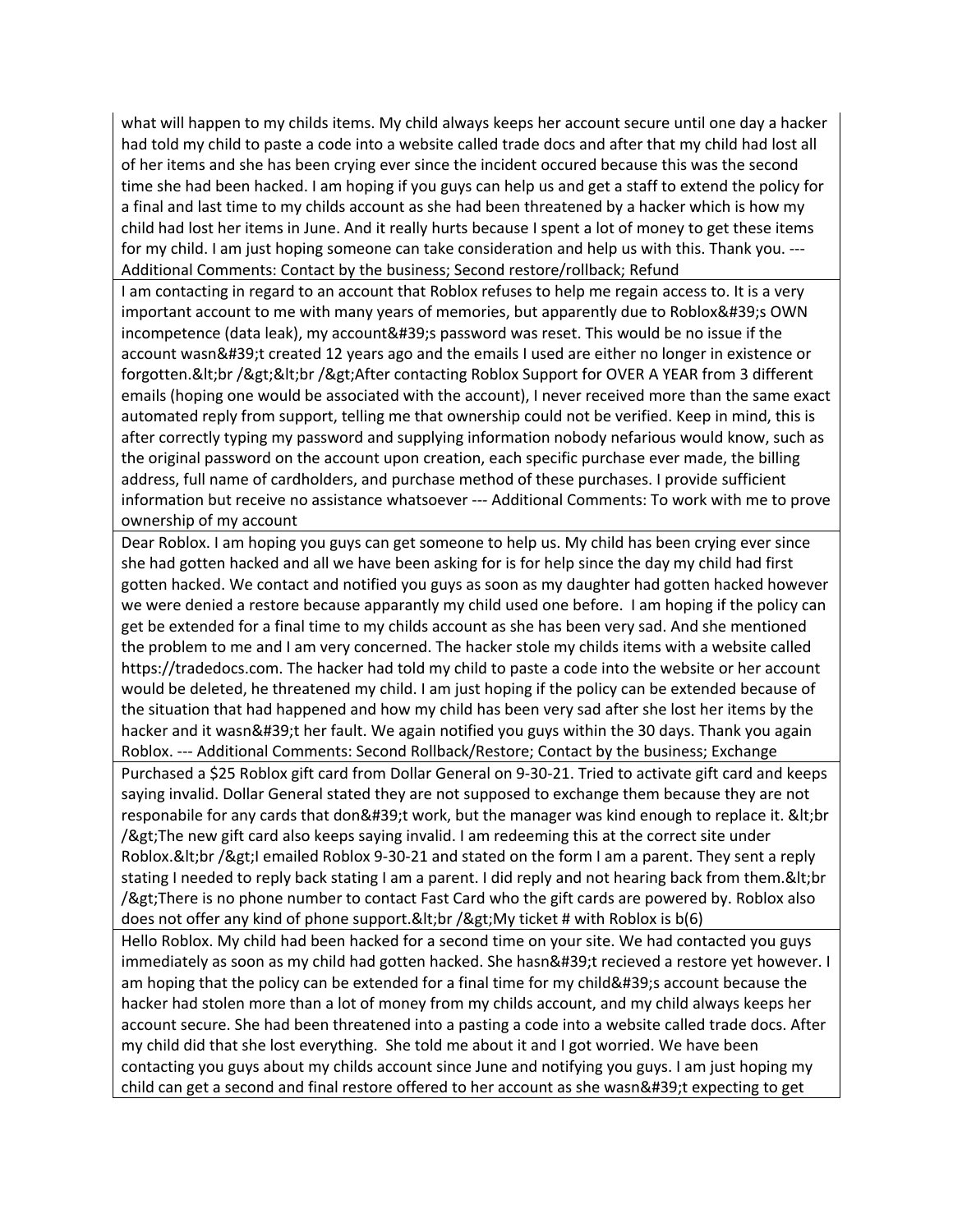| |
|---|
| what will happen to my childs items. My child always keeps her account secure until one day a hacker had told my child to paste a code into a website called trade docs and after that my child had lost all of her items and she has been crying ever since the incident occured because this was the second time she had been hacked. I am hoping if you guys can help us and get a staff to extend the policy for a final and last time to my childs account as she had been threatened by a hacker which is how my child had lost her items in June. And it really hurts because I spent a lot of money to get these items for my child. I am just hoping someone can take consideration and help us with this. Thank you. --- Additional Comments: Contact by the business; Second restore/rollback; Refund |
| I am contacting in regard to an account that Roblox refuses to help me regain access to. It is a very important account to me with many years of memories, but apparently due to Roblox&#39;s OWN incompetence (data leak), my account&#39;s password was reset. This would be no issue if the account wasn&#39;t created 12 years ago and the emails I used are either no longer in existence or forgotten.&lt;br /&gt;&lt;br /&gt;After contacting Roblox Support for OVER A YEAR from 3 different emails (hoping one would be associated with the account), I never received more than the same exact automated reply from support, telling me that ownership could not be verified. Keep in mind, this is after correctly typing my password and supplying information nobody nefarious would know, such as the original password on the account upon creation, each specific purchase ever made, the billing address, full name of cardholders, and purchase method of these purchases. I provide sufficient information but receive no assistance whatsoever --- Additional Comments: To work with me to prove ownership of my account |
| Dear Roblox. I am hoping you guys can get someone to help us. My child has been crying ever since she had gotten hacked and all we have been asking for is for help since the day my child had first gotten hacked. We contact and notified you guys as soon as my daughter had gotten hacked however we were denied a restore because apparantly my child used one before. I am hoping if the policy can get be extended for a final time to my childs account as she has been very sad. And she mentioned the problem to me and I am very concerned. The hacker stole my childs items with a website called https://tradedocs.com. The hacker had told my child to paste a code into the website or her account would be deleted, he threatened my child. I am just hoping if the policy can be extended because of the situation that had happened and how my child has been very sad after she lost her items by the hacker and it wasn&#39;t her fault. We again notified you guys within the 30 days. Thank you again Roblox. --- Additional Comments: Second Rollback/Restore; Contact by the business; Exchange |
| Purchased a $25 Roblox gift card from Dollar General on 9-30-21. Tried to activate gift card and keeps saying invalid. Dollar General stated they are not supposed to exchange them because they are not responabile for any cards that don&#39;t work, but the manager was kind enough to replace it. &lt;br /&gt;The new gift card also keeps saying invalid. I am redeeming this at the correct site under Roblox.&lt;br /&gt;I emailed Roblox 9-30-21 and stated on the form I am a parent. They sent a reply stating I needed to reply back stating I am a parent. I did reply and not hearing back from them.&lt;br /&gt;There is no phone number to contact Fast Card who the gift cards are powered by. Roblox also does not offer any kind of phone support.&lt;br /&gt;My ticket # with Roblox is b(6) |
| Hello Roblox. My child had been hacked for a second time on your site. We had contacted you guys immediately as soon as my child had gotten hacked. She hasn&#39;t recieved a restore yet however. I am hoping that the policy can be extended for a final time for my child&#39;s account because the hacker had stolen more than a lot of money from my childs account, and my child always keeps her account secure. She had been threatened into a pasting a code into a website called trade docs. After my child did that she lost everything. She told me about it and I got worried. We have been contacting you guys about my childs account since June and notifying you guys. I am just hoping my child can get a second and final restore offered to her account as she wasn&#39;t expecting to get |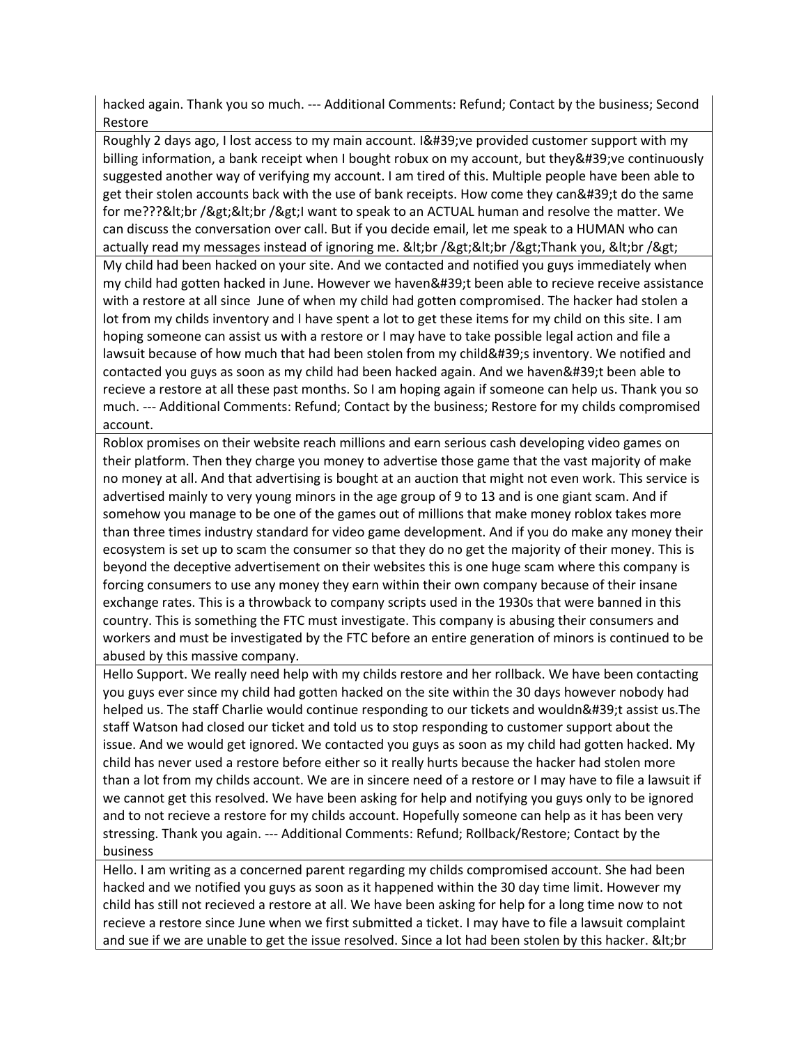| |
|---|
| hacked again. Thank you so much. --- Additional Comments: Refund; Contact by the business; Second Restore |
| Roughly 2 days ago, I lost access to my main account. I&#39;ve provided customer support with my billing information, a bank receipt when I bought robux on my account, but they&#39;ve continuously suggested another way of verifying my account. I am tired of this. Multiple people have been able to get their stolen accounts back with the use of bank receipts. How come they can&#39;t do the same for me???&lt;br /&gt;&lt;br /&gt;I want to speak to an ACTUAL human and resolve the matter. We can discuss the conversation over call. But if you decide email, let me speak to a HUMAN who can actually read my messages instead of ignoring me. &lt;br /&gt;&lt;br /&gt;Thank you, &lt;br /&gt; |
| My child had been hacked on your site. And we contacted and notified you guys immediately when my child had gotten hacked in June. However we haven&#39;t been able to recieve receive assistance with a restore at all since  June of when my child had gotten compromised. The hacker had stolen a lot from my childs inventory and I have spent a lot to get these items for my child on this site. I am hoping someone can assist us with a restore or I may have to take possible legal action and file a lawsuit because of how much that had been stolen from my child&#39;s inventory. We notified and contacted you guys as soon as my child had been hacked again. And we haven&#39;t been able to recieve a restore at all these past months. So I am hoping again if someone can help us. Thank you so much. --- Additional Comments: Refund; Contact by the business; Restore for my childs compromised account. |
| Roblox promises on their website reach millions and earn serious cash developing video games on their platform. Then they charge you money to advertise those game that the vast majority of make no money at all. And that advertising is bought at an auction that might not even work. This service is advertised mainly to very young minors in the age group of 9 to 13 and is one giant scam. And if somehow you manage to be one of the games out of millions that make money roblox takes more than three times industry standard for video game development. And if you do make any money their ecosystem is set up to scam the consumer so that they do no get the majority of their money. This is beyond the deceptive advertisement on their websites this is one huge scam where this company is forcing consumers to use any money they earn within their own company because of their insane exchange rates. This is a throwback to company scripts used in the 1930s that were banned in this country. This is something the FTC must investigate. This company is abusing their consumers and workers and must be investigated by the FTC before an entire generation of minors is continued to be abused by this massive company. |
| Hello Support. We really need help with my childs restore and her rollback. We have been contacting you guys ever since my child had gotten hacked on the site within the 30 days however nobody had helped us. The staff Charlie would continue responding to our tickets and wouldn&#39;t assist us.The staff Watson had closed our ticket and told us to stop responding to customer support about the issue. And we would get ignored. We contacted you guys as soon as my child had gotten hacked. My child has never used a restore before either so it really hurts because the hacker had stolen more than a lot from my childs account. We are in sincere need of a restore or I may have to file a lawsuit if we cannot get this resolved. We have been asking for help and notifying you guys only to be ignored and to not recieve a restore for my childs account. Hopefully someone can help as it has been very stressing. Thank you again. --- Additional Comments: Refund; Rollback/Restore; Contact by the business |
| Hello. I am writing as a concerned parent regarding my childs compromised account. She had been hacked and we notified you guys as soon as it happened within the 30 day time limit. However my child has still not recieved a restore at all. We have been asking for help for a long time now to not recieve a restore since June when we first submitted a ticket. I may have to file a lawsuit complaint and sue if we are unable to get the issue resolved. Since a lot had been stolen by this hacker. &lt;br |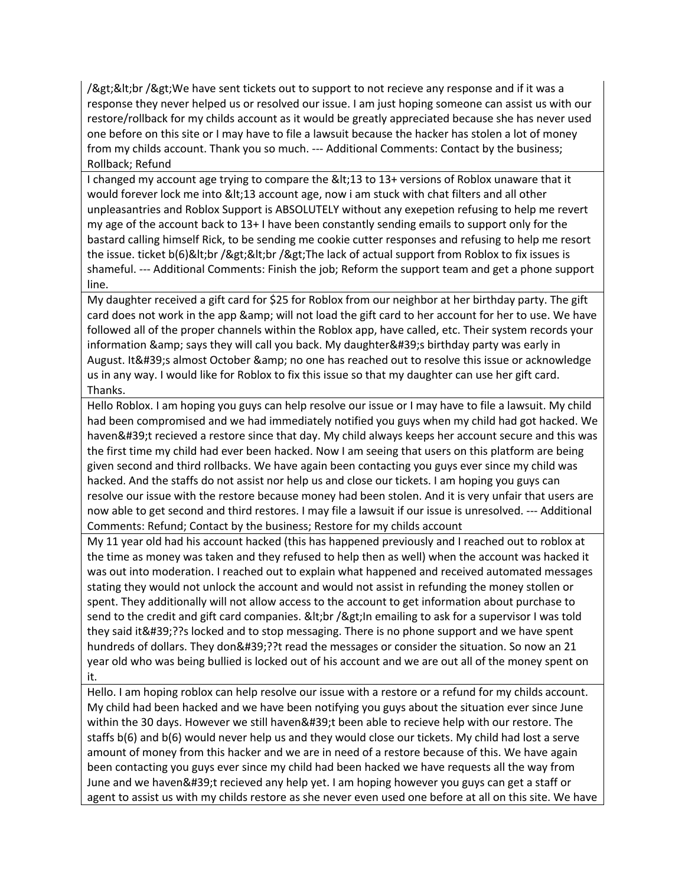| |
|---|
| /&gt;&lt;br /&gt;We have sent tickets out to support to not recieve any response and if it was a response they never helped us or resolved our issue. I am just hoping someone can assist us with our restore/rollback for my childs account as it would be greatly appreciated because she has never used one before on this site or I may have to file a lawsuit because the hacker has stolen a lot of money from my childs account. Thank you so much. --- Additional Comments: Contact by the business; Rollback; Refund |
| I changed my account age trying to compare the &lt;13 to 13+ versions of Roblox unaware that it would forever lock me into &lt;13 account age, now i am stuck with chat filters and all other unpleasantries and Roblox Support is ABSOLUTELY without any exepetion refusing to help me revert my age of the account back to 13+ I have been constantly sending emails to support only for the bastard calling himself Rick, to be sending me cookie cutter responses and refusing to help me resort the issue. ticket b(6)&lt;br /&gt;&lt;br /&gt;The lack of actual support from Roblox to fix issues is shameful. --- Additional Comments: Finish the job; Reform the support team and get a phone support line. |
| My daughter received a gift card for $25 for Roblox from our neighbor at her birthday party. The gift card does not work in the app &amp; will not load the gift card to her account for her to use. We have followed all of the proper channels within the Roblox app, have called, etc. Their system records your information &amp; says they will call you back. My daughter&#39;s birthday party was early in August. It&#39;s almost October &amp; no one has reached out to resolve this issue or acknowledge us in any way. I would like for Roblox to fix this issue so that my daughter can use her gift card. Thanks. |
| Hello Roblox. I am hoping you guys can help resolve our issue or I may have to file a lawsuit. My child had been compromised and we had immediately notified you guys when my child had got hacked. We haven&#39;t recieved a restore since that day. My child always keeps her account secure and this was the first time my child had ever been hacked. Now I am seeing that users on this platform are being given second and third rollbacks. We have again been contacting you guys ever since my child was hacked. And the staffs do not assist nor help us and close our tickets. I am hoping you guys can resolve our issue with the restore because money had been stolen. And it is very unfair that users are now able to get second and third restores. I may file a lawsuit if our issue is unresolved. --- Additional Comments: Refund; Contact by the business; Restore for my childs account |
| My 11 year old had his account hacked (this has happened previously and I reached out to roblox at the time as money was taken and they refused to help then as well) when the account was hacked it was out into moderation. I reached out to explain what happened and received automated messages stating they would not unlock the account and would not assist in refunding the money stollen or spent. They additionally will not allow access to the account to get information about purchase to send to the credit and gift card companies. &lt;br /&gt;In emailing to ask for a supervisor I was told they said it&#39;??s locked and to stop messaging. There is no phone support and we have spent hundreds of dollars. They don&#39;??t read the messages or consider the situation. So now an 21 year old who was being bullied is locked out of his account and we are out all of the money spent on it. |
| Hello. I am hoping roblox can help resolve our issue with a restore or a refund for my childs account. My child had been hacked and we have been notifying you guys about the situation ever since June within the 30 days. However we still haven&#39;t been able to recieve help with our restore. The staffs b(6) and b(6) would never help us and they would close our tickets. My child had lost a serve amount of money from this hacker and we are in need of a restore because of this. We have again been contacting you guys ever since my child had been hacked we have requests all the way from June and we haven&#39;t recieved any help yet. I am hoping however you guys can get a staff or agent to assist us with my childs restore as she never even used one before at all on this site. We have |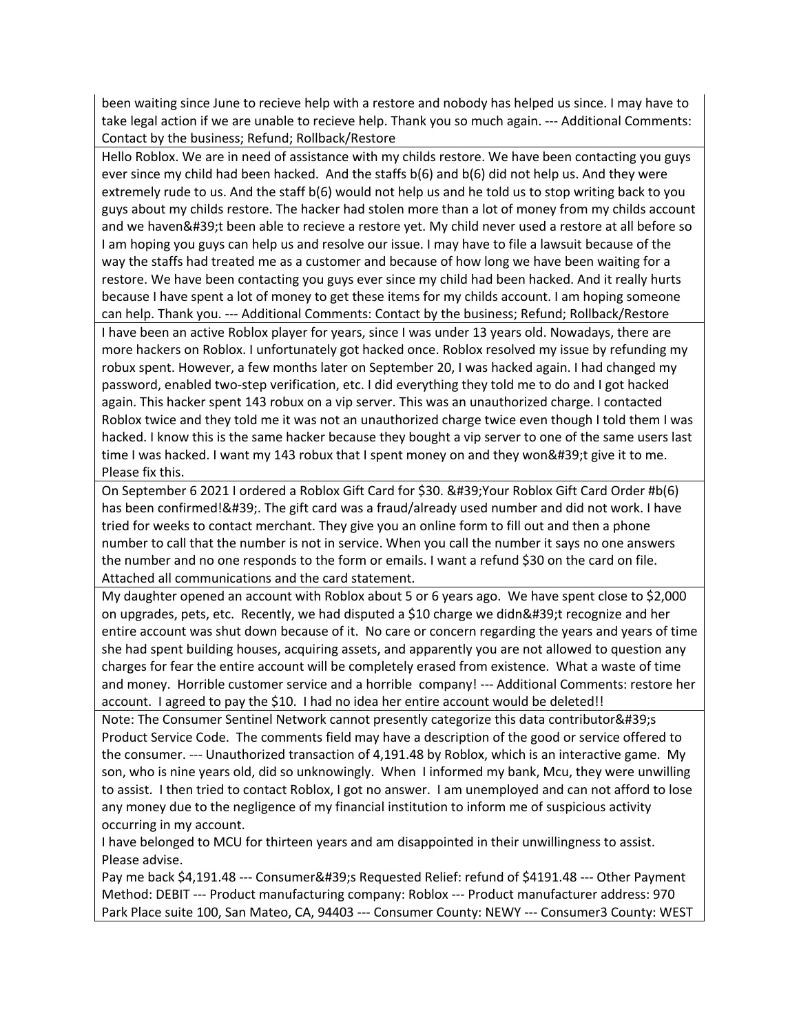| |
|---|
| been waiting since June to recieve help with a restore and nobody has helped us since. I may have to take legal action if we are unable to recieve help. Thank you so much again. --- Additional Comments: Contact by the business; Refund; Rollback/Restore |
| Hello Roblox. We are in need of assistance with my childs restore. We have been contacting you guys ever since my child had been hacked. And the staffs b(6) and b(6) did not help us. And they were extremely rude to us. And the staff b(6) would not help us and he told us to stop writing back to you guys about my childs restore. The hacker had stolen more than a lot of money from my childs account and we haven&#39;t been able to recieve a restore yet. My child never used a restore at all before so I am hoping you guys can help us and resolve our issue. I may have to file a lawsuit because of the way the staffs had treated me as a customer and because of how long we have been waiting for a restore. We have been contacting you guys ever since my child had been hacked. And it really hurts because I have spent a lot of money to get these items for my childs account. I am hoping someone can help. Thank you. --- Additional Comments: Contact by the business; Refund; Rollback/Restore |
| I have been an active Roblox player for years, since I was under 13 years old. Nowadays, there are more hackers on Roblox. I unfortunately got hacked once. Roblox resolved my issue by refunding my robux spent. However, a few months later on September 20, I was hacked again. I had changed my password, enabled two-step verification, etc. I did everything they told me to do and I got hacked again. This hacker spent 143 robux on a vip server. This was an unauthorized charge. I contacted Roblox twice and they told me it was not an unauthorized charge twice even though I told them I was hacked. I know this is the same hacker because they bought a vip server to one of the same users last time I was hacked. I want my 143 robux that I spent money on and they won&#39;t give it to me. Please fix this. |
| On September 6 2021 I ordered a Roblox Gift Card for $30. &#39;Your Roblox Gift Card Order #b(6) has been confirmed!&#39;. The gift card was a fraud/already used number and did not work. I have tried for weeks to contact merchant. They give you an online form to fill out and then a phone number to call that the number is not in service. When you call the number it says no one answers the number and no one responds to the form or emails. I want a refund $30 on the card on file. Attached all communications and the card statement. |
| My daughter opened an account with Roblox about 5 or 6 years ago. We have spent close to $2,000 on upgrades, pets, etc. Recently, we had disputed a $10 charge we didn&#39;t recognize and her entire account was shut down because of it. No care or concern regarding the years and years of time she had spent building houses, acquiring assets, and apparently you are not allowed to question any charges for fear the entire account will be completely erased from existence. What a waste of time and money. Horrible customer service and a horrible company! --- Additional Comments: restore her account. I agreed to pay the $10. I had no idea her entire account would be deleted!! |
| Note: The Consumer Sentinel Network cannot presently categorize this data contributor&#39;s Product Service Code. The comments field may have a description of the good or service offered to the consumer. --- Unauthorized transaction of 4,191.48 by Roblox, which is an interactive game. My son, who is nine years old, did so unknowingly. When I informed my bank, Mcu, they were unwilling to assist. I then tried to contact Roblox, I got no answer. I am unemployed and can not afford to lose any money due to the negligence of my financial institution to inform me of suspicious activity occurring in my account.<br>I have belonged to MCU for thirteen years and am disappointed in their unwillingness to assist. Please advise.<br>Pay me back $4,191.48 --- Consumer&#39;s Requested Relief: refund of $4191.48 --- Other Payment Method: DEBIT --- Product manufacturing company: Roblox --- Product manufacturer address: 970 Park Place suite 100, San Mateo, CA, 94403 --- Consumer County: NEWY --- Consumer3 County: WEST |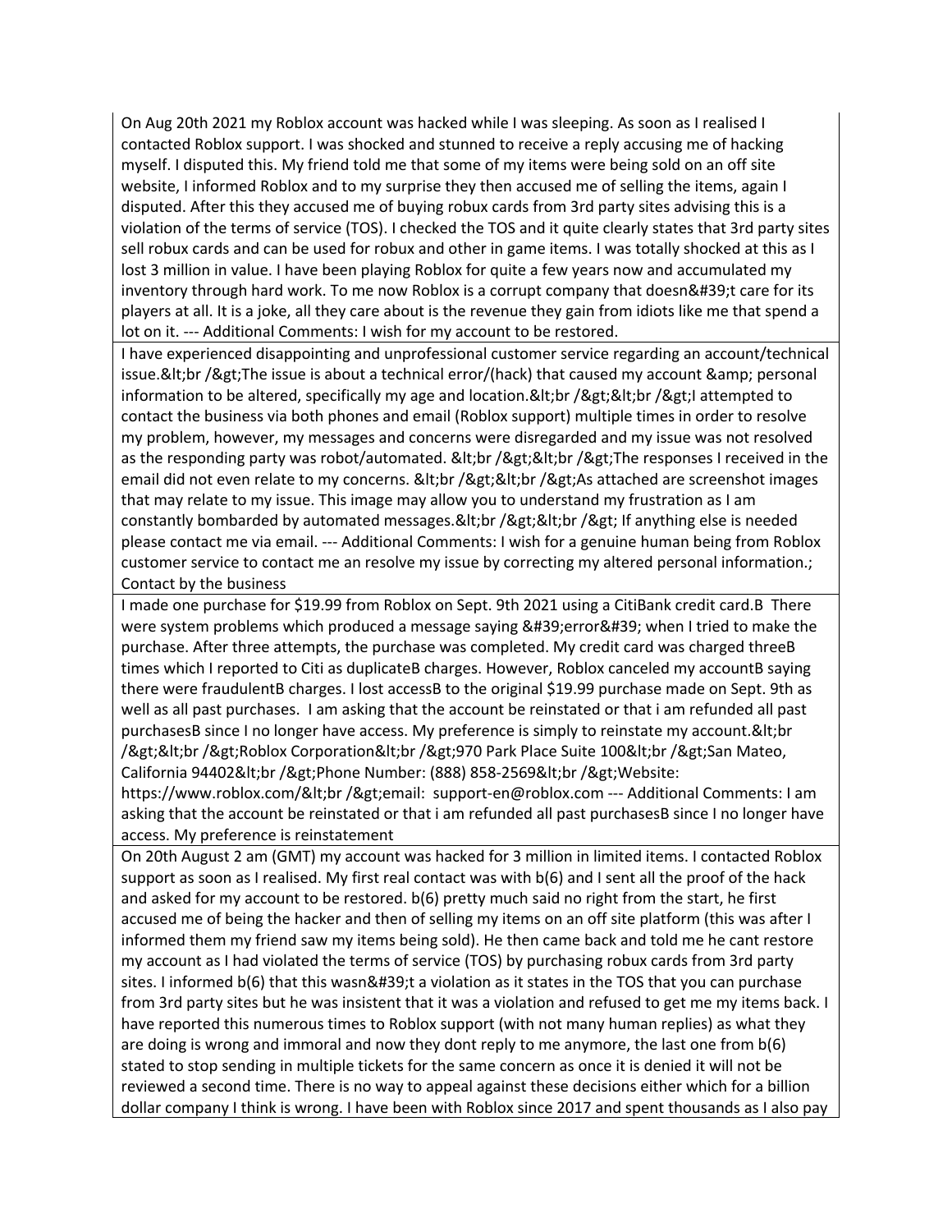| |
|---|
| On Aug 20th 2021 my Roblox account was hacked while I was sleeping. As soon as I realised I contacted Roblox support. I was shocked and stunned to receive a reply accusing me of hacking myself. I disputed this. My friend told me that some of my items were being sold on an off site website, I informed Roblox and to my surprise they then accused me of selling the items, again I disputed. After this they accused me of buying robux cards from 3rd party sites advising this is a violation of the terms of service (TOS). I checked the TOS and it quite clearly states that 3rd party sites sell robux cards and can be used for robux and other in game items. I was totally shocked at this as I lost 3 million in value. I have been playing Roblox for quite a few years now and accumulated my inventory through hard work. To me now Roblox is a corrupt company that doesn&#39;t care for its players at all. It is a joke, all they care about is the revenue they gain from idiots like me that spend a lot on it. --- Additional Comments: I wish for my account to be restored. |
| I have experienced disappointing and unprofessional customer service regarding an account/technical issue.&lt;br /&gt;The issue is about a technical error/(hack) that caused my account &amp; personal information to be altered, specifically my age and location.&lt;br /&gt;&lt;br /&gt;I attempted to contact the business via both phones and email (Roblox support) multiple times in order to resolve my problem, however, my messages and concerns were disregarded and my issue was not resolved as the responding party was robot/automated. &lt;br /&gt;&lt;br /&gt;The responses I received in the email did not even relate to my concerns. &lt;br /&gt;&lt;br /&gt;As attached are screenshot images that may relate to my issue. This image may allow you to understand my frustration as I am constantly bombarded by automated messages.&lt;br /&gt;&lt;br /&gt; If anything else is needed please contact me via email. --- Additional Comments: I wish for a genuine human being from Roblox customer service to contact me an resolve my issue by correcting my altered personal information.; Contact by the business |
| I made one purchase for $19.99 from Roblox on Sept. 9th 2021 using a CitiBank credit card.B There were system problems which produced a message saying &#39;error&#39; when I tried to make the purchase. After three attempts, the purchase was completed. My credit card was charged threeB times which I reported to Citi as duplicateB charges. However, Roblox canceled my accountB saying there were fraudulentB charges. I lost accessB to the original $19.99 purchase made on Sept. 9th as well as all past purchases. I am asking that the account be reinstated or that i am refunded all past purchasesB since I no longer have access. My preference is simply to reinstate my account.&lt;br /&gt;&lt;br /&gt;Roblox Corporation&lt;br /&gt;970 Park Place Suite 100&lt;br /&gt;San Mateo, California 94402&lt;br /&gt;Phone Number: (888) 858-2569&lt;br /&gt;Website: https://www.roblox.com/&lt;br /&gt;email: support-en@roblox.com --- Additional Comments: I am asking that the account be reinstated or that i am refunded all past purchasesB since I no longer have access. My preference is reinstatement |
| On 20th August 2 am (GMT) my account was hacked for 3 million in limited items. I contacted Roblox support as soon as I realised. My first real contact was with b(6) and I sent all the proof of the hack and asked for my account to be restored. b(6) pretty much said no right from the start, he first accused me of being the hacker and then of selling my items on an off site platform (this was after I informed them my friend saw my items being sold). He then came back and told me he cant restore my account as I had violated the terms of service (TOS) by purchasing robux cards from 3rd party sites. I informed b(6) that this wasn&#39;t a violation as it states in the TOS that you can purchase from 3rd party sites but he was insistent that it was a violation and refused to get me my items back. I have reported this numerous times to Roblox support (with not many human replies) as what they are doing is wrong and immoral and now they dont reply to me anymore, the last one from b(6) stated to stop sending in multiple tickets for the same concern as once it is denied it will not be reviewed a second time. There is no way to appeal against these decisions either which for a billion dollar company I think is wrong. I have been with Roblox since 2017 and spent thousands as I also pay |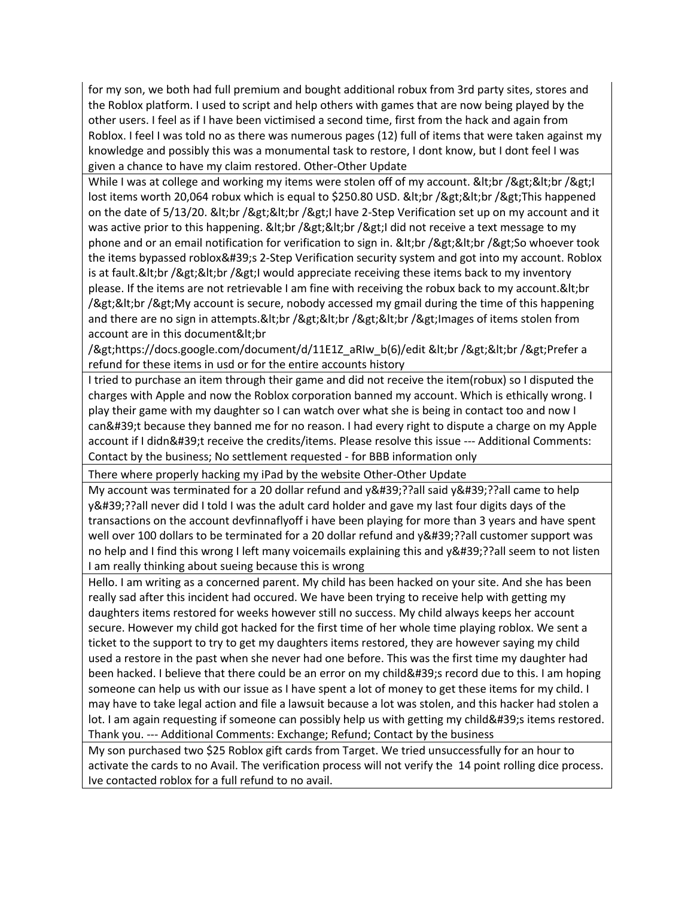| |
|---|
| for my son, we both had full premium and bought additional robux from 3rd party sites, stores and the Roblox platform. I used to script and help others with games that are now being played by the other users. I feel as if I have been victimised a second time, first from the hack and again from Roblox. I feel I was told no as there was numerous pages (12) full of items that were taken against my knowledge and possibly this was a monumental task to restore, I dont know, but I dont feel I was given a chance to have my claim restored. Other-Other Update |
| While I was at college and working my items were stolen off of my account. &lt;br /&gt;&lt;br /&gt;I lost items worth 20,064 robux which is equal to $250.80 USD. &lt;br /&gt;&lt;br /&gt;This happened on the date of 5/13/20. &lt;br /&gt;&lt;br /&gt;I have 2-Step Verification set up on my account and it was active prior to this happening. &lt;br /&gt;&lt;br /&gt;I did not receive a text message to my phone and or an email notification for verification to sign in. &lt;br /&gt;&lt;br /&gt;So whoever took the items bypassed roblox&#39;s 2-Step Verification security system and got into my account. Roblox is at fault.&lt;br /&gt;&lt;br /&gt;I would appreciate receiving these items back to my inventory please. If the items are not retrievable I am fine with receiving the robux back to my account.&lt;br /&gt;&lt;br /&gt;My account is secure, nobody accessed my gmail during the time of this happening and there are no sign in attempts.&lt;br /&gt;&lt;br /&gt;&lt;br /&gt;Images of items stolen from account are in this document&lt;br /&gt;https://docs.google.com/document/d/11E1Z_aRIw_b(6)/edit &lt;br /&gt;&lt;br /&gt;Prefer a refund for these items in usd or for the entire accounts history |
| I tried to purchase an item through their game and did not receive the item(robux) so I disputed the charges with Apple and now the Roblox corporation banned my account. Which is ethically wrong. I play their game with my daughter so I can watch over what she is being in contact too and now I can&#39;t because they banned me for no reason. I had every right to dispute a charge on my Apple account if I didn&#39;t receive the credits/items. Please resolve this issue --- Additional Comments: Contact by the business; No settlement requested - for BBB information only |
| There where properly hacking my iPad by the website Other-Other Update |
| My account was terminated for a 20 dollar refund and y&#39;??all said y&#39;??all came to help y&#39;??all never did I told I was the adult card holder and gave my last four digits days of the transactions on the account devfinnaflyoff i have been playing for more than 3 years and have spent well over 100 dollars to be terminated for a 20 dollar refund and y&#39;??all customer support was no help and I find this wrong I left many voicemails explaining this and y&#39;??all seem to not listen I am really thinking about sueing because this is wrong |
| Hello. I am writing as a concerned parent. My child has been hacked on your site. And she has been really sad after this incident had occured. We have been trying to receive help with getting my daughters items restored for weeks however still no success. My child always keeps her account secure. However my child got hacked for the first time of her whole time playing roblox. We sent a ticket to the support to try to get my daughters items restored, they are however saying my child used a restore in the past when she never had one before. This was the first time my daughter had been hacked. I believe that there could be an error on my child&#39;s record due to this. I am hoping someone can help us with our issue as I have spent a lot of money to get these items for my child. I may have to take legal action and file a lawsuit because a lot was stolen, and this hacker had stolen a lot. I am again requesting if someone can possibly help us with getting my child&#39;s items restored. Thank you. --- Additional Comments: Exchange; Refund; Contact by the business |
| My son purchased two $25 Roblox gift cards from Target. We tried unsuccessfully for an hour to activate the cards to no Avail. The verification process will not verify the 14 point rolling dice process. Ive contacted roblox for a full refund to no avail. |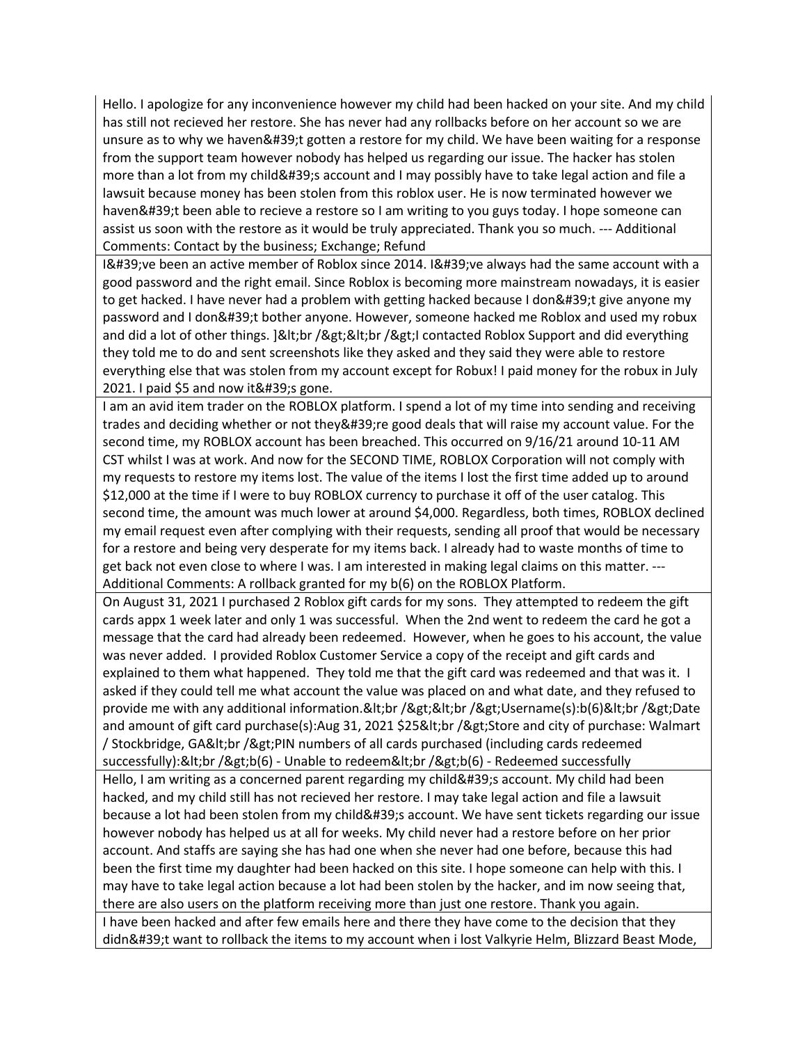| |
|---|
| Hello. I apologize for any inconvenience however my child had been hacked on your site. And my child has still not recieved her restore. She has never had any rollbacks before on her account so we are unsure as to why we haven&#39;t gotten a restore for my child. We have been waiting for a response from the support team however nobody has helped us regarding our issue. The hacker has stolen more than a lot from my child&#39;s account and I may possibly have to take legal action and file a lawsuit because money has been stolen from this roblox user. He is now terminated however we haven&#39;t been able to recieve a restore so I am writing to you guys today. I hope someone can assist us soon with the restore as it would be truly appreciated. Thank you so much. --- Additional Comments: Contact by the business; Exchange; Refund |
| I&#39;ve been an active member of Roblox since 2014. I&#39;ve always had the same account with a good password and the right email. Since Roblox is becoming more mainstream nowadays, it is easier to get hacked. I have never had a problem with getting hacked because I don&#39;t give anyone my password and I don&#39;t bother anyone. However, someone hacked me Roblox and used my robux and did a lot of other things. ]&lt;br /&gt;&lt;br /&gt;I contacted Roblox Support and did everything they told me to do and sent screenshots like they asked and they said they were able to restore everything else that was stolen from my account except for Robux! I paid money for the robux in July 2021. I paid $5 and now it&#39;s gone. |
| I am an avid item trader on the ROBLOX platform. I spend a lot of my time into sending and receiving trades and deciding whether or not they&#39;re good deals that will raise my account value. For the second time, my ROBLOX account has been breached. This occurred on 9/16/21 around 10-11 AM CST whilst I was at work. And now for the SECOND TIME, ROBLOX Corporation will not comply with my requests to restore my items lost. The value of the items I lost the first time added up to around $12,000 at the time if I were to buy ROBLOX currency to purchase it off of the user catalog. This second time, the amount was much lower at around $4,000. Regardless, both times, ROBLOX declined my email request even after complying with their requests, sending all proof that would be necessary for a restore and being very desperate for my items back. I already had to waste months of time to get back not even close to where I was. I am interested in making legal claims on this matter. --- Additional Comments: A rollback granted for my b(6) on the ROBLOX Platform. |
| On August 31, 2021 I purchased 2 Roblox gift cards for my sons. They attempted to redeem the gift cards appx 1 week later and only 1 was successful. When the 2nd went to redeem the card he got a message that the card had already been redeemed. However, when he goes to his account, the value was never added. I provided Roblox Customer Service a copy of the receipt and gift cards and explained to them what happened. They told me that the gift card was redeemed and that was it. I asked if they could tell me what account the value was placed on and what date, and they refused to provide me with any additional information.&lt;br /&gt;&lt;br /&gt;Username(s):b(6)&lt;br /&gt;Date and amount of gift card purchase(s):Aug 31, 2021 $25&lt;br /&gt;Store and city of purchase: Walmart / Stockbridge, GA&lt;br /&gt;PIN numbers of all cards purchased (including cards redeemed successfully):&lt;br /&gt;b(6) - Unable to redeem&lt;br /&gt;b(6) - Redeemed successfully |
| Hello, I am writing as a concerned parent regarding my child&#39;s account. My child had been hacked, and my child still has not recieved her restore. I may take legal action and file a lawsuit because a lot had been stolen from my child&#39;s account. We have sent tickets regarding our issue however nobody has helped us at all for weeks. My child never had a restore before on her prior account. And staffs are saying she has had one when she never had one before, because this had been the first time my daughter had been hacked on this site. I hope someone can help with this. I may have to take legal action because a lot had been stolen by the hacker, and im now seeing that, there are also users on the platform receiving more than just one restore. Thank you again. |
| I have been hacked and after few emails here and there they have come to the decision that they didn&#39;t want to rollback the items to my account when i lost Valkyrie Helm, Blizzard Beast Mode, |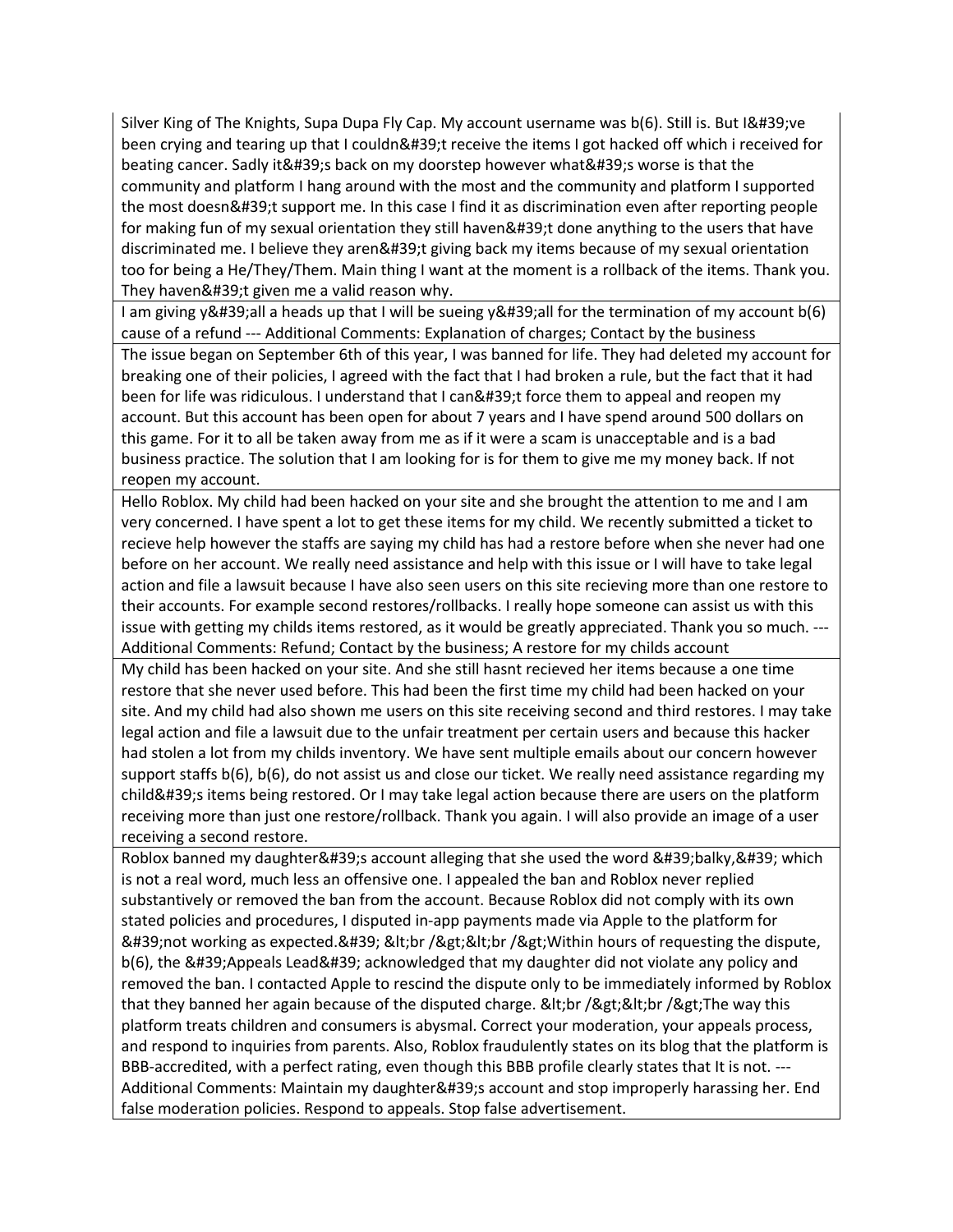| |
|---|
| Silver King of The Knights, Supa Dupa Fly Cap. My account username was b(6). Still is. But I&#39;ve been crying and tearing up that I couldn&#39;t receive the items I got hacked off which i received for beating cancer. Sadly it&#39;s back on my doorstep however what&#39;s worse is that the community and platform I hang around with the most and the community and platform I supported the most doesn&#39;t support me. In this case I find it as discrimination even after reporting people for making fun of my sexual orientation they still haven&#39;t done anything to the users that have discriminated me. I believe they aren&#39;t giving back my items because of my sexual orientation too for being a He/They/Them. Main thing I want at the moment is a rollback of the items. Thank you. They haven&#39;t given me a valid reason why. |
| I am giving y&#39;all a heads up that I will be sueing y&#39;all for the termination of my account b(6) cause of a refund --- Additional Comments: Explanation of charges; Contact by the business |
| The issue began on September 6th of this year, I was banned for life. They had deleted my account for breaking one of their policies, I agreed with the fact that I had broken a rule, but the fact that it had been for life was ridiculous. I understand that I can&#39;t force them to appeal and reopen my account. But this account has been open for about 7 years and I have spend around 500 dollars on this game. For it to all be taken away from me as if it were a scam is unacceptable and is a bad business practice. The solution that I am looking for is for them to give me my money back. If not reopen my account. |
| Hello Roblox. My child had been hacked on your site and she brought the attention to me and I am very concerned. I have spent a lot to get these items for my child. We recently submitted a ticket to recieve help however the staffs are saying my child has had a restore before when she never had one before on her account. We really need assistance and help with this issue or I will have to take legal action and file a lawsuit because I have also seen users on this site recieving more than one restore to their accounts. For example second restores/rollbacks. I really hope someone can assist us with this issue with getting my childs items restored, as it would be greatly appreciated. Thank you so much. --- Additional Comments: Refund; Contact by the business; A restore for my childs account |
| My child has been hacked on your site. And she still hasnt recieved her items because a one time restore that she never used before. This had been the first time my child had been hacked on your site. And my child had also shown me users on this site receiving second and third restores. I may take legal action and file a lawsuit due to the unfair treatment per certain users and because this hacker had stolen a lot from my childs inventory. We have sent multiple emails about our concern however support staffs b(6), b(6), do not assist us and close our ticket. We really need assistance regarding my child&#39;s items being restored. Or I may take legal action because there are users on the platform receiving more than just one restore/rollback. Thank you again. I will also provide an image of a user receiving a second restore. |
| Roblox banned my daughter&#39;s account alleging that she used the word &#39;balky,&#39; which is not a real word, much less an offensive one. I appealed the ban and Roblox never replied substantively or removed the ban from the account. Because Roblox did not comply with its own stated policies and procedures, I disputed in-app payments made via Apple to the platform for &#39;not working as expected.&#39; &lt;br /&gt;&lt;br /&gt;Within hours of requesting the dispute, b(6), the &#39;Appeals Lead&#39; acknowledged that my daughter did not violate any policy and removed the ban. I contacted Apple to rescind the dispute only to be immediately informed by Roblox that they banned her again because of the disputed charge. &lt;br /&gt;&lt;br /&gt;The way this platform treats children and consumers is abysmal. Correct your moderation, your appeals process, and respond to inquiries from parents. Also, Roblox fraudulently states on its blog that the platform is BBB-accredited, with a perfect rating, even though this BBB profile clearly states that It is not. --- Additional Comments: Maintain my daughter&#39;s account and stop improperly harassing her. End false moderation policies. Respond to appeals. Stop false advertisement. |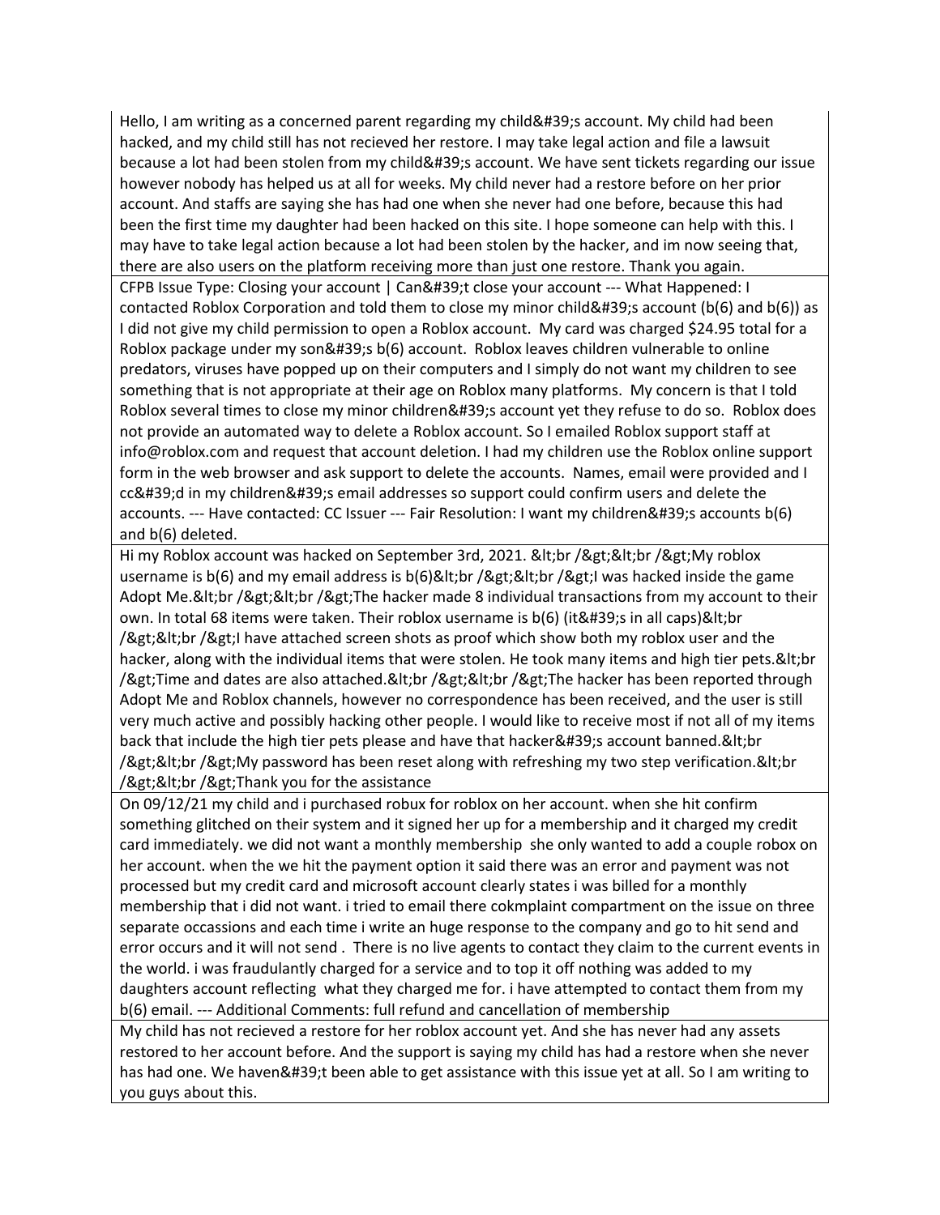| |
|---|
| Hello, I am writing as a concerned parent regarding my child&#39;s account. My child had been hacked, and my child still has not recieved her restore. I may take legal action and file a lawsuit because a lot had been stolen from my child&#39;s account. We have sent tickets regarding our issue however nobody has helped us at all for weeks. My child never had a restore before on her prior account. And staffs are saying she has had one when she never had one before, because this had been the first time my daughter had been hacked on this site. I hope someone can help with this. I may have to take legal action because a lot had been stolen by the hacker, and im now seeing that, there are also users on the platform receiving more than just one restore. Thank you again. |
| CFPB Issue Type: Closing your account \| Can&#39;t close your account --- What Happened: I contacted Roblox Corporation and told them to close my minor child&#39;s account (b(6) and b(6)) as I did not give my child permission to open a Roblox account. My card was charged $24.95 total for a Roblox package under my son&#39;s b(6) account. Roblox leaves children vulnerable to online predators, viruses have popped up on their computers and I simply do not want my children to see something that is not appropriate at their age on Roblox many platforms. My concern is that I told Roblox several times to close my minor children&#39;s account yet they refuse to do so. Roblox does not provide an automated way to delete a Roblox account. So I emailed Roblox support staff at info@roblox.com and request that account deletion. I had my children use the Roblox online support form in the web browser and ask support to delete the accounts. Names, email were provided and I cc&#39;d in my children&#39;s email addresses so support could confirm users and delete the accounts. --- Have contacted: CC Issuer --- Fair Resolution: I want my children&#39;s accounts b(6) and b(6) deleted. |
| Hi my Roblox account was hacked on September 3rd, 2021. &lt;br /&gt;&lt;br /&gt;My roblox username is b(6) and my email address is b(6)&lt;br /&gt;&lt;br /&gt;I was hacked inside the game Adopt Me.&lt;br /&gt;&lt;br /&gt;The hacker made 8 individual transactions from my account to their own. In total 68 items were taken. Their roblox username is b(6) (it&#39;s in all caps)&lt;br /&gt;&lt;br /&gt;I have attached screen shots as proof which show both my roblox user and the hacker, along with the individual items that were stolen. He took many items and high tier pets.&lt;br /&gt;Time and dates are also attached.&lt;br /&gt;&lt;br /&gt;The hacker has been reported through Adopt Me and Roblox channels, however no correspondence has been received, and the user is still very much active and possibly hacking other people. I would like to receive most if not all of my items back that include the high tier pets please and have that hacker&#39;s account banned.&lt;br /&gt;&lt;br /&gt;My password has been reset along with refreshing my two step verification.&lt;br /&gt;&lt;br /&gt;Thank you for the assistance |
| On 09/12/21 my child and i purchased robux for roblox on her account. when she hit confirm something glitched on their system and it signed her up for a membership and it charged my credit card immediately. we did not want a monthly membership she only wanted to add a couple robox on her account. when the we hit the payment option it said there was an error and payment was not processed but my credit card and microsoft account clearly states i was billed for a monthly membership that i did not want. i tried to email there cokmplaint compartment on the issue on three separate occassions and each time i write an huge response to the company and go to hit send and error occurs and it will not send . There is no live agents to contact they claim to the current events in the world. i was fraudulantly charged for a service and to top it off nothing was added to my daughters account reflecting what they charged me for. i have attempted to contact them from my b(6) email. --- Additional Comments: full refund and cancellation of membership |
| My child has not recieved a restore for her roblox account yet. And she has never had any assets restored to her account before. And the support is saying my child has had a restore when she never has had one. We haven&#39;t been able to get assistance with this issue yet at all. So I am writing to you guys about this. |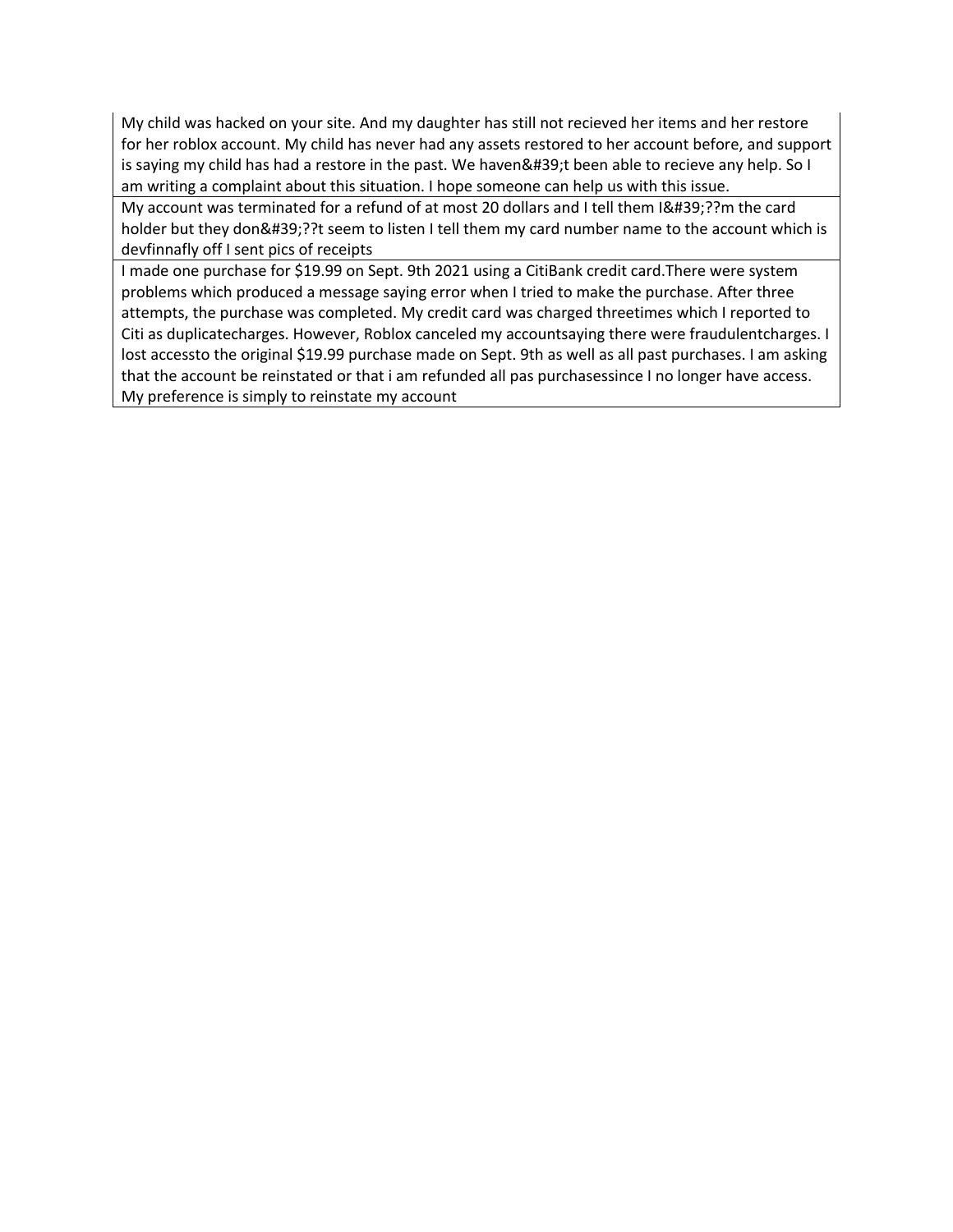| |
|---|
| My child was hacked on your site. And my daughter has still not recieved her items and her restore for her roblox account. My child has never had any assets restored to her account before, and support is saying my child has had a restore in the past. We haven&#39;t been able to recieve any help. So I am writing a complaint about this situation. I hope someone can help us with this issue. |
| My account was terminated for a refund of at most 20 dollars and I tell them I&#39;??m the card holder but they don&#39;??t seem to listen I tell them my card number name to the account which is devfinnafly off I sent pics of receipts |
| I made one purchase for $19.99 on Sept. 9th 2021 using a CitiBank credit card.There were system problems which produced a message saying error when I tried to make the purchase. After three attempts, the purchase was completed. My credit card was charged threetimes which I reported to Citi as duplicatecharges. However, Roblox canceled my accountsaying there were fraudulentcharges. I lost accessto the original $19.99 purchase made on Sept. 9th as well as all past purchases. I am asking that the account be reinstated or that i am refunded all pas purchasessince I no longer have access. My preference is simply to reinstate my account |